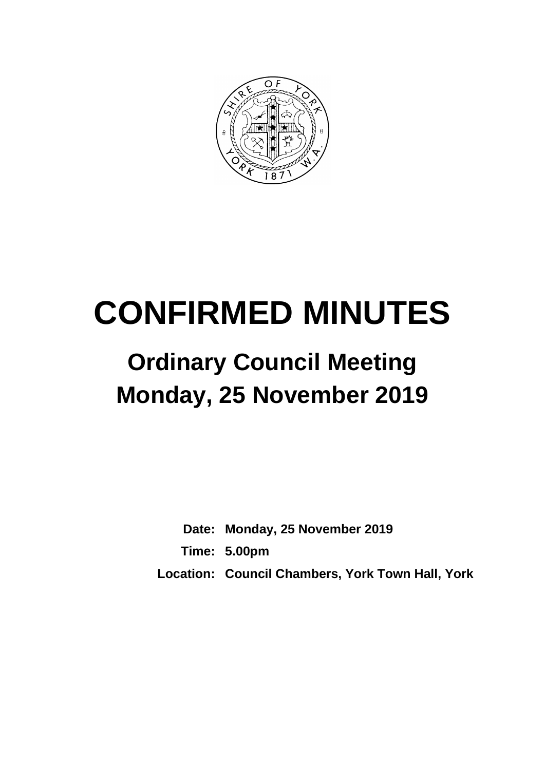# CONFIRMED MINUTES

## Ordinary Council Meeting

## Monday, 25 November 2019

**Date:** Monday, 25 November 2019

**Time:** 5.00pm

**Location:** Council Chambers, York Town Hall, York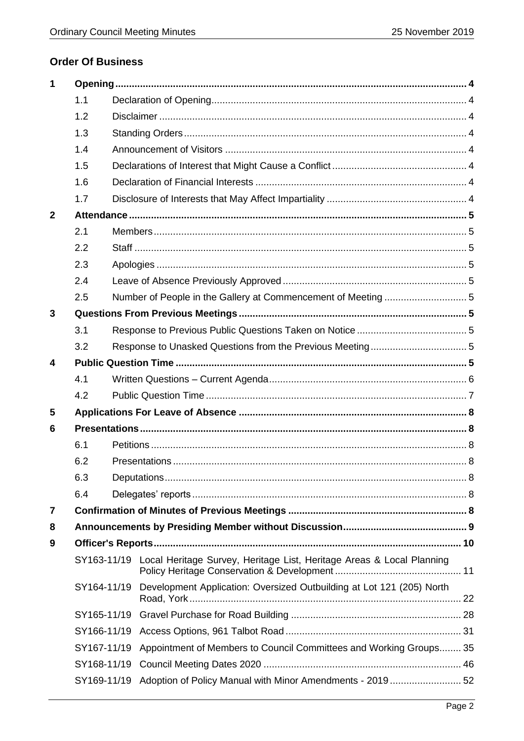## Order Of Business

| | | | |
|---|---|---|---|
| **1** | **Opening** | | **4** |
| | 1.1 | Declaration of Opening | 4 |
| | 1.2 | Disclaimer | 4 |
| | 1.3 | Standing Orders | 4 |
| | 1.4 | Announcement of Visitors | 4 |
| | 1.5 | Declarations of Interest that Might Cause a Conflict | 4 |
| | 1.6 | Declaration of Financial Interests | 4 |
| | 1.7 | Disclosure of Interests that May Affect Impartiality | 4 |
| **2** | **Attendance** | | **5** |
| | 2.1 | Members | 5 |
| | 2.2 | Staff | 5 |
| | 2.3 | Apologies | 5 |
| | 2.4 | Leave of Absence Previously Approved | 5 |
| | 2.5 | Number of People in the Gallery at Commencement of Meeting | 5 |
| **3** | **Questions From Previous Meetings** | | **5** |
| | 3.1 | Response to Previous Public Questions Taken on Notice | 5 |
| | 3.2 | Response to Unasked Questions from the Previous Meeting | 5 |
| **4** | **Public Question Time** | | **5** |
| | 4.1 | Written Questions – Current Agenda | 6 |
| | 4.2 | Public Question Time | 7 |
| **5** | **Applications For Leave of Absence** | | **8** |
| **6** | **Presentations** | | **8** |
| | 6.1 | Petitions | 8 |
| | 6.2 | Presentations | 8 |
| | 6.3 | Deputations | 8 |
| | 6.4 | Delegates' reports | 8 |
| **7** | **Confirmation of Minutes of Previous Meetings** | | **8** |
| **8** | **Announcements by Presiding Member without Discussion** | | **9** |
| **9** | **Officer's Reports** | | **10** |
| | SY163-11/19 | Local Heritage Survey, Heritage List, Heritage Areas & Local Planning Policy Heritage Conservation & Development | 11 |
| | SY164-11/19 | Development Application: Oversized Outbuilding at Lot 121 (205) North Road, York | 22 |
| | SY165-11/19 | Gravel Purchase for Road Building | 28 |
| | SY166-11/19 | Access Options, 961 Talbot Road | 31 |
| | SY167-11/19 | Appointment of Members to Council Committees and Working Groups | 35 |
| | SY168-11/19 | Council Meeting Dates 2020 | 46 |
| | SY169-11/19 | Adoption of Policy Manual with Minor Amendments - 2019 | 52 |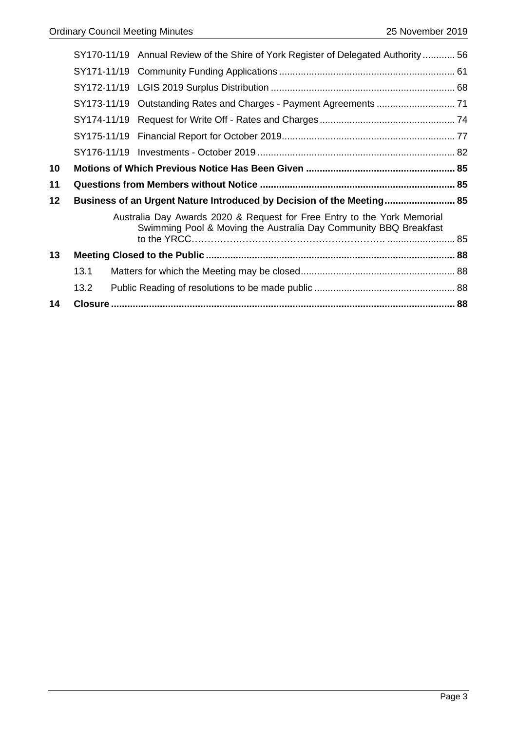| | | | |
|---|---|---|---|
| | SY170-11/19 | Annual Review of the Shire of York Register of Delegated Authority | 56 |
| | SY171-11/19 | Community Funding Applications | 61 |
| | SY172-11/19 | LGIS 2019 Surplus Distribution | 68 |
| | SY173-11/19 | Outstanding Rates and Charges - Payment Agreements | 71 |
| | SY174-11/19 | Request for Write Off - Rates and Charges | 74 |
| | SY175-11/19 | Financial Report for October 2019 | 77 |
| | SY176-11/19 | Investments - October 2019 | 82 |
| **10** | **Motions of Which Previous Notice Has Been Given** | | **85** |
| **11** | **Questions from Members without Notice** | | **85** |
| **12** | **Business of an Urgent Nature Introduced by Decision of the Meeting** | | **85** |
| | | Australia Day Awards 2020 & Request for Free Entry to the York Memorial Swimming Pool & Moving the Australia Day Community BBQ Breakfast to the YRCC | 85 |
| **13** | **Meeting Closed to the Public** | | **88** |
| | 13.1 | Matters for which the Meeting may be closed | 88 |
| | 13.2 | Public Reading of resolutions to be made public | 88 |
| **14** | **Closure** | | **88** |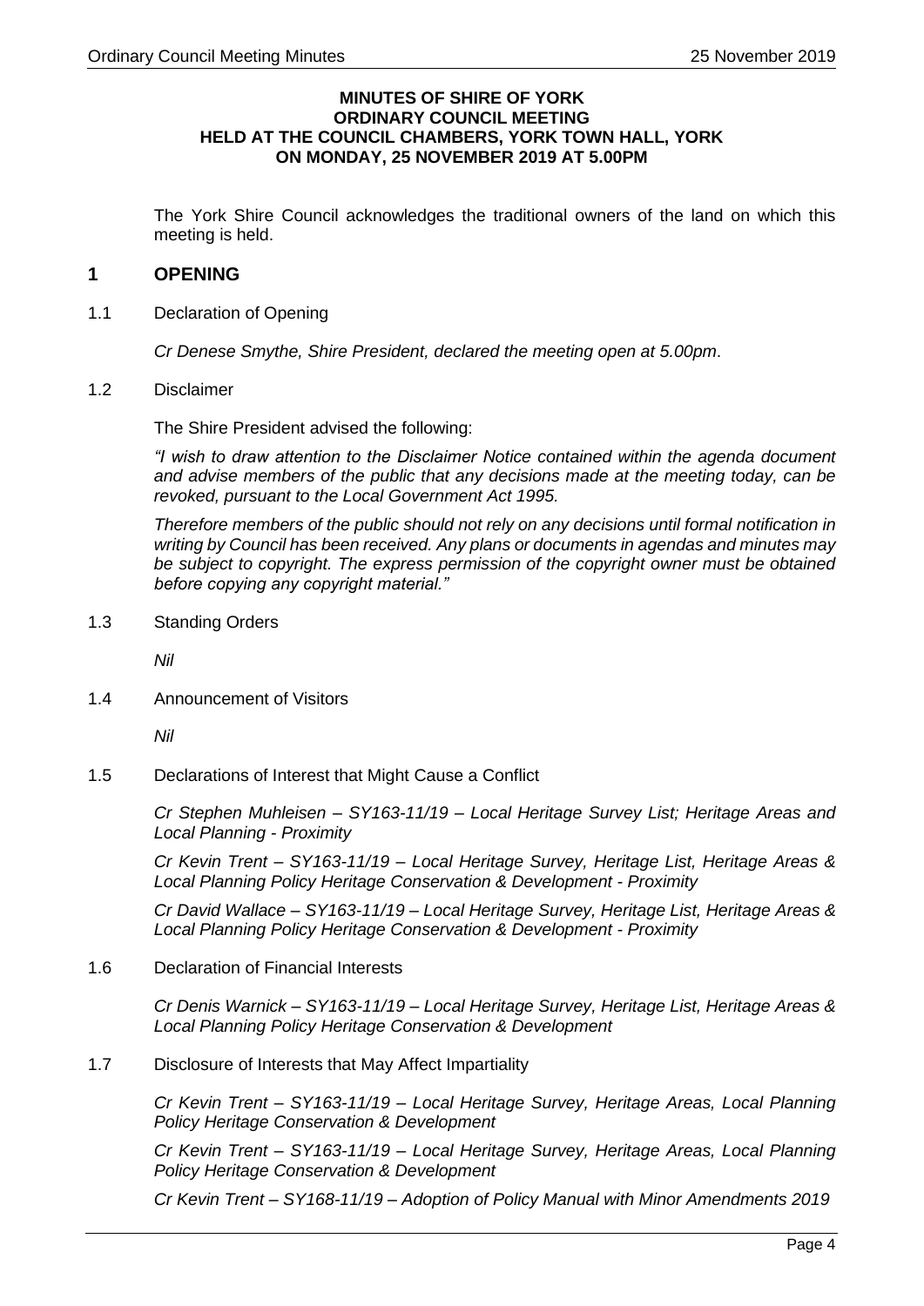**MINUTES OF SHIRE OF YORK**
**ORDINARY COUNCIL MEETING**
**HELD AT THE COUNCIL CHAMBERS, YORK TOWN HALL, YORK**
**ON MONDAY, 25 NOVEMBER 2019 AT 5.00PM**

The York Shire Council acknowledges the traditional owners of the land on which this meeting is held.

# 1 OPENING

1.1 Declaration of Opening

*Cr Denese Smythe, Shire President, declared the meeting open at 5.00pm.*

1.2 Disclaimer

The Shire President advised the following:

*"I wish to draw attention to the Disclaimer Notice contained within the agenda document and advise members of the public that any decisions made at the meeting today, can be revoked, pursuant to the Local Government Act 1995.*

*Therefore members of the public should not rely on any decisions until formal notification in writing by Council has been received. Any plans or documents in agendas and minutes may be subject to copyright. The express permission of the copyright owner must be obtained before copying any copyright material."*

1.3 Standing Orders

*Nil*

1.4 Announcement of Visitors

*Nil*

1.5 Declarations of Interest that Might Cause a Conflict

*Cr Stephen Muhleisen – SY163-11/19 – Local Heritage Survey List; Heritage Areas and Local Planning - Proximity*

*Cr Kevin Trent – SY163-11/19 – Local Heritage Survey, Heritage List, Heritage Areas & Local Planning Policy Heritage Conservation & Development - Proximity*

*Cr David Wallace – SY163-11/19 – Local Heritage Survey, Heritage List, Heritage Areas & Local Planning Policy Heritage Conservation & Development - Proximity*

1.6 Declaration of Financial Interests

*Cr Denis Warnick – SY163-11/19 – Local Heritage Survey, Heritage List, Heritage Areas & Local Planning Policy Heritage Conservation & Development*

1.7 Disclosure of Interests that May Affect Impartiality

*Cr Kevin Trent – SY163-11/19 – Local Heritage Survey, Heritage Areas, Local Planning Policy Heritage Conservation & Development*

*Cr Kevin Trent – SY163-11/19 – Local Heritage Survey, Heritage Areas, Local Planning Policy Heritage Conservation & Development*

*Cr Kevin Trent – SY168-11/19 – Adoption of Policy Manual with Minor Amendments 2019*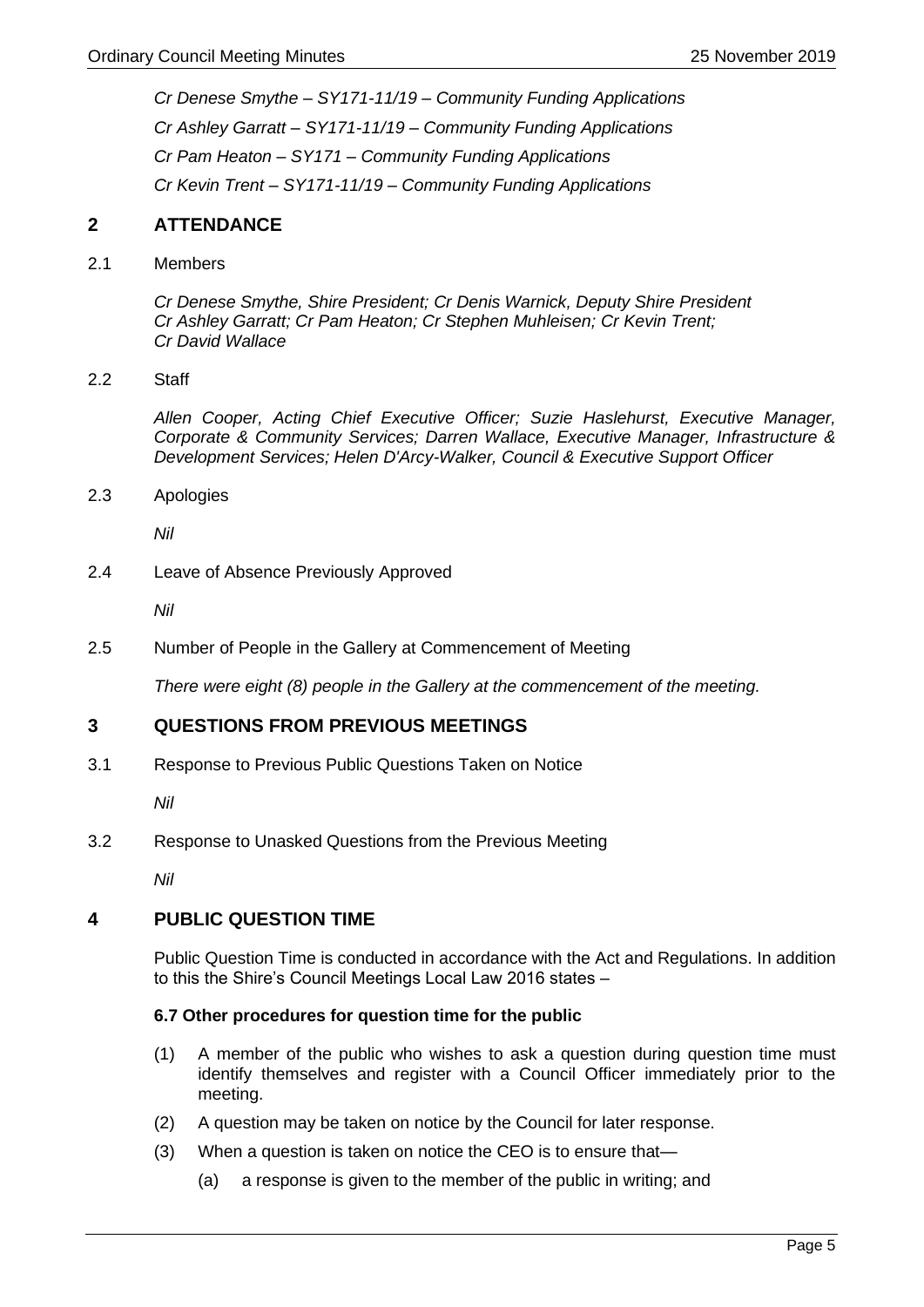*Cr Denese Smythe – SY171-11/19 – Community Funding Applications*

*Cr Ashley Garratt – SY171-11/19 – Community Funding Applications*

*Cr Pam Heaton – SY171 – Community Funding Applications*

*Cr Kevin Trent – SY171-11/19 – Community Funding Applications*

## 2 ATTENDANCE

2.1 Members

*Cr Denese Smythe, Shire President; Cr Denis Warnick, Deputy Shire President*
*Cr Ashley Garratt; Cr Pam Heaton; Cr Stephen Muhleisen; Cr Kevin Trent;*
*Cr David Wallace*

2.2 Staff

*Allen Cooper, Acting Chief Executive Officer; Suzie Haslehurst, Executive Manager, Corporate & Community Services; Darren Wallace, Executive Manager, Infrastructure & Development Services; Helen D'Arcy-Walker, Council & Executive Support Officer*

2.3 Apologies

*Nil*

2.4 Leave of Absence Previously Approved

*Nil*

2.5 Number of People in the Gallery at Commencement of Meeting

*There were eight (8) people in the Gallery at the commencement of the meeting.*

## 3 QUESTIONS FROM PREVIOUS MEETINGS

3.1 Response to Previous Public Questions Taken on Notice

*Nil*

3.2 Response to Unasked Questions from the Previous Meeting

*Nil*

## 4 PUBLIC QUESTION TIME

Public Question Time is conducted in accordance with the Act and Regulations. In addition to this the Shire's Council Meetings Local Law 2016 states –

**6.7 Other procedures for question time for the public**

(1) A member of the public who wishes to ask a question during question time must identify themselves and register with a Council Officer immediately prior to the meeting.

(2) A question may be taken on notice by the Council for later response.

(3) When a question is taken on notice the CEO is to ensure that—

(a) a response is given to the member of the public in writing; and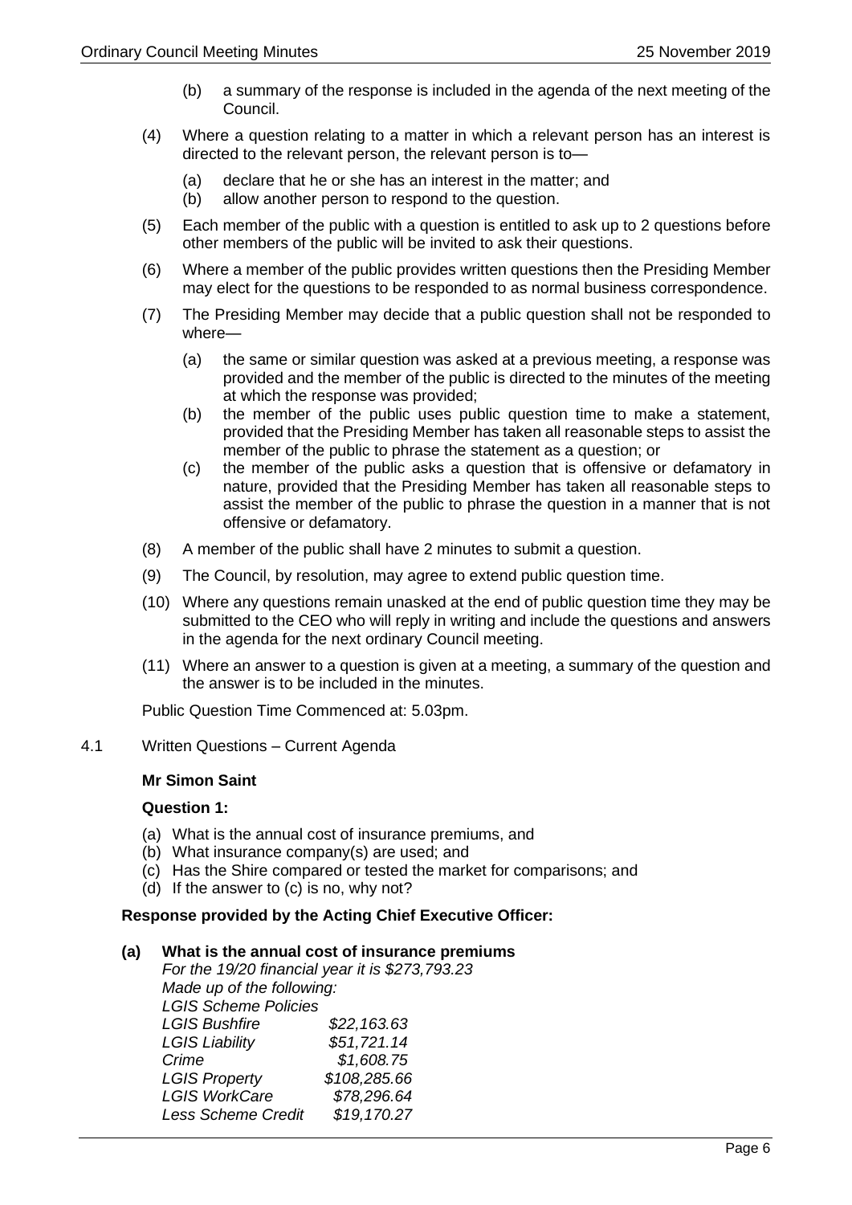(b) a summary of the response is included in the agenda of the next meeting of the Council.

(4) Where a question relating to a matter in which a relevant person has an interest is directed to the relevant person, the relevant person is to—

(a) declare that he or she has an interest in the matter; and
(b) allow another person to respond to the question.

(5) Each member of the public with a question is entitled to ask up to 2 questions before other members of the public will be invited to ask their questions.

(6) Where a member of the public provides written questions then the Presiding Member may elect for the questions to be responded to as normal business correspondence.

(7) The Presiding Member may decide that a public question shall not be responded to where—

(a) the same or similar question was asked at a previous meeting, a response was provided and the member of the public is directed to the minutes of the meeting at which the response was provided;
(b) the member of the public uses public question time to make a statement, provided that the Presiding Member has taken all reasonable steps to assist the member of the public to phrase the statement as a question; or
(c) the member of the public asks a question that is offensive or defamatory in nature, provided that the Presiding Member has taken all reasonable steps to assist the member of the public to phrase the question in a manner that is not offensive or defamatory.

(8) A member of the public shall have 2 minutes to submit a question.

(9) The Council, by resolution, may agree to extend public question time.

(10) Where any questions remain unasked at the end of public question time they may be submitted to the CEO who will reply in writing and include the questions and answers in the agenda for the next ordinary Council meeting.

(11) Where an answer to a question is given at a meeting, a summary of the question and the answer is to be included in the minutes.

Public Question Time Commenced at: 5.03pm.

4.1 Written Questions – Current Agenda

**Mr Simon Saint**

**Question 1:**

(a) What is the annual cost of insurance premiums, and
(b) What insurance company(s) are used; and
(c) Has the Shire compared or tested the market for comparisons; and
(d) If the answer to (c) is no, why not?

**Response provided by the Acting Chief Executive Officer:**

**(a) What is the annual cost of insurance premiums**

*For the 19/20 financial year it is $273,793.23*
*Made up of the following:*
*LGIS Scheme Policies*

| | |
|---|---|
| *LGIS Bushfire* | *$22,163.63* |
| *LGIS Liability* | *$51,721.14* |
| *Crime* | *$1,608.75* |
| *LGIS Property* | *$108,285.66* |
| *LGIS WorkCare* | *$78,296.64* |
| *Less Scheme Credit* | *$19,170.27* |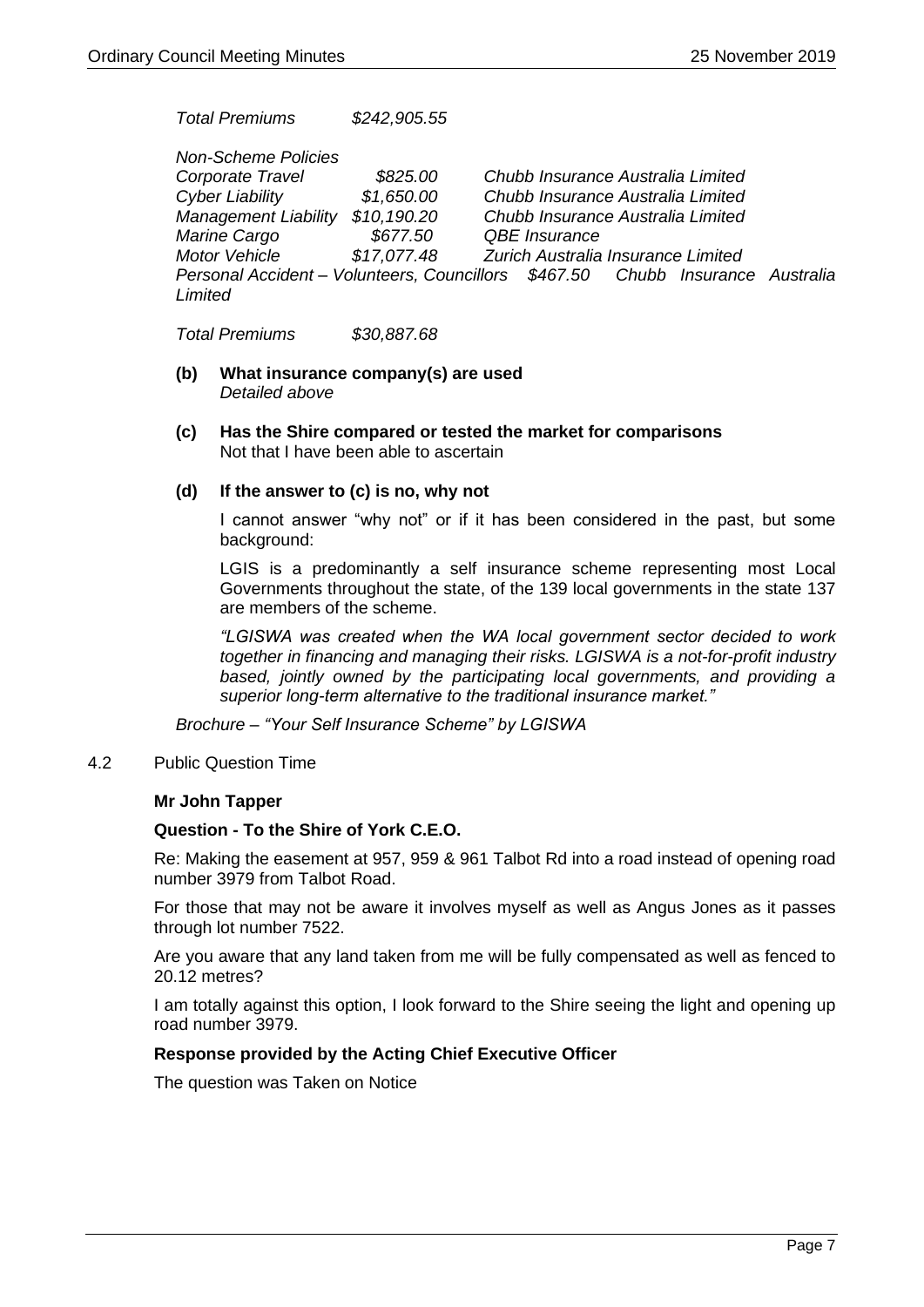*Total Premiums* *$242,905.55*

*Non-Scheme Policies*

| | | |
|---|---|---|
| *Corporate Travel* | *$825.00* | *Chubb Insurance Australia Limited* |
| *Cyber Liability* | *$1,650.00* | *Chubb Insurance Australia Limited* |
| *Management Liability* | *$10,190.20* | *Chubb Insurance Australia Limited* |
| *Marine Cargo* | *$677.50* | *QBE Insurance* |
| *Motor Vehicle* | *$17,077.48* | *Zurich Australia Insurance Limited* |
| *Personal Accident – Volunteers, Councillors* | *$467.50* | *Chubb Insurance Australia Limited* |

*Total Premiums* *$30,887.68*

**(b) What insurance company(s) are used**
*Detailed above*

**(c) Has the Shire compared or tested the market for comparisons**
Not that I have been able to ascertain

**(d) If the answer to (c) is no, why not**

I cannot answer "why not" or if it has been considered in the past, but some background:

LGIS is a predominantly a self insurance scheme representing most Local Governments throughout the state, of the 139 local governments in the state 137 are members of the scheme.

*"LGISWA was created when the WA local government sector decided to work together in financing and managing their risks. LGISWA is a not-for-profit industry based, jointly owned by the participating local governments, and providing a superior long-term alternative to the traditional insurance market."*

*Brochure – "Your Self Insurance Scheme" by LGISWA*

4.2 Public Question Time

**Mr John Tapper**

**Question - To the Shire of York C.E.O.**

Re: Making the easement at 957, 959 & 961 Talbot Rd into a road instead of opening road number 3979 from Talbot Road.

For those that may not be aware it involves myself as well as Angus Jones as it passes through lot number 7522.

Are you aware that any land taken from me will be fully compensated as well as fenced to 20.12 metres?

I am totally against this option, I look forward to the Shire seeing the light and opening up road number 3979.

**Response provided by the Acting Chief Executive Officer**

The question was Taken on Notice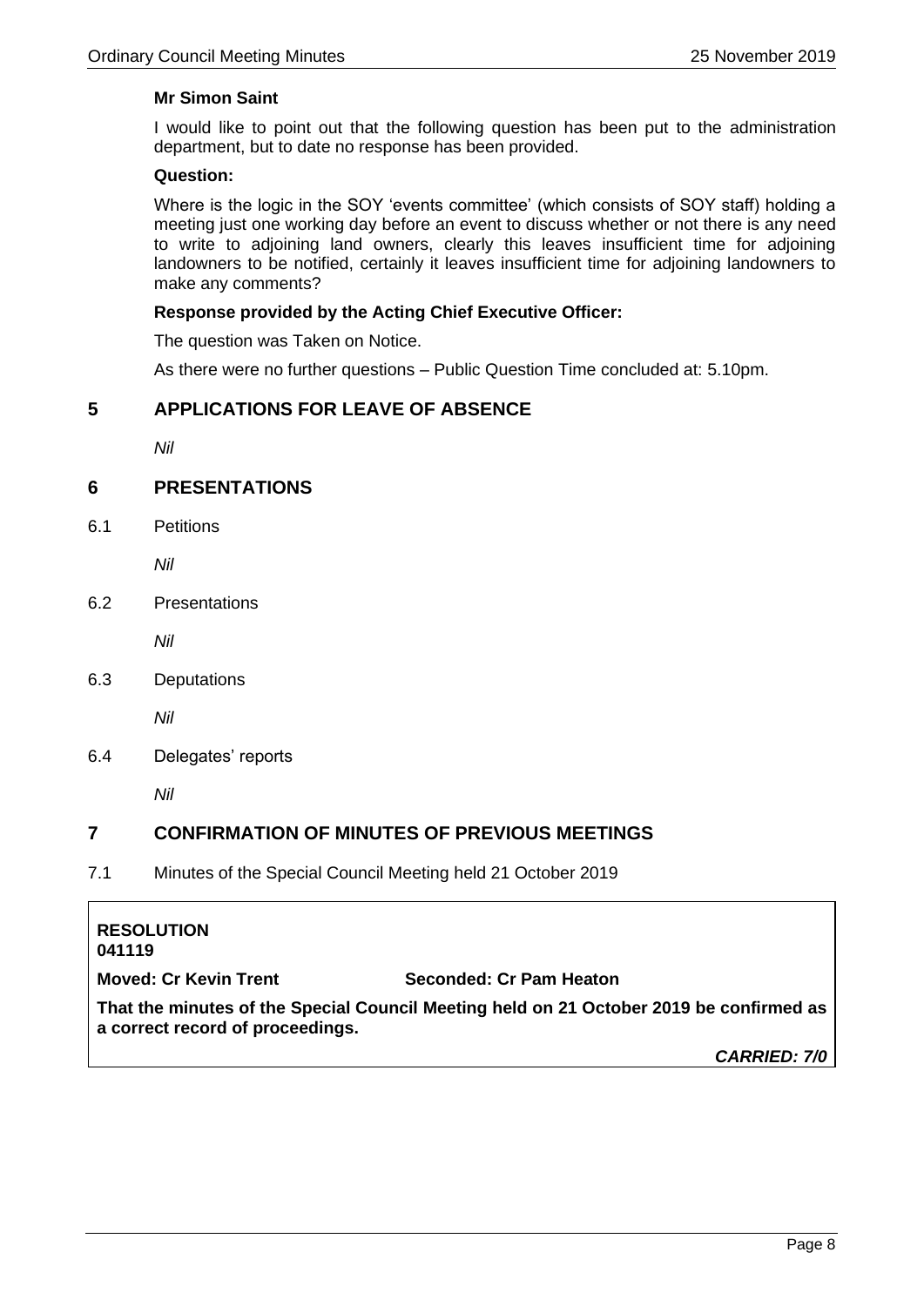**Mr Simon Saint**

I would like to point out that the following question has been put to the administration department, but to date no response has been provided.

**Question:**

Where is the logic in the SOY 'events committee' (which consists of SOY staff) holding a meeting just one working day before an event to discuss whether or not there is any need to write to adjoining land owners, clearly this leaves insufficient time for adjoining landowners to be notified, certainly it leaves insufficient time for adjoining landowners to make any comments?

**Response provided by the Acting Chief Executive Officer:**

The question was Taken on Notice.

As there were no further questions – Public Question Time concluded at: 5.10pm.

## 5 APPLICATIONS FOR LEAVE OF ABSENCE

*Nil*

## 6 PRESENTATIONS

6.1 Petitions

*Nil*

6.2 Presentations

*Nil*

6.3 Deputations

*Nil*

6.4 Delegates' reports

*Nil*

## 7 CONFIRMATION OF MINUTES OF PREVIOUS MEETINGS

7.1 Minutes of the Special Council Meeting held 21 October 2019

**RESOLUTION**
**041119**

**Moved: Cr Kevin Trent** **Seconded: Cr Pam Heaton**

**That the minutes of the Special Council Meeting held on 21 October 2019 be confirmed as a correct record of proceedings.**

***CARRIED: 7/0***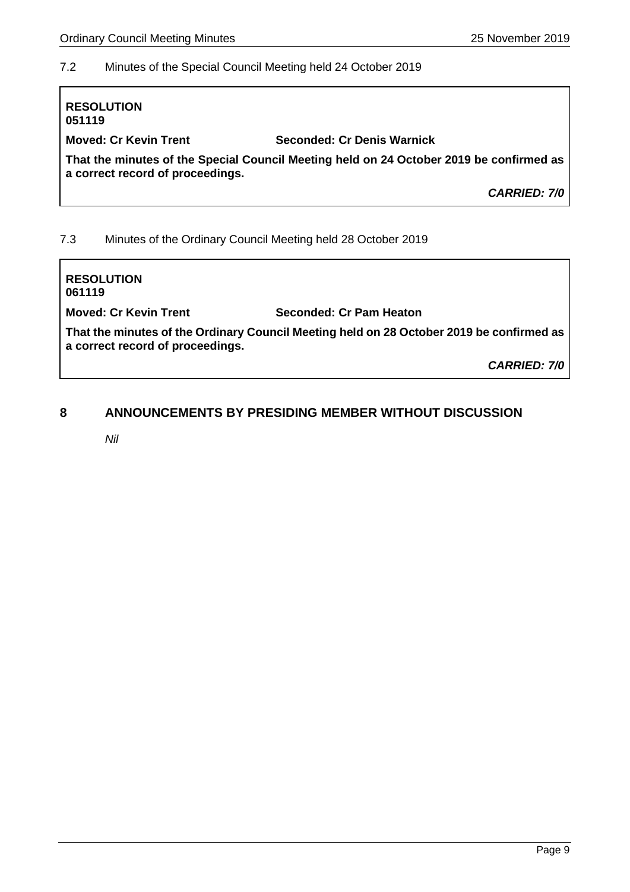### 7.2 Minutes of the Special Council Meeting held 24 October 2019

**RESOLUTION**
**051119**

**Moved: Cr Kevin Trent** **Seconded: Cr Denis Warnick**

**That the minutes of the Special Council Meeting held on 24 October 2019 be confirmed as a correct record of proceedings.**

***CARRIED: 7/0***

### 7.3 Minutes of the Ordinary Council Meeting held 28 October 2019

**RESOLUTION**
**061119**

**Moved: Cr Kevin Trent** **Seconded: Cr Pam Heaton**

**That the minutes of the Ordinary Council Meeting held on 28 October 2019 be confirmed as a correct record of proceedings.**

***CARRIED: 7/0***

## 8 ANNOUNCEMENTS BY PRESIDING MEMBER WITHOUT DISCUSSION

*Nil*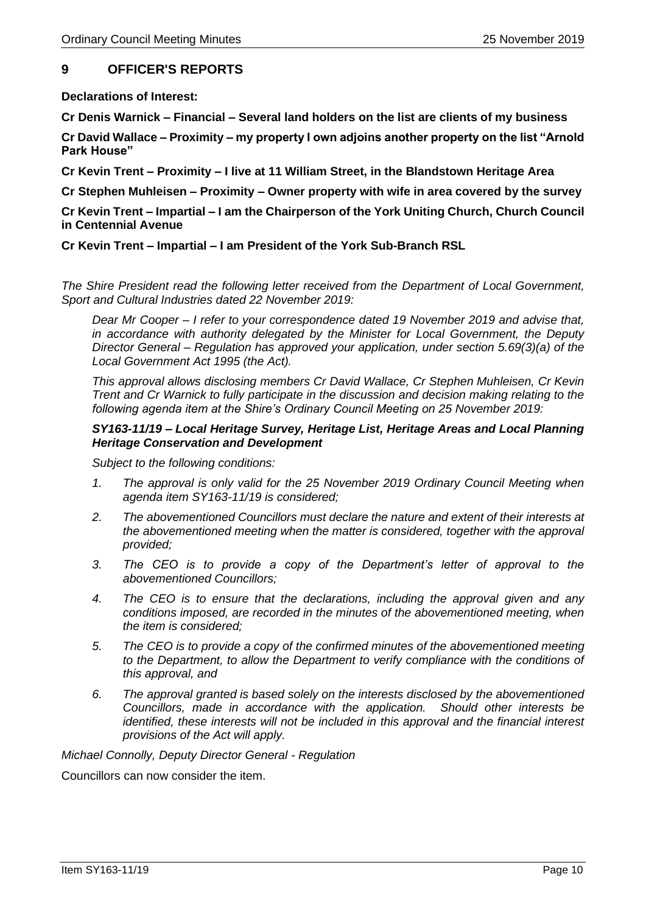## 9 OFFICER'S REPORTS

**Declarations of Interest:**

**Cr Denis Warnick – Financial – Several land holders on the list are clients of my business**

**Cr David Wallace – Proximity – my property I own adjoins another property on the list "Arnold Park House"**

**Cr Kevin Trent – Proximity – I live at 11 William Street, in the Blandstown Heritage Area**

**Cr Stephen Muhleisen – Proximity – Owner property with wife in area covered by the survey**

**Cr Kevin Trent – Impartial – I am the Chairperson of the York Uniting Church, Church Council in Centennial Avenue**

**Cr Kevin Trent – Impartial – I am President of the York Sub-Branch RSL**

*The Shire President read the following letter received from the Department of Local Government, Sport and Cultural Industries dated 22 November 2019:*

> *Dear Mr Cooper – I refer to your correspondence dated 19 November 2019 and advise that, in accordance with authority delegated by the Minister for Local Government, the Deputy Director General – Regulation has approved your application, under section 5.69(3)(a) of the Local Government Act 1995 (the Act).*
>
> *This approval allows disclosing members Cr David Wallace, Cr Stephen Muhleisen, Cr Kevin Trent and Cr Warnick to fully participate in the discussion and decision making relating to the following agenda item at the Shire's Ordinary Council Meeting on 25 November 2019:*
>
> ***SY163-11/19 – Local Heritage Survey, Heritage List, Heritage Areas and Local Planning Heritage Conservation and Development***
>
> *Subject to the following conditions:*
>
> 1. *The approval is only valid for the 25 November 2019 Ordinary Council Meeting when agenda item SY163-11/19 is considered;*
> 2. *The abovementioned Councillors must declare the nature and extent of their interests at the abovementioned meeting when the matter is considered, together with the approval provided;*
> 3. *The CEO is to provide a copy of the Department's letter of approval to the abovementioned Councillors;*
> 4. *The CEO is to ensure that the declarations, including the approval given and any conditions imposed, are recorded in the minutes of the abovementioned meeting, when the item is considered;*
> 5. *The CEO is to provide a copy of the confirmed minutes of the abovementioned meeting to the Department, to allow the Department to verify compliance with the conditions of this approval, and*
> 6. *The approval granted is based solely on the interests disclosed by the abovementioned Councillors, made in accordance with the application. Should other interests be identified, these interests will not be included in this approval and the financial interest provisions of the Act will apply.*

*Michael Connolly, Deputy Director General - Regulation*

Councillors can now consider the item.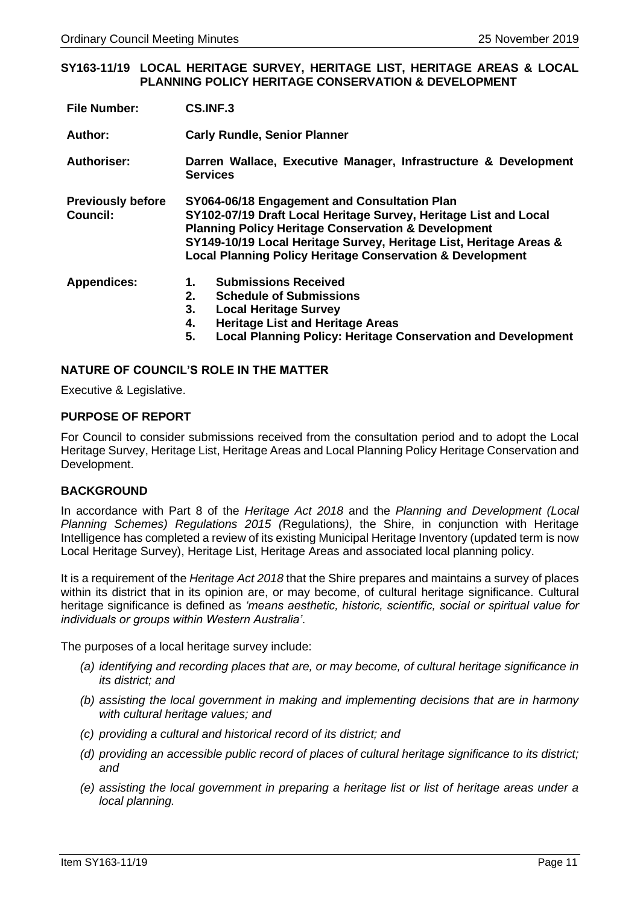## SY163-11/19 LOCAL HERITAGE SURVEY, HERITAGE LIST, HERITAGE AREAS & LOCAL PLANNING POLICY HERITAGE CONSERVATION & DEVELOPMENT

| | |
|---|---|
| **File Number:** | **CS.INF.3** |
| **Author:** | **Carly Rundle, Senior Planner** |
| **Authoriser:** | **Darren Wallace, Executive Manager, Infrastructure & Development Services** |
| **Previously before Council:** | **SY064-06/18 Engagement and Consultation Plan**<br>**SY102-07/19 Draft Local Heritage Survey, Heritage List and Local Planning Policy Heritage Conservation & Development**<br>**SY149-10/19 Local Heritage Survey, Heritage List, Heritage Areas & Local Planning Policy Heritage Conservation & Development** |
| **Appendices:** | **1. Submissions Received**<br>**2. Schedule of Submissions**<br>**3. Local Heritage Survey**<br>**4. Heritage List and Heritage Areas**<br>**5. Local Planning Policy: Heritage Conservation and Development** |

### NATURE OF COUNCIL'S ROLE IN THE MATTER

Executive & Legislative.

### PURPOSE OF REPORT

For Council to consider submissions received from the consultation period and to adopt the Local Heritage Survey, Heritage List, Heritage Areas and Local Planning Policy Heritage Conservation and Development.

### BACKGROUND

In accordance with Part 8 of the *Heritage Act 2018* and the *Planning and Development (Local Planning Schemes) Regulations 2015 (*Regulations*)*, the Shire, in conjunction with Heritage Intelligence has completed a review of its existing Municipal Heritage Inventory (updated term is now Local Heritage Survey), Heritage List, Heritage Areas and associated local planning policy.

It is a requirement of the *Heritage Act 2018* that the Shire prepares and maintains a survey of places within its district that in its opinion are, or may become, of cultural heritage significance. Cultural heritage significance is defined as *'means aesthetic, historic, scientific, social or spiritual value for individuals or groups within Western Australia'*.

The purposes of a local heritage survey include:

- *(a) identifying and recording places that are, or may become, of cultural heritage significance in its district; and*
- *(b) assisting the local government in making and implementing decisions that are in harmony with cultural heritage values; and*
- *(c) providing a cultural and historical record of its district; and*
- *(d) providing an accessible public record of places of cultural heritage significance to its district; and*
- *(e) assisting the local government in preparing a heritage list or list of heritage areas under a local planning.*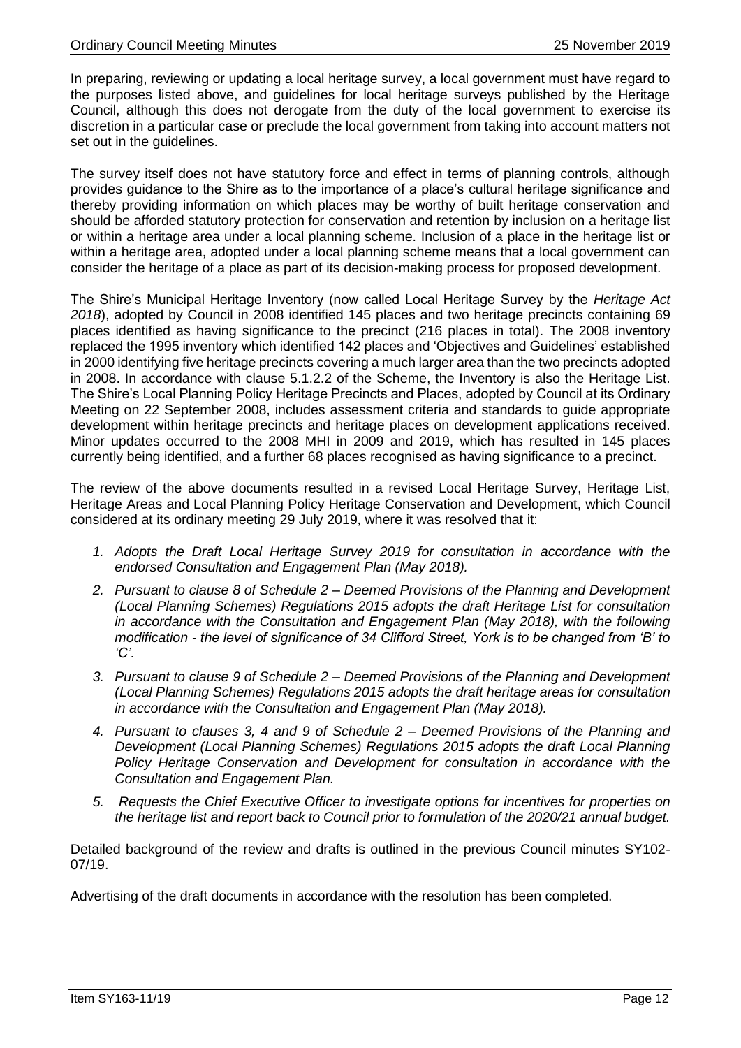In preparing, reviewing or updating a local heritage survey, a local government must have regard to the purposes listed above, and guidelines for local heritage surveys published by the Heritage Council, although this does not derogate from the duty of the local government to exercise its discretion in a particular case or preclude the local government from taking into account matters not set out in the guidelines.

The survey itself does not have statutory force and effect in terms of planning controls, although provides guidance to the Shire as to the importance of a place's cultural heritage significance and thereby providing information on which places may be worthy of built heritage conservation and should be afforded statutory protection for conservation and retention by inclusion on a heritage list or within a heritage area under a local planning scheme. Inclusion of a place in the heritage list or within a heritage area, adopted under a local planning scheme means that a local government can consider the heritage of a place as part of its decision-making process for proposed development.

The Shire's Municipal Heritage Inventory (now called Local Heritage Survey by the *Heritage Act 2018*), adopted by Council in 2008 identified 145 places and two heritage precincts containing 69 places identified as having significance to the precinct (216 places in total). The 2008 inventory replaced the 1995 inventory which identified 142 places and 'Objectives and Guidelines' established in 2000 identifying five heritage precincts covering a much larger area than the two precincts adopted in 2008. In accordance with clause 5.1.2.2 of the Scheme, the Inventory is also the Heritage List. The Shire's Local Planning Policy Heritage Precincts and Places, adopted by Council at its Ordinary Meeting on 22 September 2008, includes assessment criteria and standards to guide appropriate development within heritage precincts and heritage places on development applications received. Minor updates occurred to the 2008 MHI in 2009 and 2019, which has resulted in 145 places currently being identified, and a further 68 places recognised as having significance to a precinct.

The review of the above documents resulted in a revised Local Heritage Survey, Heritage List, Heritage Areas and Local Planning Policy Heritage Conservation and Development, which Council considered at its ordinary meeting 29 July 2019, where it was resolved that it:

1. *Adopts the Draft Local Heritage Survey 2019 for consultation in accordance with the endorsed Consultation and Engagement Plan (May 2018).*
2. *Pursuant to clause 8 of Schedule 2 – Deemed Provisions of the Planning and Development (Local Planning Schemes) Regulations 2015 adopts the draft Heritage List for consultation in accordance with the Consultation and Engagement Plan (May 2018), with the following modification - the level of significance of 34 Clifford Street, York is to be changed from 'B' to 'C'.*
3. *Pursuant to clause 9 of Schedule 2 – Deemed Provisions of the Planning and Development (Local Planning Schemes) Regulations 2015 adopts the draft heritage areas for consultation in accordance with the Consultation and Engagement Plan (May 2018).*
4. *Pursuant to clauses 3, 4 and 9 of Schedule 2 – Deemed Provisions of the Planning and Development (Local Planning Schemes) Regulations 2015 adopts the draft Local Planning Policy Heritage Conservation and Development for consultation in accordance with the Consultation and Engagement Plan.*
5. *Requests the Chief Executive Officer to investigate options for incentives for properties on the heritage list and report back to Council prior to formulation of the 2020/21 annual budget.*

Detailed background of the review and drafts is outlined in the previous Council minutes SY102-07/19.

Advertising of the draft documents in accordance with the resolution has been completed.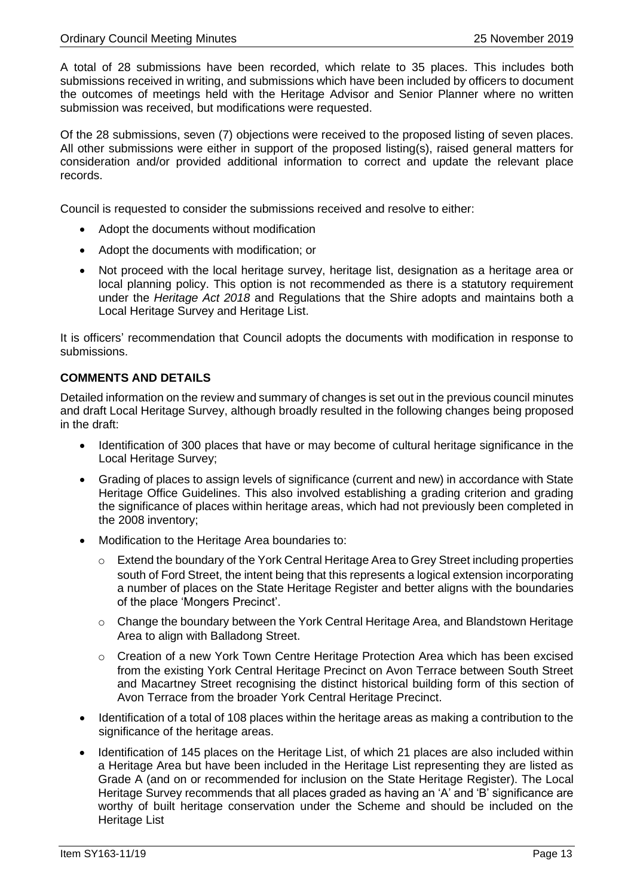A total of 28 submissions have been recorded, which relate to 35 places. This includes both submissions received in writing, and submissions which have been included by officers to document the outcomes of meetings held with the Heritage Advisor and Senior Planner where no written submission was received, but modifications were requested.

Of the 28 submissions, seven (7) objections were received to the proposed listing of seven places. All other submissions were either in support of the proposed listing(s), raised general matters for consideration and/or provided additional information to correct and update the relevant place records.

Council is requested to consider the submissions received and resolve to either:

- Adopt the documents without modification
- Adopt the documents with modification; or
- Not proceed with the local heritage survey, heritage list, designation as a heritage area or local planning policy. This option is not recommended as there is a statutory requirement under the *Heritage Act 2018* and Regulations that the Shire adopts and maintains both a Local Heritage Survey and Heritage List.

It is officers' recommendation that Council adopts the documents with modification in response to submissions.

**COMMENTS AND DETAILS**

Detailed information on the review and summary of changes is set out in the previous council minutes and draft Local Heritage Survey, although broadly resulted in the following changes being proposed in the draft:

- Identification of 300 places that have or may become of cultural heritage significance in the Local Heritage Survey;
- Grading of places to assign levels of significance (current and new) in accordance with State Heritage Office Guidelines. This also involved establishing a grading criterion and grading the significance of places within heritage areas, which had not previously been completed in the 2008 inventory;
- Modification to the Heritage Area boundaries to:
  - Extend the boundary of the York Central Heritage Area to Grey Street including properties south of Ford Street, the intent being that this represents a logical extension incorporating a number of places on the State Heritage Register and better aligns with the boundaries of the place 'Mongers Precinct'.
  - Change the boundary between the York Central Heritage Area, and Blandstown Heritage Area to align with Balladong Street.
  - Creation of a new York Town Centre Heritage Protection Area which has been excised from the existing York Central Heritage Precinct on Avon Terrace between South Street and Macartney Street recognising the distinct historical building form of this section of Avon Terrace from the broader York Central Heritage Precinct.
- Identification of a total of 108 places within the heritage areas as making a contribution to the significance of the heritage areas.
- Identification of 145 places on the Heritage List, of which 21 places are also included within a Heritage Area but have been included in the Heritage List representing they are listed as Grade A (and on or recommended for inclusion on the State Heritage Register). The Local Heritage Survey recommends that all places graded as having an 'A' and 'B' significance are worthy of built heritage conservation under the Scheme and should be included on the Heritage List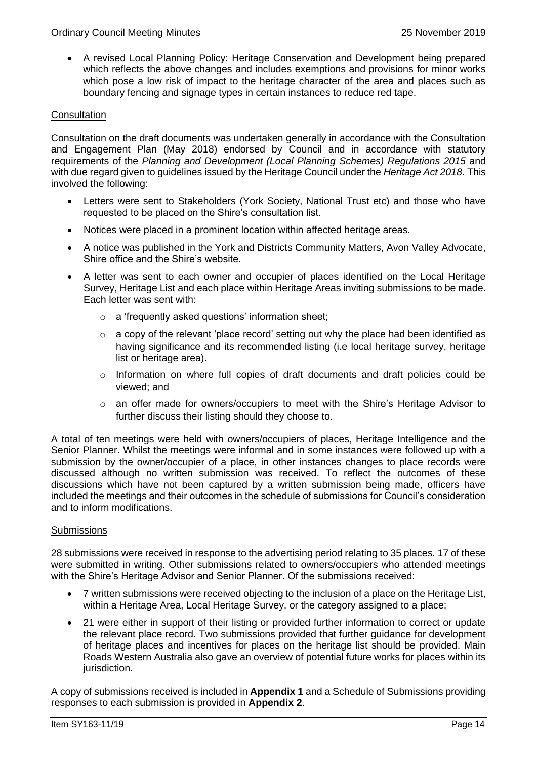- A revised Local Planning Policy: Heritage Conservation and Development being prepared which reflects the above changes and includes exemptions and provisions for minor works which pose a low risk of impact to the heritage character of the area and places such as boundary fencing and signage types in certain instances to reduce red tape.

Consultation

Consultation on the draft documents was undertaken generally in accordance with the Consultation and Engagement Plan (May 2018) endorsed by Council and in accordance with statutory requirements of the *Planning and Development (Local Planning Schemes) Regulations 2015* and with due regard given to guidelines issued by the Heritage Council under the *Heritage Act 2018*. This involved the following:

- Letters were sent to Stakeholders (York Society, National Trust etc) and those who have requested to be placed on the Shire's consultation list.
- Notices were placed in a prominent location within affected heritage areas.
- A notice was published in the York and Districts Community Matters, Avon Valley Advocate, Shire office and the Shire's website.
- A letter was sent to each owner and occupier of places identified on the Local Heritage Survey, Heritage List and each place within Heritage Areas inviting submissions to be made. Each letter was sent with:
    - a 'frequently asked questions' information sheet;
    - a copy of the relevant 'place record' setting out why the place had been identified as having significance and its recommended listing (i.e local heritage survey, heritage list or heritage area).
    - Information on where full copies of draft documents and draft policies could be viewed; and
    - an offer made for owners/occupiers to meet with the Shire's Heritage Advisor to further discuss their listing should they choose to.

A total of ten meetings were held with owners/occupiers of places, Heritage Intelligence and the Senior Planner. Whilst the meetings were informal and in some instances were followed up with a submission by the owner/occupier of a place, in other instances changes to place records were discussed although no written submission was received. To reflect the outcomes of these discussions which have not been captured by a written submission being made, officers have included the meetings and their outcomes in the schedule of submissions for Council's consideration and to inform modifications.

Submissions

28 submissions were received in response to the advertising period relating to 35 places. 17 of these were submitted in writing. Other submissions related to owners/occupiers who attended meetings with the Shire's Heritage Advisor and Senior Planner. Of the submissions received:

- 7 written submissions were received objecting to the inclusion of a place on the Heritage List, within a Heritage Area, Local Heritage Survey, or the category assigned to a place;
- 21 were either in support of their listing or provided further information to correct or update the relevant place record. Two submissions provided that further guidance for development of heritage places and incentives for places on the heritage list should be provided. Main Roads Western Australia also gave an overview of potential future works for places within its jurisdiction.

A copy of submissions received is included in **Appendix 1** and a Schedule of Submissions providing responses to each submission is provided in **Appendix 2**.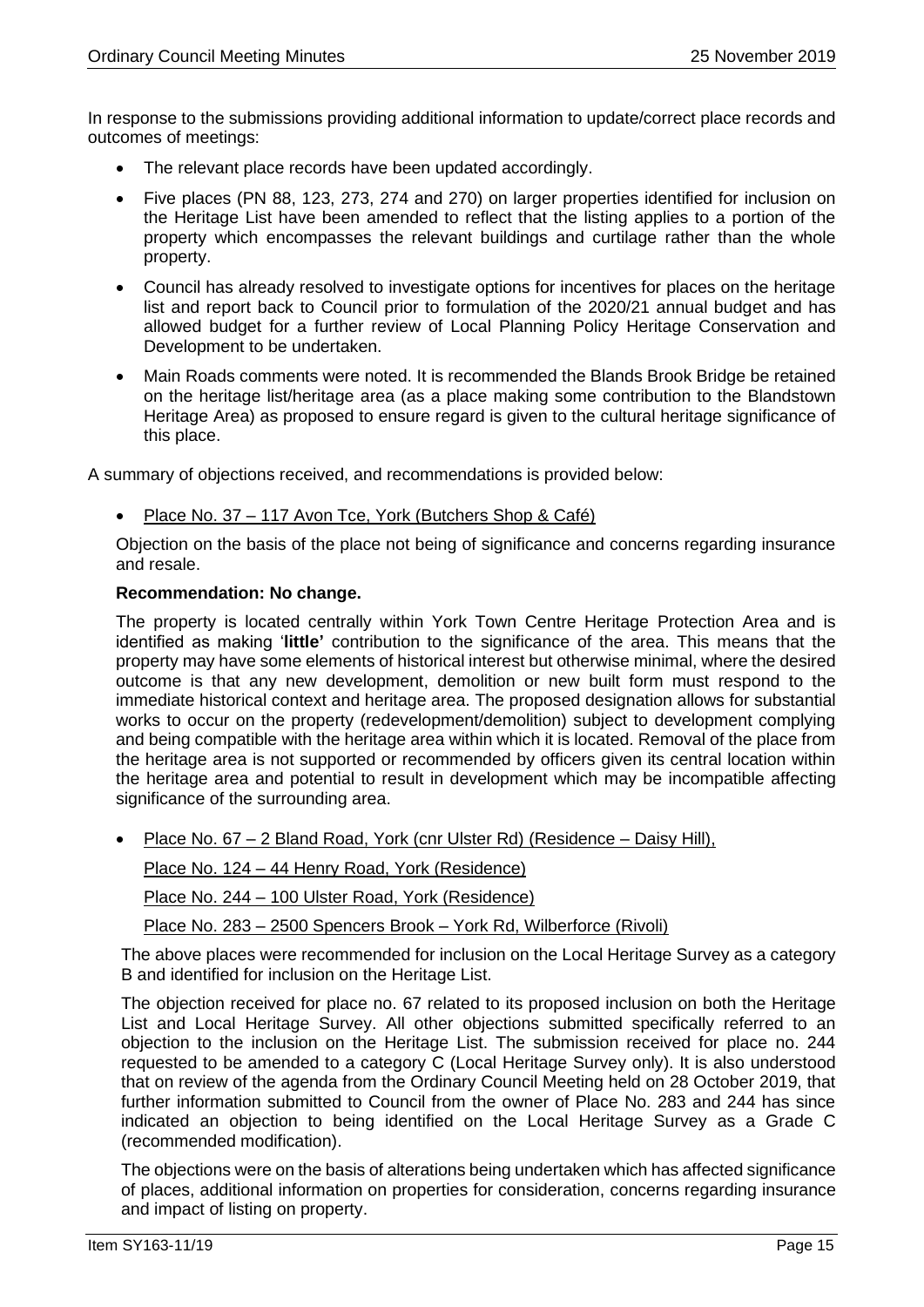In response to the submissions providing additional information to update/correct place records and outcomes of meetings:

- The relevant place records have been updated accordingly.
- Five places (PN 88, 123, 273, 274 and 270) on larger properties identified for inclusion on the Heritage List have been amended to reflect that the listing applies to a portion of the property which encompasses the relevant buildings and curtilage rather than the whole property.
- Council has already resolved to investigate options for incentives for places on the heritage list and report back to Council prior to formulation of the 2020/21 annual budget and has allowed budget for a further review of Local Planning Policy Heritage Conservation and Development to be undertaken.
- Main Roads comments were noted. It is recommended the Blands Brook Bridge be retained on the heritage list/heritage area (as a place making some contribution to the Blandstown Heritage Area) as proposed to ensure regard is given to the cultural heritage significance of this place.

A summary of objections received, and recommendations is provided below:

- Place No. 37 – 117 Avon Tce, York (Butchers Shop & Café)

  Objection on the basis of the place not being of significance and concerns regarding insurance and resale.

  **Recommendation: No change.**

  The property is located centrally within York Town Centre Heritage Protection Area and is identified as making '**little'** contribution to the significance of the area. This means that the property may have some elements of historical interest but otherwise minimal, where the desired outcome is that any new development, demolition or new built form must respond to the immediate historical context and heritage area. The proposed designation allows for substantial works to occur on the property (redevelopment/demolition) subject to development complying and being compatible with the heritage area within which it is located. Removal of the place from the heritage area is not supported or recommended by officers given its central location within the heritage area and potential to result in development which may be incompatible affecting significance of the surrounding area.

- Place No. 67 – 2 Bland Road, York (cnr Ulster Rd) (Residence – Daisy Hill),

  Place No. 124 – 44 Henry Road, York (Residence)

  Place No. 244 – 100 Ulster Road, York (Residence)

  Place No. 283 – 2500 Spencers Brook – York Rd, Wilberforce (Rivoli)

  The above places were recommended for inclusion on the Local Heritage Survey as a category B and identified for inclusion on the Heritage List.

  The objection received for place no. 67 related to its proposed inclusion on both the Heritage List and Local Heritage Survey. All other objections submitted specifically referred to an objection to the inclusion on the Heritage List. The submission received for place no. 244 requested to be amended to a category C (Local Heritage Survey only). It is also understood that on review of the agenda from the Ordinary Council Meeting held on 28 October 2019, that further information submitted to Council from the owner of Place No. 283 and 244 has since indicated an objection to being identified on the Local Heritage Survey as a Grade C (recommended modification).

  The objections were on the basis of alterations being undertaken which has affected significance of places, additional information on properties for consideration, concerns regarding insurance and impact of listing on property.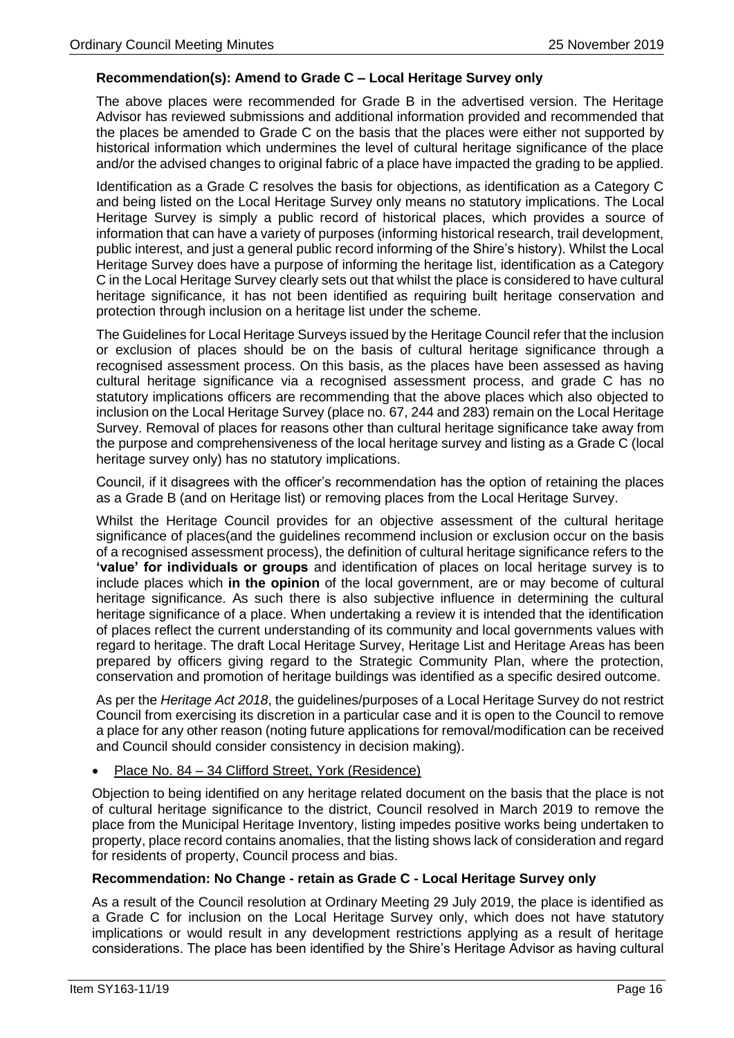**Recommendation(s): Amend to Grade C – Local Heritage Survey only**

The above places were recommended for Grade B in the advertised version. The Heritage Advisor has reviewed submissions and additional information provided and recommended that the places be amended to Grade C on the basis that the places were either not supported by historical information which undermines the level of cultural heritage significance of the place and/or the advised changes to original fabric of a place have impacted the grading to be applied.

Identification as a Grade C resolves the basis for objections, as identification as a Category C and being listed on the Local Heritage Survey only means no statutory implications. The Local Heritage Survey is simply a public record of historical places, which provides a source of information that can have a variety of purposes (informing historical research, trail development, public interest, and just a general public record informing of the Shire's history). Whilst the Local Heritage Survey does have a purpose of informing the heritage list, identification as a Category C in the Local Heritage Survey clearly sets out that whilst the place is considered to have cultural heritage significance, it has not been identified as requiring built heritage conservation and protection through inclusion on a heritage list under the scheme.

The Guidelines for Local Heritage Surveys issued by the Heritage Council refer that the inclusion or exclusion of places should be on the basis of cultural heritage significance through a recognised assessment process. On this basis, as the places have been assessed as having cultural heritage significance via a recognised assessment process, and grade C has no statutory implications officers are recommending that the above places which also objected to inclusion on the Local Heritage Survey (place no. 67, 244 and 283) remain on the Local Heritage Survey. Removal of places for reasons other than cultural heritage significance take away from the purpose and comprehensiveness of the local heritage survey and listing as a Grade C (local heritage survey only) has no statutory implications.

Council, if it disagrees with the officer's recommendation has the option of retaining the places as a Grade B (and on Heritage list) or removing places from the Local Heritage Survey.

Whilst the Heritage Council provides for an objective assessment of the cultural heritage significance of places(and the guidelines recommend inclusion or exclusion occur on the basis of a recognised assessment process), the definition of cultural heritage significance refers to the **'value' for individuals or groups** and identification of places on local heritage survey is to include places which **in the opinion** of the local government, are or may become of cultural heritage significance. As such there is also subjective influence in determining the cultural heritage significance of a place. When undertaking a review it is intended that the identification of places reflect the current understanding of its community and local governments values with regard to heritage. The draft Local Heritage Survey, Heritage List and Heritage Areas has been prepared by officers giving regard to the Strategic Community Plan, where the protection, conservation and promotion of heritage buildings was identified as a specific desired outcome.

As per the *Heritage Act 2018*, the guidelines/purposes of a Local Heritage Survey do not restrict Council from exercising its discretion in a particular case and it is open to the Council to remove a place for any other reason (noting future applications for removal/modification can be received and Council should consider consistency in decision making).

- Place No. 84 – 34 Clifford Street, York (Residence)

Objection to being identified on any heritage related document on the basis that the place is not of cultural heritage significance to the district, Council resolved in March 2019 to remove the place from the Municipal Heritage Inventory, listing impedes positive works being undertaken to property, place record contains anomalies, that the listing shows lack of consideration and regard for residents of property, Council process and bias.

**Recommendation: No Change - retain as Grade C - Local Heritage Survey only**

As a result of the Council resolution at Ordinary Meeting 29 July 2019, the place is identified as a Grade C for inclusion on the Local Heritage Survey only, which does not have statutory implications or would result in any development restrictions applying as a result of heritage considerations. The place has been identified by the Shire's Heritage Advisor as having cultural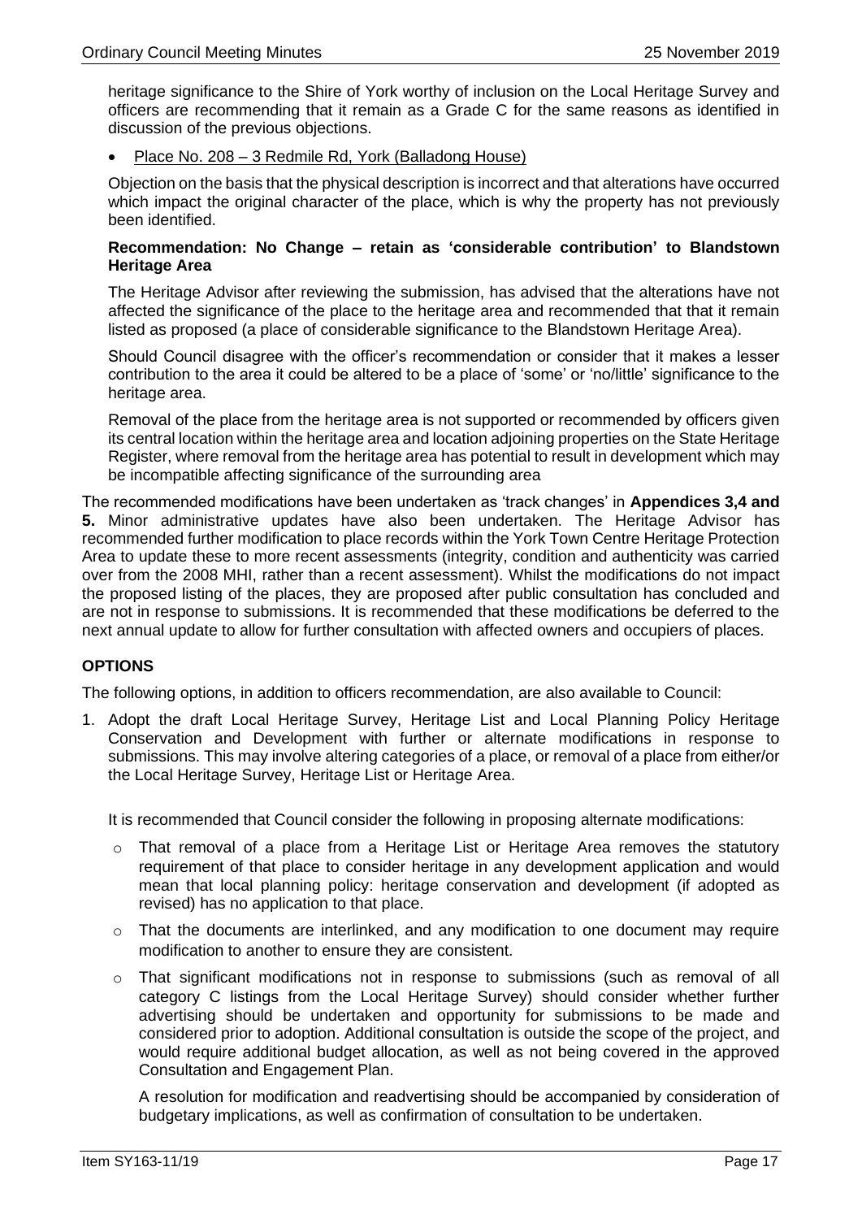heritage significance to the Shire of York worthy of inclusion on the Local Heritage Survey and officers are recommending that it remain as a Grade C for the same reasons as identified in discussion of the previous objections.

- Place No. 208 – 3 Redmile Rd, York (Balladong House)

Objection on the basis that the physical description is incorrect and that alterations have occurred which impact the original character of the place, which is why the property has not previously been identified.

**Recommendation: No Change – retain as 'considerable contribution' to Blandstown Heritage Area**

The Heritage Advisor after reviewing the submission, has advised that the alterations have not affected the significance of the place to the heritage area and recommended that that it remain listed as proposed (a place of considerable significance to the Blandstown Heritage Area).

Should Council disagree with the officer's recommendation or consider that it makes a lesser contribution to the area it could be altered to be a place of 'some' or 'no/little' significance to the heritage area.

Removal of the place from the heritage area is not supported or recommended by officers given its central location within the heritage area and location adjoining properties on the State Heritage Register, where removal from the heritage area has potential to result in development which may be incompatible affecting significance of the surrounding area

The recommended modifications have been undertaken as 'track changes' in **Appendices 3,4 and 5.** Minor administrative updates have also been undertaken. The Heritage Advisor has recommended further modification to place records within the York Town Centre Heritage Protection Area to update these to more recent assessments (integrity, condition and authenticity was carried over from the 2008 MHI, rather than a recent assessment). Whilst the modifications do not impact the proposed listing of the places, they are proposed after public consultation has concluded and are not in response to submissions. It is recommended that these modifications be deferred to the next annual update to allow for further consultation with affected owners and occupiers of places.

## OPTIONS

The following options, in addition to officers recommendation, are also available to Council:

1. Adopt the draft Local Heritage Survey, Heritage List and Local Planning Policy Heritage Conservation and Development with further or alternate modifications in response to submissions. This may involve altering categories of a place, or removal of a place from either/or the Local Heritage Survey, Heritage List or Heritage Area.

   It is recommended that Council consider the following in proposing alternate modifications:

   - That removal of a place from a Heritage List or Heritage Area removes the statutory requirement of that place to consider heritage in any development application and would mean that local planning policy: heritage conservation and development (if adopted as revised) has no application to that place.
   - That the documents are interlinked, and any modification to one document may require modification to another to ensure they are consistent.
   - That significant modifications not in response to submissions (such as removal of all category C listings from the Local Heritage Survey) should consider whether further advertising should be undertaken and opportunity for submissions to be made and considered prior to adoption. Additional consultation is outside the scope of the project, and would require additional budget allocation, as well as not being covered in the approved Consultation and Engagement Plan.

   A resolution for modification and readvertising should be accompanied by consideration of budgetary implications, as well as confirmation of consultation to be undertaken.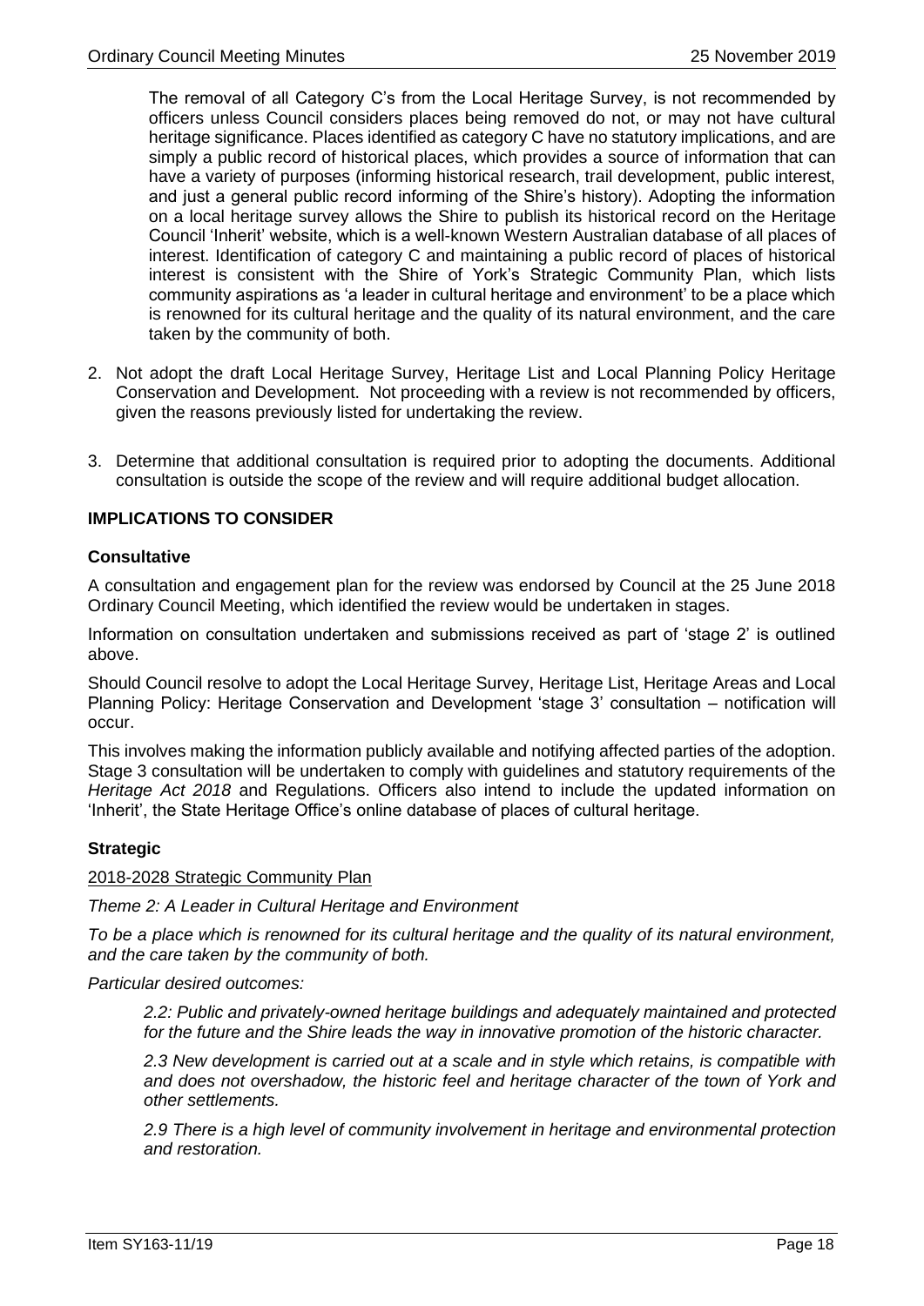The removal of all Category C's from the Local Heritage Survey, is not recommended by officers unless Council considers places being removed do not, or may not have cultural heritage significance. Places identified as category C have no statutory implications, and are simply a public record of historical places, which provides a source of information that can have a variety of purposes (informing historical research, trail development, public interest, and just a general public record informing of the Shire's history). Adopting the information on a local heritage survey allows the Shire to publish its historical record on the Heritage Council 'Inherit' website, which is a well-known Western Australian database of all places of interest. Identification of category C and maintaining a public record of places of historical interest is consistent with the Shire of York's Strategic Community Plan, which lists community aspirations as 'a leader in cultural heritage and environment' to be a place which is renowned for its cultural heritage and the quality of its natural environment, and the care taken by the community of both.

2. Not adopt the draft Local Heritage Survey, Heritage List and Local Planning Policy Heritage Conservation and Development. Not proceeding with a review is not recommended by officers, given the reasons previously listed for undertaking the review.

3. Determine that additional consultation is required prior to adopting the documents. Additional consultation is outside the scope of the review and will require additional budget allocation.

## IMPLICATIONS TO CONSIDER

### Consultative

A consultation and engagement plan for the review was endorsed by Council at the 25 June 2018 Ordinary Council Meeting, which identified the review would be undertaken in stages.

Information on consultation undertaken and submissions received as part of 'stage 2' is outlined above.

Should Council resolve to adopt the Local Heritage Survey, Heritage List, Heritage Areas and Local Planning Policy: Heritage Conservation and Development 'stage 3' consultation – notification will occur.

This involves making the information publicly available and notifying affected parties of the adoption. Stage 3 consultation will be undertaken to comply with guidelines and statutory requirements of the *Heritage Act 2018* and Regulations. Officers also intend to include the updated information on 'Inherit', the State Heritage Office's online database of places of cultural heritage.

### Strategic

2018-2028 Strategic Community Plan

*Theme 2: A Leader in Cultural Heritage and Environment*

*To be a place which is renowned for its cultural heritage and the quality of its natural environment, and the care taken by the community of both.*

*Particular desired outcomes:*

> *2.2: Public and privately-owned heritage buildings and adequately maintained and protected for the future and the Shire leads the way in innovative promotion of the historic character.*
>
> *2.3 New development is carried out at a scale and in style which retains, is compatible with and does not overshadow, the historic feel and heritage character of the town of York and other settlements.*
>
> *2.9 There is a high level of community involvement in heritage and environmental protection and restoration.*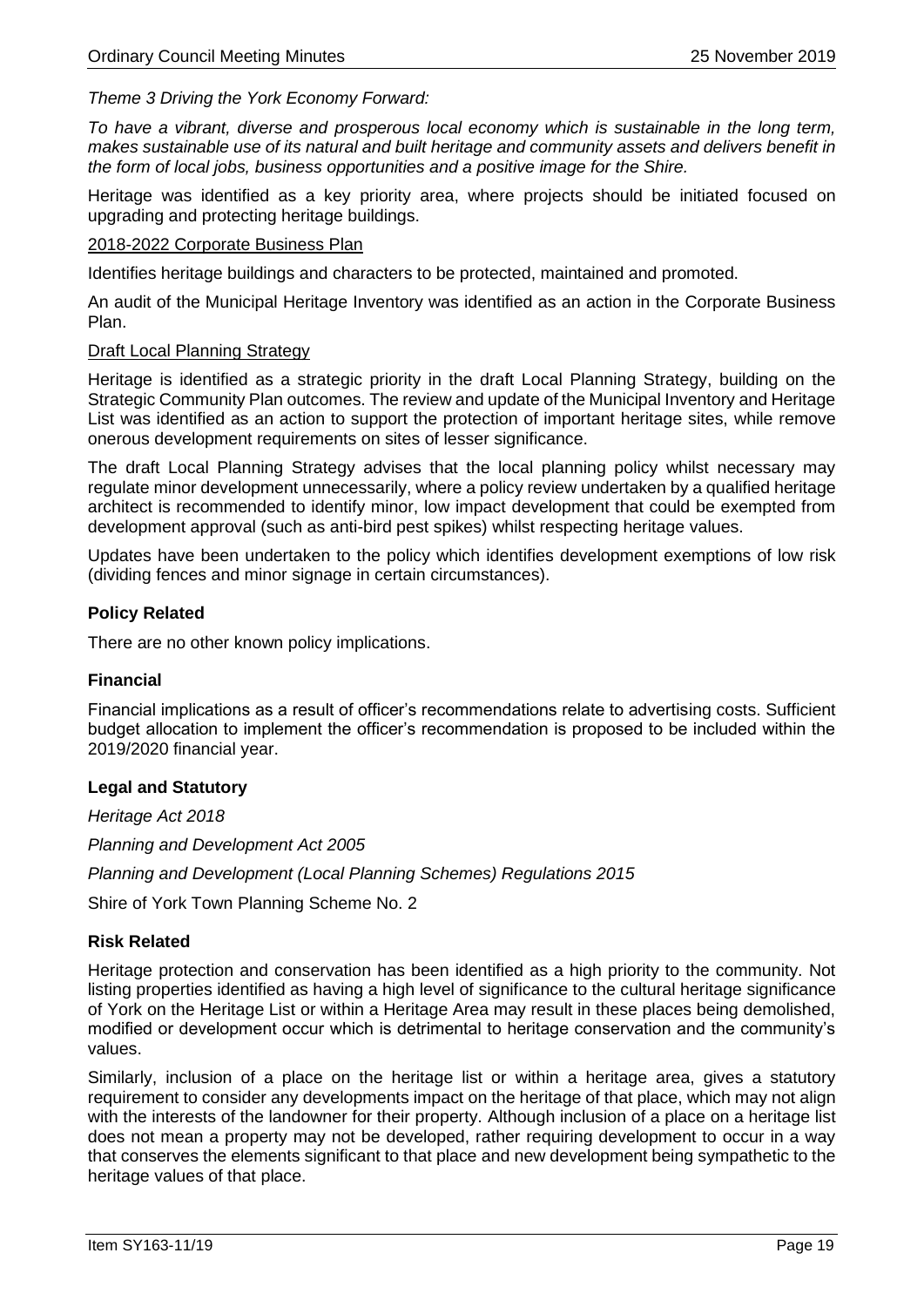*Theme 3 Driving the York Economy Forward:*

*To have a vibrant, diverse and prosperous local economy which is sustainable in the long term, makes sustainable use of its natural and built heritage and community assets and delivers benefit in the form of local jobs, business opportunities and a positive image for the Shire.*

Heritage was identified as a key priority area, where projects should be initiated focused on upgrading and protecting heritage buildings.

<u>2018-2022 Corporate Business Plan</u>

Identifies heritage buildings and characters to be protected, maintained and promoted.

An audit of the Municipal Heritage Inventory was identified as an action in the Corporate Business Plan.

<u>Draft Local Planning Strategy</u>

Heritage is identified as a strategic priority in the draft Local Planning Strategy, building on the Strategic Community Plan outcomes. The review and update of the Municipal Inventory and Heritage List was identified as an action to support the protection of important heritage sites, while remove onerous development requirements on sites of lesser significance.

The draft Local Planning Strategy advises that the local planning policy whilst necessary may regulate minor development unnecessarily, where a policy review undertaken by a qualified heritage architect is recommended to identify minor, low impact development that could be exempted from development approval (such as anti-bird pest spikes) whilst respecting heritage values.

Updates have been undertaken to the policy which identifies development exemptions of low risk (dividing fences and minor signage in certain circumstances).

**Policy Related**

There are no other known policy implications.

**Financial**

Financial implications as a result of officer's recommendations relate to advertising costs. Sufficient budget allocation to implement the officer's recommendation is proposed to be included within the 2019/2020 financial year.

**Legal and Statutory**

*Heritage Act 2018*

*Planning and Development Act 2005*

*Planning and Development (Local Planning Schemes) Regulations 2015*

Shire of York Town Planning Scheme No. 2

**Risk Related**

Heritage protection and conservation has been identified as a high priority to the community. Not listing properties identified as having a high level of significance to the cultural heritage significance of York on the Heritage List or within a Heritage Area may result in these places being demolished, modified or development occur which is detrimental to heritage conservation and the community's values.

Similarly, inclusion of a place on the heritage list or within a heritage area, gives a statutory requirement to consider any developments impact on the heritage of that place, which may not align with the interests of the landowner for their property. Although inclusion of a place on a heritage list does not mean a property may not be developed, rather requiring development to occur in a way that conserves the elements significant to that place and new development being sympathetic to the heritage values of that place.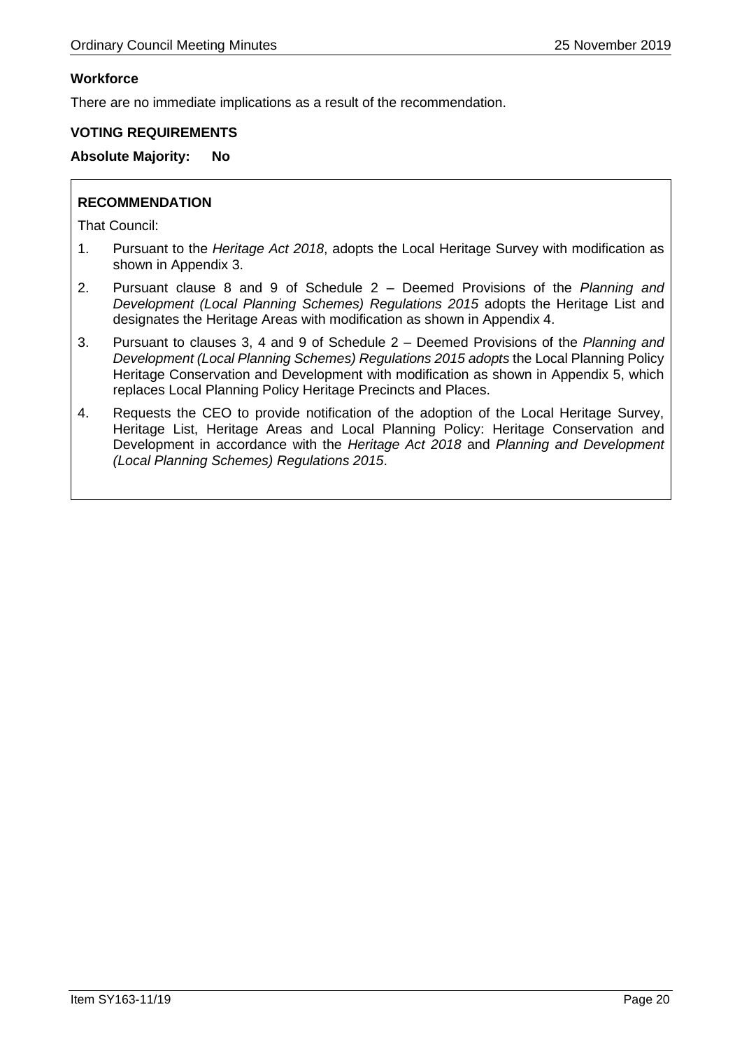**Workforce**

There are no immediate implications as a result of the recommendation.

**VOTING REQUIREMENTS**

**Absolute Majority: No**

**RECOMMENDATION**

That Council:

1. Pursuant to the *Heritage Act 2018*, adopts the Local Heritage Survey with modification as shown in Appendix 3.
2. Pursuant clause 8 and 9 of Schedule 2 – Deemed Provisions of the *Planning and Development (Local Planning Schemes) Regulations 2015* adopts the Heritage List and designates the Heritage Areas with modification as shown in Appendix 4.
3. Pursuant to clauses 3, 4 and 9 of Schedule 2 – Deemed Provisions of the *Planning and Development (Local Planning Schemes) Regulations 2015 adopts* the Local Planning Policy Heritage Conservation and Development with modification as shown in Appendix 5, which replaces Local Planning Policy Heritage Precincts and Places.
4. Requests the CEO to provide notification of the adoption of the Local Heritage Survey, Heritage List, Heritage Areas and Local Planning Policy: Heritage Conservation and Development in accordance with the *Heritage Act 2018* and *Planning and Development (Local Planning Schemes) Regulations 2015*.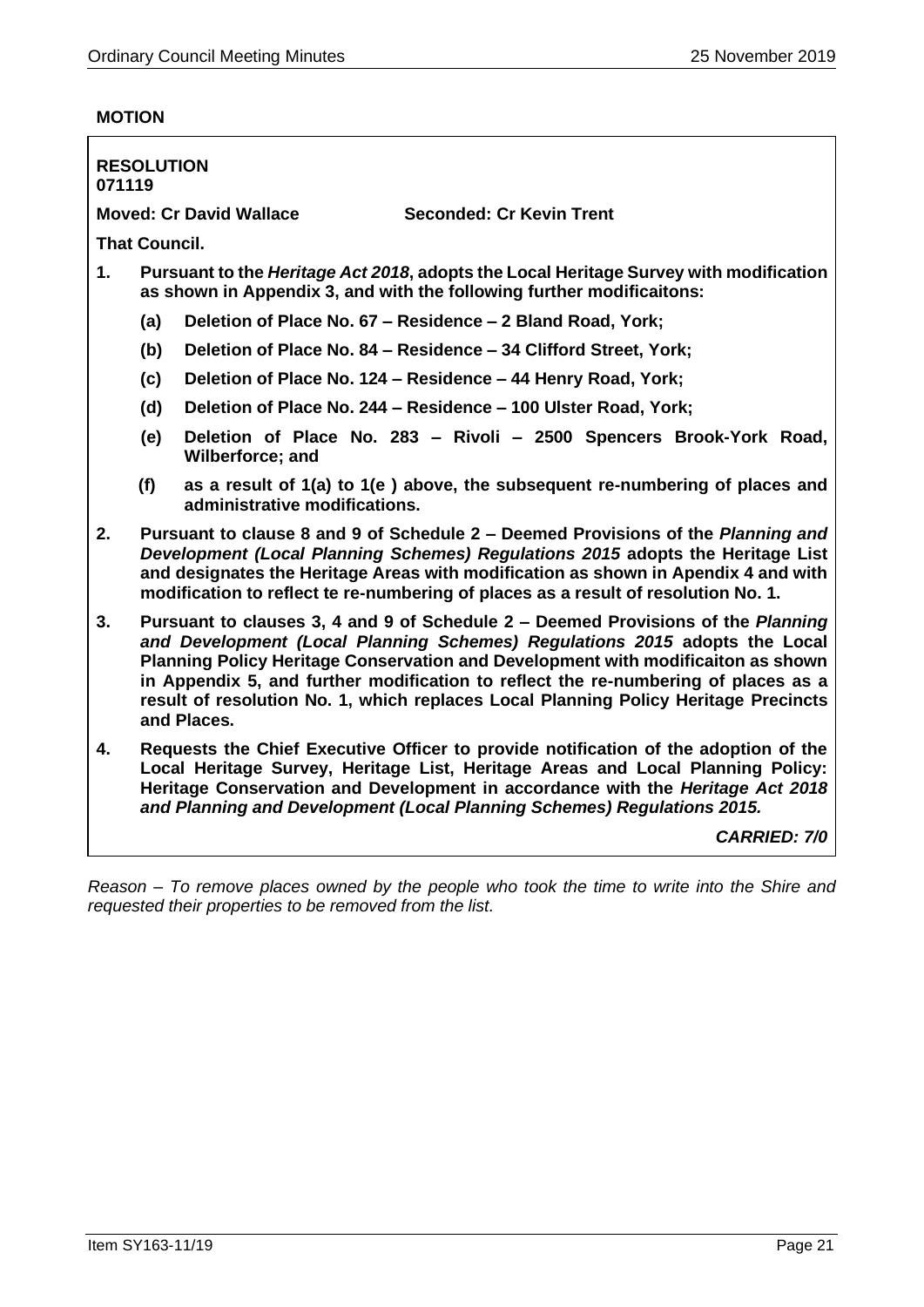**MOTION**

**RESOLUTION**
**071119**

**Moved: Cr David Wallace** **Seconded: Cr Kevin Trent**

**That Council.**

1. **Pursuant to the *Heritage Act 2018*, adopts the Local Heritage Survey with modification as shown in Appendix 3, and with the following further modificaitons:**
   - **(a) Deletion of Place No. 67 – Residence – 2 Bland Road, York;**
   - **(b) Deletion of Place No. 84 – Residence – 34 Clifford Street, York;**
   - **(c) Deletion of Place No. 124 – Residence – 44 Henry Road, York;**
   - **(d) Deletion of Place No. 244 – Residence – 100 Ulster Road, York;**
   - **(e) Deletion of Place No. 283 – Rivoli – 2500 Spencers Brook-York Road, Wilberforce; and**
   - **(f) as a result of 1(a) to 1(e ) above, the subsequent re-numbering of places and administrative modifications.**
2. **Pursuant to clause 8 and 9 of Schedule 2 – Deemed Provisions of the *Planning and Development (Local Planning Schemes) Regulations 2015* adopts the Heritage List and designates the Heritage Areas with modification as shown in Apendix 4 and with modification to reflect te re-numbering of places as a result of resolution No. 1.**
3. **Pursuant to clauses 3, 4 and 9 of Schedule 2 – Deemed Provisions of the *Planning and Development (Local Planning Schemes) Regulations 2015* adopts the Local Planning Policy Heritage Conservation and Development with modificaiton as shown in Appendix 5, and further modification to reflect the re-numbering of places as a result of resolution No. 1, which replaces Local Planning Policy Heritage Precincts and Places.**
4. **Requests the Chief Executive Officer to provide notification of the adoption of the Local Heritage Survey, Heritage List, Heritage Areas and Local Planning Policy: Heritage Conservation and Development in accordance with the *Heritage Act 2018 and Planning and Development (Local Planning Schemes) Regulations 2015.***

***CARRIED: 7/0***

*Reason – To remove places owned by the people who took the time to write into the Shire and requested their properties to be removed from the list.*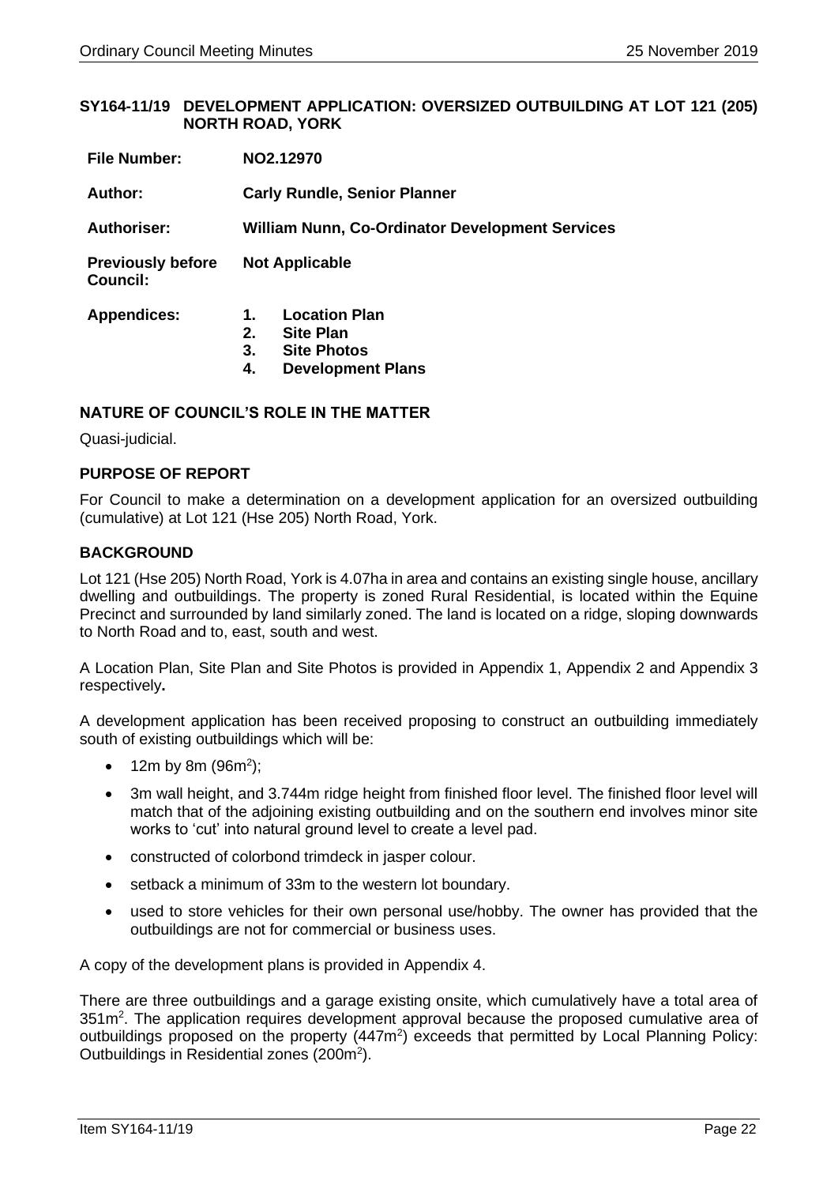### SY164-11/19 DEVELOPMENT APPLICATION: OVERSIZED OUTBUILDING AT LOT 121 (205) NORTH ROAD, YORK

| | |
|---|---|
| **File Number:** | **NO2.12970** |
| **Author:** | **Carly Rundle, Senior Planner** |
| **Authoriser:** | **William Nunn, Co-Ordinator Development Services** |
| **Previously before Council:** | **Not Applicable** |
| **Appendices:** | **1. Location Plan**<br>**2. Site Plan**<br>**3. Site Photos**<br>**4. Development Plans** |

#### NATURE OF COUNCIL'S ROLE IN THE MATTER

Quasi-judicial.

#### PURPOSE OF REPORT

For Council to make a determination on a development application for an oversized outbuilding (cumulative) at Lot 121 (Hse 205) North Road, York.

#### BACKGROUND

Lot 121 (Hse 205) North Road, York is 4.07ha in area and contains an existing single house, ancillary dwelling and outbuildings. The property is zoned Rural Residential, is located within the Equine Precinct and surrounded by land similarly zoned. The land is located on a ridge, sloping downwards to North Road and to, east, south and west.

A Location Plan, Site Plan and Site Photos is provided in Appendix 1, Appendix 2 and Appendix 3 respectively**.**

A development application has been received proposing to construct an outbuilding immediately south of existing outbuildings which will be:

- 12m by 8m (96m$^2$);
- 3m wall height, and 3.744m ridge height from finished floor level. The finished floor level will match that of the adjoining existing outbuilding and on the southern end involves minor site works to 'cut' into natural ground level to create a level pad.
- constructed of colorbond trimdeck in jasper colour.
- setback a minimum of 33m to the western lot boundary.
- used to store vehicles for their own personal use/hobby. The owner has provided that the outbuildings are not for commercial or business uses.

A copy of the development plans is provided in Appendix 4.

There are three outbuildings and a garage existing onsite, which cumulatively have a total area of 351m$^2$. The application requires development approval because the proposed cumulative area of outbuildings proposed on the property (447m$^2$) exceeds that permitted by Local Planning Policy: Outbuildings in Residential zones (200m$^2$).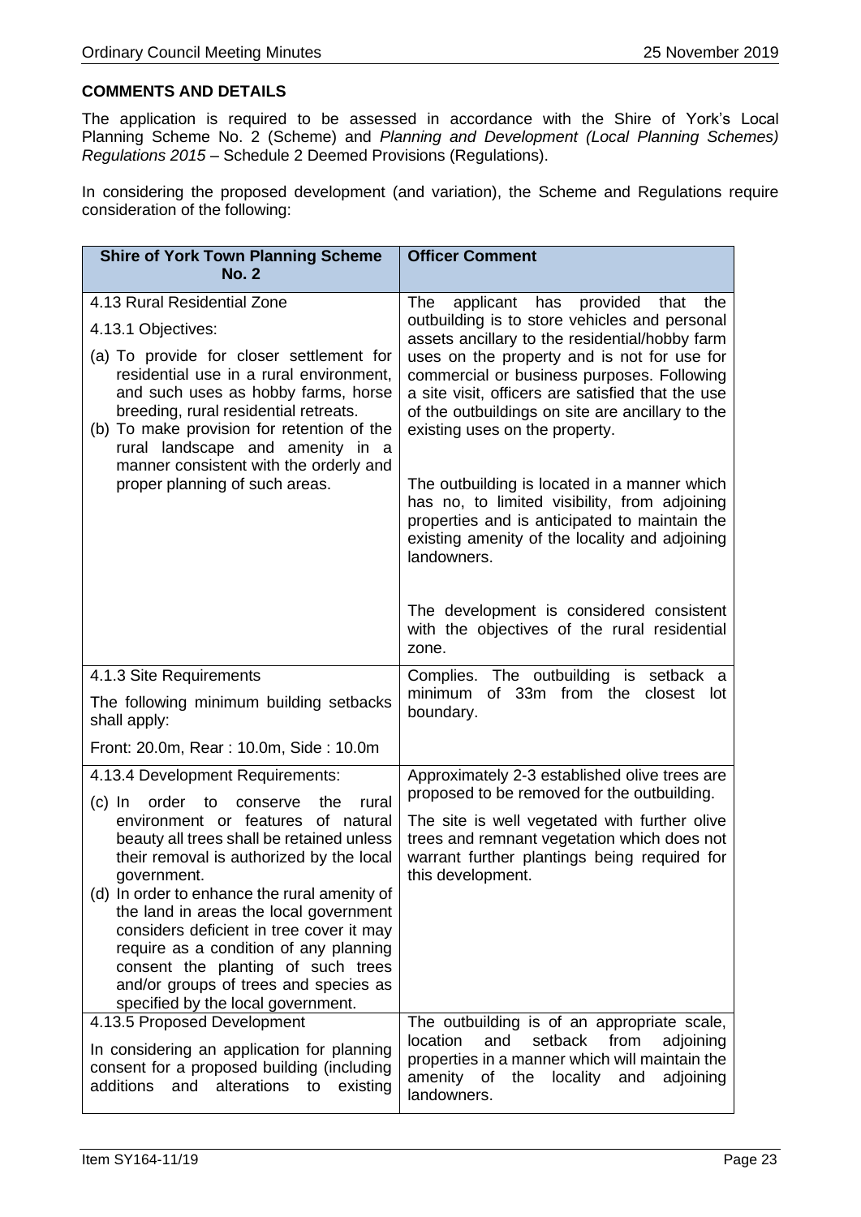**COMMENTS AND DETAILS**

The application is required to be assessed in accordance with the Shire of York's Local Planning Scheme No. 2 (Scheme) and *Planning and Development (Local Planning Schemes) Regulations 2015* – Schedule 2 Deemed Provisions (Regulations).

In considering the proposed development (and variation), the Scheme and Regulations require consideration of the following:

| Shire of York Town Planning Scheme No. 2 | Officer Comment |
|---|---|
| 4.13 Rural Residential Zone<br><br>4.13.1 Objectives:<br><br>(a) To provide for closer settlement for residential use in a rural environment, and such uses as hobby farms, horse breeding, rural residential retreats.<br>(b) To make provision for retention of the rural landscape and amenity in a manner consistent with the orderly and proper planning of such areas. | The applicant has provided that the outbuilding is to store vehicles and personal assets ancillary to the residential/hobby farm uses on the property and is not for use for commercial or business purposes. Following a site visit, officers are satisfied that the use of the outbuildings on site are ancillary to the existing uses on the property.<br><br>The outbuilding is located in a manner which has no, to limited visibility, from adjoining properties and is anticipated to maintain the existing amenity of the locality and adjoining landowners.<br><br>The development is considered consistent with the objectives of the rural residential zone. |
| 4.1.3 Site Requirements<br><br>The following minimum building setbacks shall apply:<br><br>Front: 20.0m, Rear : 10.0m, Side : 10.0m | Complies. The outbuilding is setback a minimum of 33m from the closest lot boundary. |
| 4.13.4 Development Requirements:<br><br>(c) In order to conserve the rural environment or features of natural beauty all trees shall be retained unless their removal is authorized by the local government.<br>(d) In order to enhance the rural amenity of the land in areas the local government considers deficient in tree cover it may require as a condition of any planning consent the planting of such trees and/or groups of trees and species as specified by the local government. | Approximately 2-3 established olive trees are proposed to be removed for the outbuilding.<br><br>The site is well vegetated with further olive trees and remnant vegetation which does not warrant further plantings being required for this development. |
| 4.13.5 Proposed Development<br><br>In considering an application for planning consent for a proposed building (including additions and alterations to existing | The outbuilding is of an appropriate scale, location and setback from adjoining properties in a manner which will maintain the amenity of the locality and adjoining landowners. |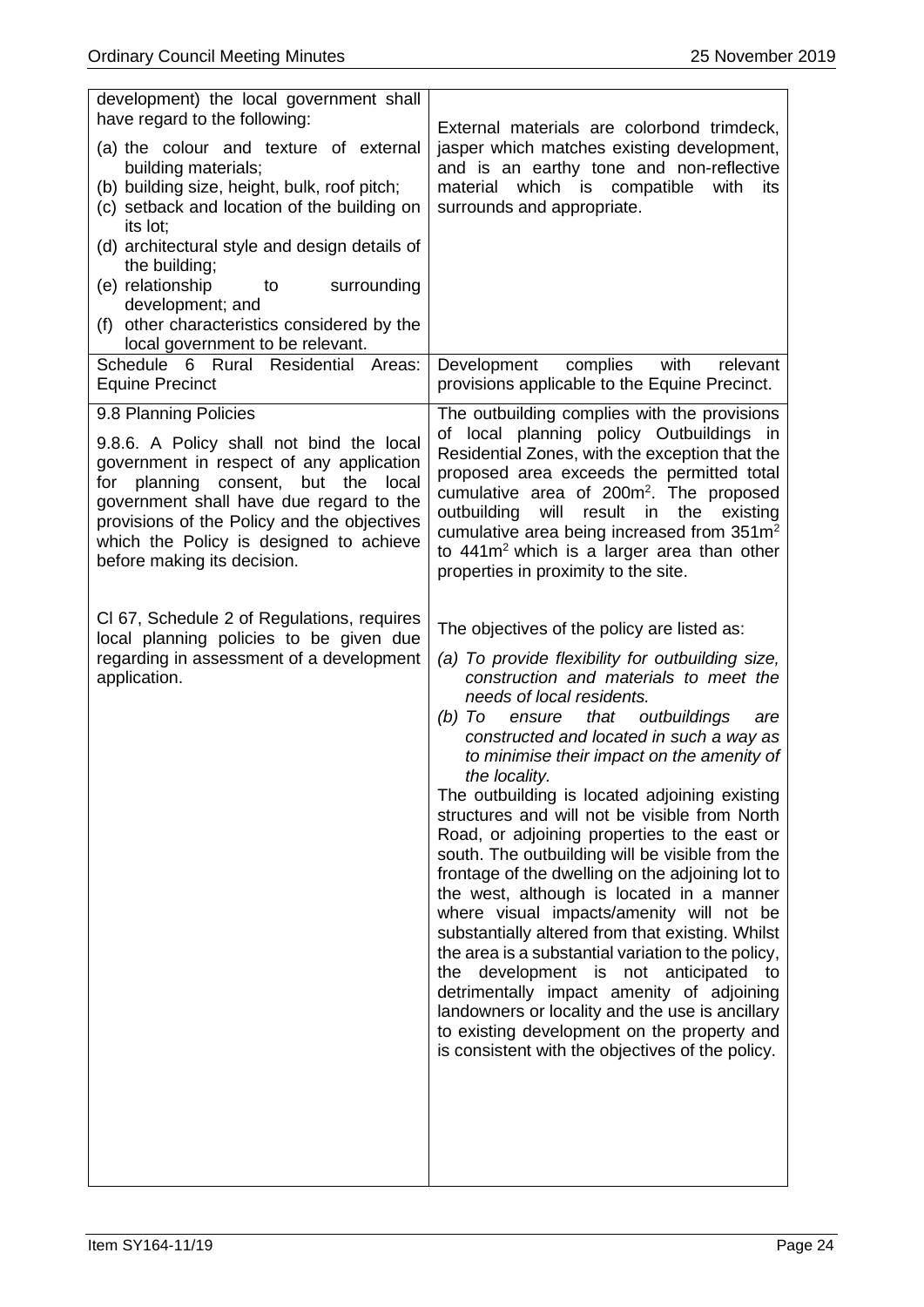| | |
|---|---|
| development) the local government shall have regard to the following:<br><br>(a) the colour and texture of external building materials;<br>(b) building size, height, bulk, roof pitch;<br>(c) setback and location of the building on its lot;<br>(d) architectural style and design details of the building;<br>(e) relationship to surrounding development; and<br>(f) other characteristics considered by the local government to be relevant. | External materials are colorbond trimdeck, jasper which matches existing development, and is an earthy tone and non-reflective material which is compatible with its surrounds and appropriate. |
| Schedule 6 Rural Residential Areas: Equine Precinct | Development complies with relevant provisions applicable to the Equine Precinct. |
| 9.8 Planning Policies<br><br>9.8.6. A Policy shall not bind the local government in respect of any application for planning consent, but the local government shall have due regard to the provisions of the Policy and the objectives which the Policy is designed to achieve before making its decision.<br><br>Cl 67, Schedule 2 of Regulations, requires local planning policies to be given due regarding in assessment of a development application. | The outbuilding complies with the provisions of local planning policy Outbuildings in Residential Zones, with the exception that the proposed area exceeds the permitted total cumulative area of 200m$^2$. The proposed outbuilding will result in the existing cumulative area being increased from 351m$^2$ to 441m$^2$ which is a larger area than other properties in proximity to the site.<br><br>The objectives of the policy are listed as:<br><br>*(a) To provide flexibility for outbuilding size, construction and materials to meet the needs of local residents.*<br>*(b) To ensure that outbuildings are constructed and located in such a way as to minimise their impact on the amenity of the locality.*<br><br>The outbuilding is located adjoining existing structures and will not be visible from North Road, or adjoining properties to the east or south. The outbuilding will be visible from the frontage of the dwelling on the adjoining lot to the west, although is located in a manner where visual impacts/amenity will not be substantially altered from that existing. Whilst the area is a substantial variation to the policy, the development is not anticipated to detrimentally impact amenity of adjoining landowners or locality and the use is ancillary to existing development on the property and is consistent with the objectives of the policy. |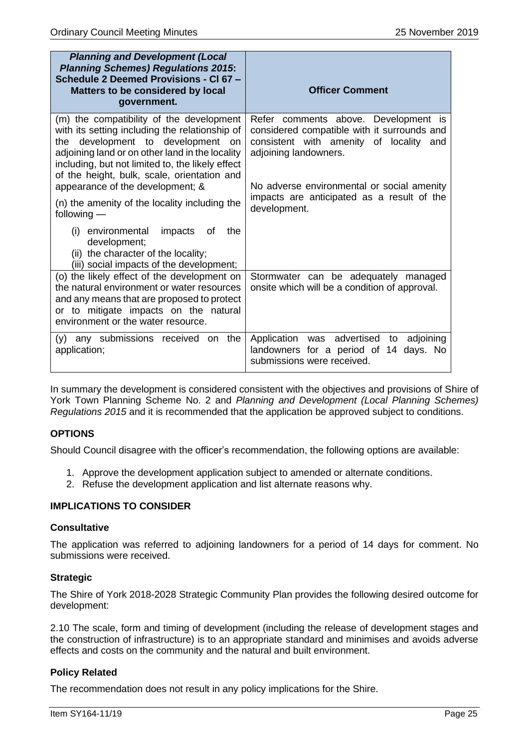| ***Planning and Development (Local Planning Schemes) Regulations 2015*: Schedule 2 Deemed Provisions - Cl 67 – Matters to be considered by local government.** | **Officer Comment** |
|---|---|
| (m) the compatibility of the development with its setting including the relationship of the development to development on adjoining land or on other land in the locality including, but not limited to, the likely effect of the height, bulk, scale, orientation and appearance of the development; &<br><br>(n) the amenity of the locality including the following —<br><br>(i) environmental impacts of the development;<br>(ii) the character of the locality;<br>(iii) social impacts of the development; | Refer comments above. Development is considered compatible with it surrounds and consistent with amenity of locality and adjoining landowners.<br><br>No adverse environmental or social amenity impacts are anticipated as a result of the development. |
| (o) the likely effect of the development on the natural environment or water resources and any means that are proposed to protect or to mitigate impacts on the natural environment or the water resource. | Stormwater can be adequately managed onsite which will be a condition of approval. |
| (y) any submissions received on the application; | Application was advertised to adjoining landowners for a period of 14 days. No submissions were received. |

In summary the development is considered consistent with the objectives and provisions of Shire of York Town Planning Scheme No. 2 and *Planning and Development (Local Planning Schemes) Regulations 2015* and it is recommended that the application be approved subject to conditions.

## OPTIONS

Should Council disagree with the officer's recommendation, the following options are available:

1. Approve the development application subject to amended or alternate conditions.
2. Refuse the development application and list alternate reasons why.

## IMPLICATIONS TO CONSIDER

### Consultative

The application was referred to adjoining landowners for a period of 14 days for comment. No submissions were received.

### Strategic

The Shire of York 2018-2028 Strategic Community Plan provides the following desired outcome for development:

2.10 The scale, form and timing of development (including the release of development stages and the construction of infrastructure) is to an appropriate standard and minimises and avoids adverse effects and costs on the community and the natural and built environment.

### Policy Related

The recommendation does not result in any policy implications for the Shire.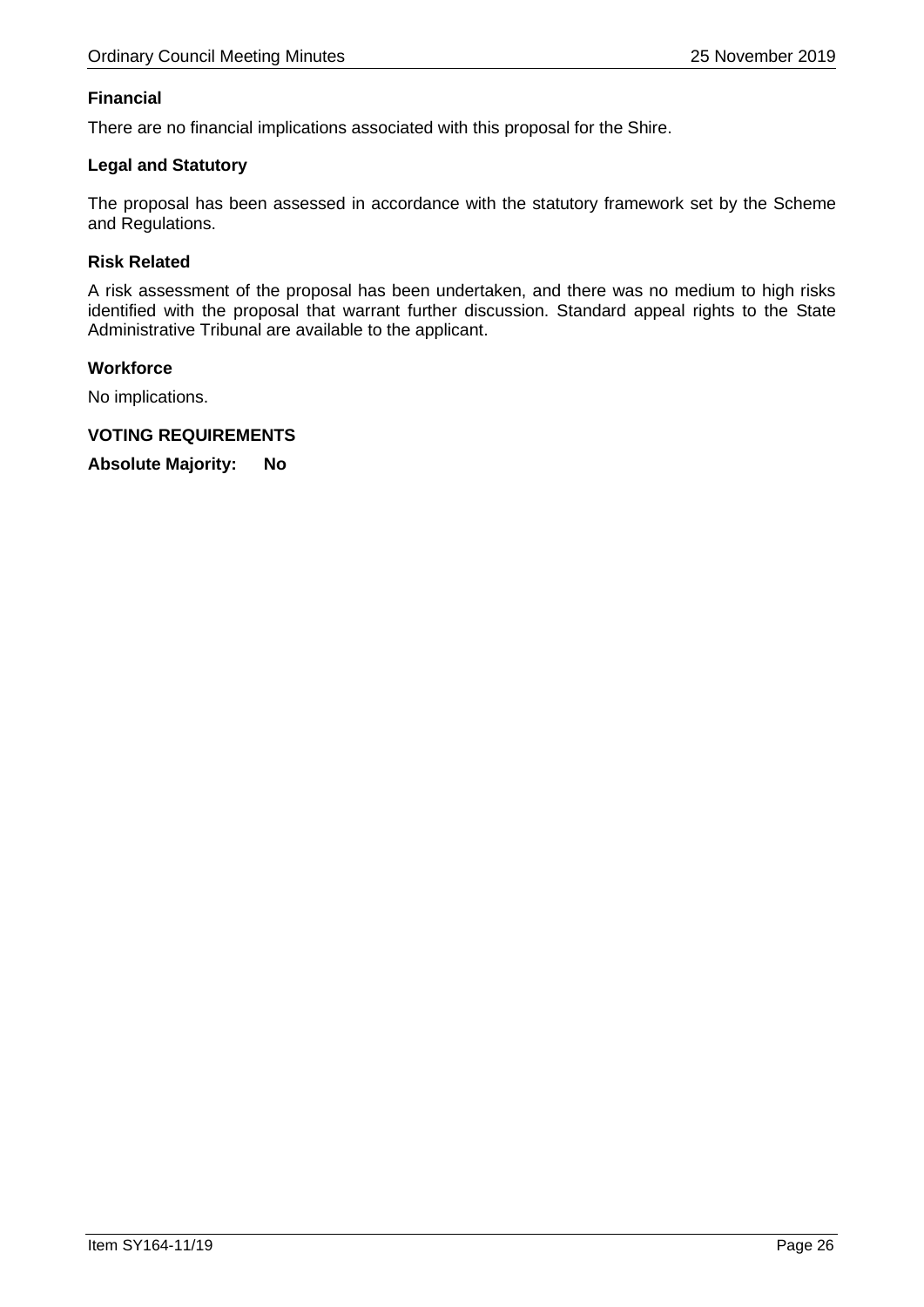**Financial**

There are no financial implications associated with this proposal for the Shire.

**Legal and Statutory**

The proposal has been assessed in accordance with the statutory framework set by the Scheme and Regulations.

**Risk Related**

A risk assessment of the proposal has been undertaken, and there was no medium to high risks identified with the proposal that warrant further discussion. Standard appeal rights to the State Administrative Tribunal are available to the applicant.

**Workforce**

No implications.

**VOTING REQUIREMENTS**

**Absolute Majority: No**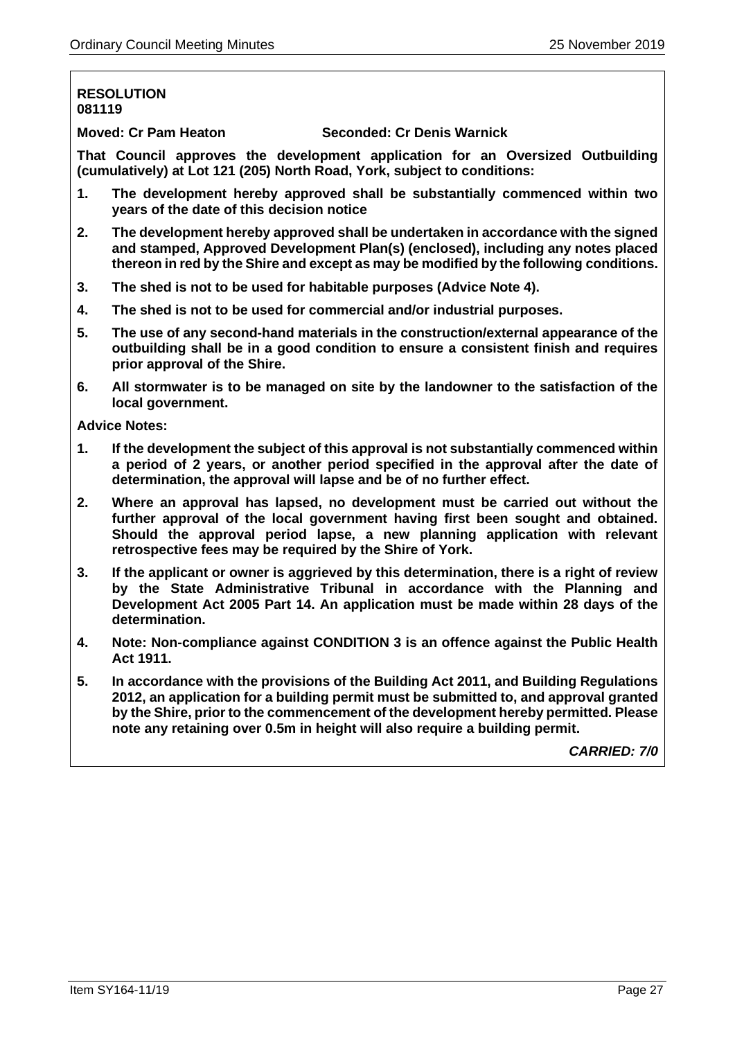**RESOLUTION**
**081119**

**Moved: Cr Pam Heaton** **Seconded: Cr Denis Warnick**

**That Council approves the development application for an Oversized Outbuilding (cumulatively) at Lot 121 (205) North Road, York, subject to conditions:**

1. **The development hereby approved shall be substantially commenced within two years of the date of this decision notice**
2. **The development hereby approved shall be undertaken in accordance with the signed and stamped, Approved Development Plan(s) (enclosed), including any notes placed thereon in red by the Shire and except as may be modified by the following conditions.**
3. **The shed is not to be used for habitable purposes (Advice Note 4).**
4. **The shed is not to be used for commercial and/or industrial purposes.**
5. **The use of any second-hand materials in the construction/external appearance of the outbuilding shall be in a good condition to ensure a consistent finish and requires prior approval of the Shire.**
6. **All stormwater is to be managed on site by the landowner to the satisfaction of the local government.**

**Advice Notes:**

1. **If the development the subject of this approval is not substantially commenced within a period of 2 years, or another period specified in the approval after the date of determination, the approval will lapse and be of no further effect.**
2. **Where an approval has lapsed, no development must be carried out without the further approval of the local government having first been sought and obtained. Should the approval period lapse, a new planning application with relevant retrospective fees may be required by the Shire of York.**
3. **If the applicant or owner is aggrieved by this determination, there is a right of review by the State Administrative Tribunal in accordance with the Planning and Development Act 2005 Part 14. An application must be made within 28 days of the determination.**
4. **Note: Non-compliance against CONDITION 3 is an offence against the Public Health Act 1911.**
5. **In accordance with the provisions of the Building Act 2011, and Building Regulations 2012, an application for a building permit must be submitted to, and approval granted by the Shire, prior to the commencement of the development hereby permitted. Please note any retaining over 0.5m in height will also require a building permit.**

***CARRIED: 7/0***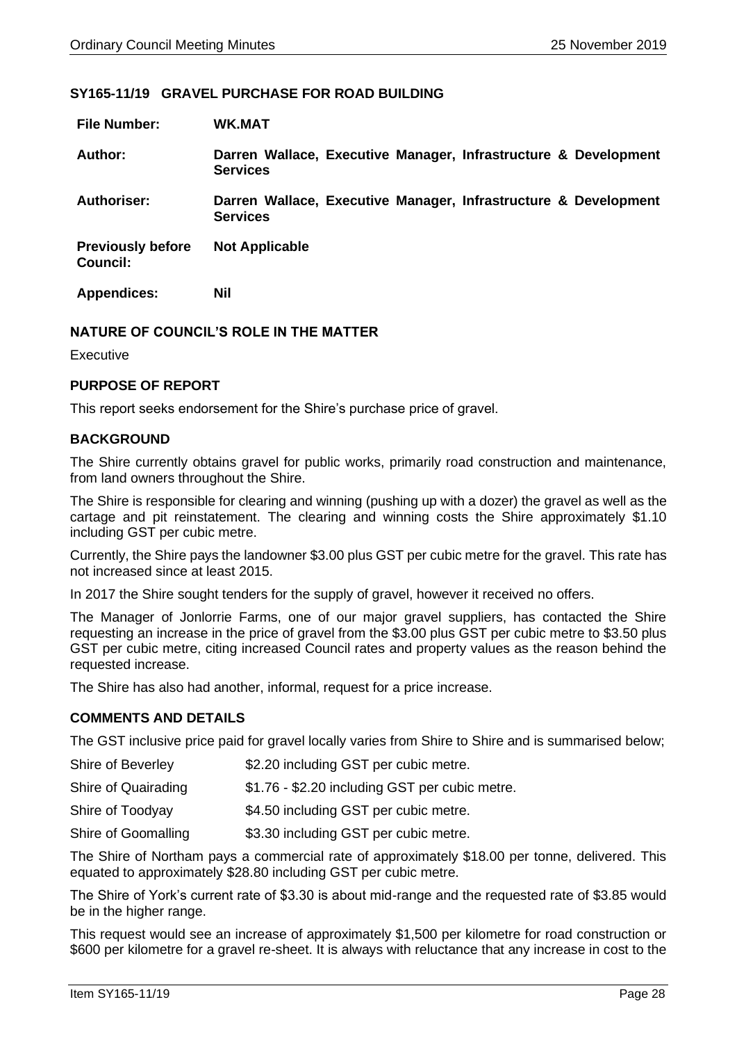## SY165-11/19 GRAVEL PURCHASE FOR ROAD BUILDING

| | |
|---|---|
| **File Number:** | **WK.MAT** |
| **Author:** | **Darren Wallace, Executive Manager, Infrastructure & Development Services** |
| **Authoriser:** | **Darren Wallace, Executive Manager, Infrastructure & Development Services** |
| **Previously before Council:** | **Not Applicable** |
| **Appendices:** | **Nil** |

### NATURE OF COUNCIL'S ROLE IN THE MATTER

Executive

### PURPOSE OF REPORT

This report seeks endorsement for the Shire's purchase price of gravel.

### BACKGROUND

The Shire currently obtains gravel for public works, primarily road construction and maintenance, from land owners throughout the Shire.

The Shire is responsible for clearing and winning (pushing up with a dozer) the gravel as well as the cartage and pit reinstatement. The clearing and winning costs the Shire approximately $1.10 including GST per cubic metre.

Currently, the Shire pays the landowner $3.00 plus GST per cubic metre for the gravel. This rate has not increased since at least 2015.

In 2017 the Shire sought tenders for the supply of gravel, however it received no offers.

The Manager of Jonlorrie Farms, one of our major gravel suppliers, has contacted the Shire requesting an increase in the price of gravel from the $3.00 plus GST per cubic metre to $3.50 plus GST per cubic metre, citing increased Council rates and property values as the reason behind the requested increase.

The Shire has also had another, informal, request for a price increase.

### COMMENTS AND DETAILS

The GST inclusive price paid for gravel locally varies from Shire to Shire and is summarised below;

| | |
|---|---|
| Shire of Beverley | $2.20 including GST per cubic metre. |
| Shire of Quairading | $1.76 - $2.20 including GST per cubic metre. |
| Shire of Toodyay | $4.50 including GST per cubic metre. |
| Shire of Goomalling | $3.30 including GST per cubic metre. |

The Shire of Northam pays a commercial rate of approximately $18.00 per tonne, delivered. This equated to approximately $28.80 including GST per cubic metre.

The Shire of York's current rate of $3.30 is about mid-range and the requested rate of $3.85 would be in the higher range.

This request would see an increase of approximately $1,500 per kilometre for road construction or $600 per kilometre for a gravel re-sheet. It is always with reluctance that any increase in cost to the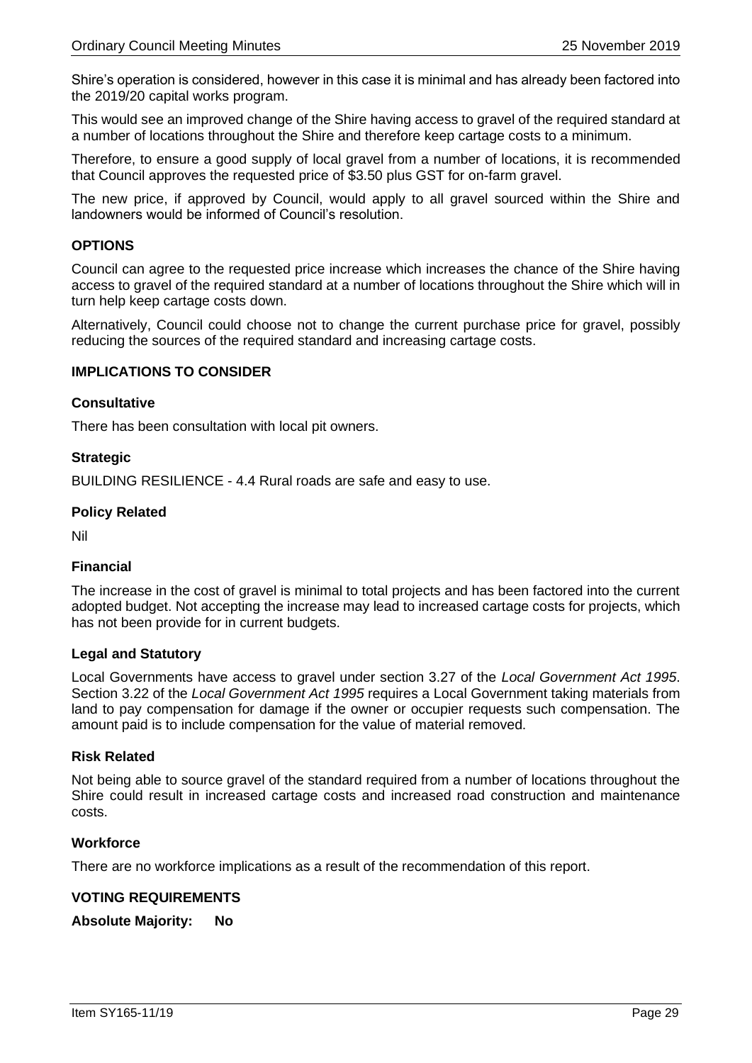Shire's operation is considered, however in this case it is minimal and has already been factored into the 2019/20 capital works program.

This would see an improved change of the Shire having access to gravel of the required standard at a number of locations throughout the Shire and therefore keep cartage costs to a minimum.

Therefore, to ensure a good supply of local gravel from a number of locations, it is recommended that Council approves the requested price of $3.50 plus GST for on-farm gravel.

The new price, if approved by Council, would apply to all gravel sourced within the Shire and landowners would be informed of Council's resolution.

**OPTIONS**

Council can agree to the requested price increase which increases the chance of the Shire having access to gravel of the required standard at a number of locations throughout the Shire which will in turn help keep cartage costs down.

Alternatively, Council could choose not to change the current purchase price for gravel, possibly reducing the sources of the required standard and increasing cartage costs.

**IMPLICATIONS TO CONSIDER**

**Consultative**

There has been consultation with local pit owners.

**Strategic**

BUILDING RESILIENCE - 4.4 Rural roads are safe and easy to use.

**Policy Related**

Nil

**Financial**

The increase in the cost of gravel is minimal to total projects and has been factored into the current adopted budget. Not accepting the increase may lead to increased cartage costs for projects, which has not been provide for in current budgets.

**Legal and Statutory**

Local Governments have access to gravel under section 3.27 of the *Local Government Act 1995*. Section 3.22 of the *Local Government Act 1995* requires a Local Government taking materials from land to pay compensation for damage if the owner or occupier requests such compensation. The amount paid is to include compensation for the value of material removed.

**Risk Related**

Not being able to source gravel of the standard required from a number of locations throughout the Shire could result in increased cartage costs and increased road construction and maintenance costs.

**Workforce**

There are no workforce implications as a result of the recommendation of this report.

**VOTING REQUIREMENTS**

**Absolute Majority: No**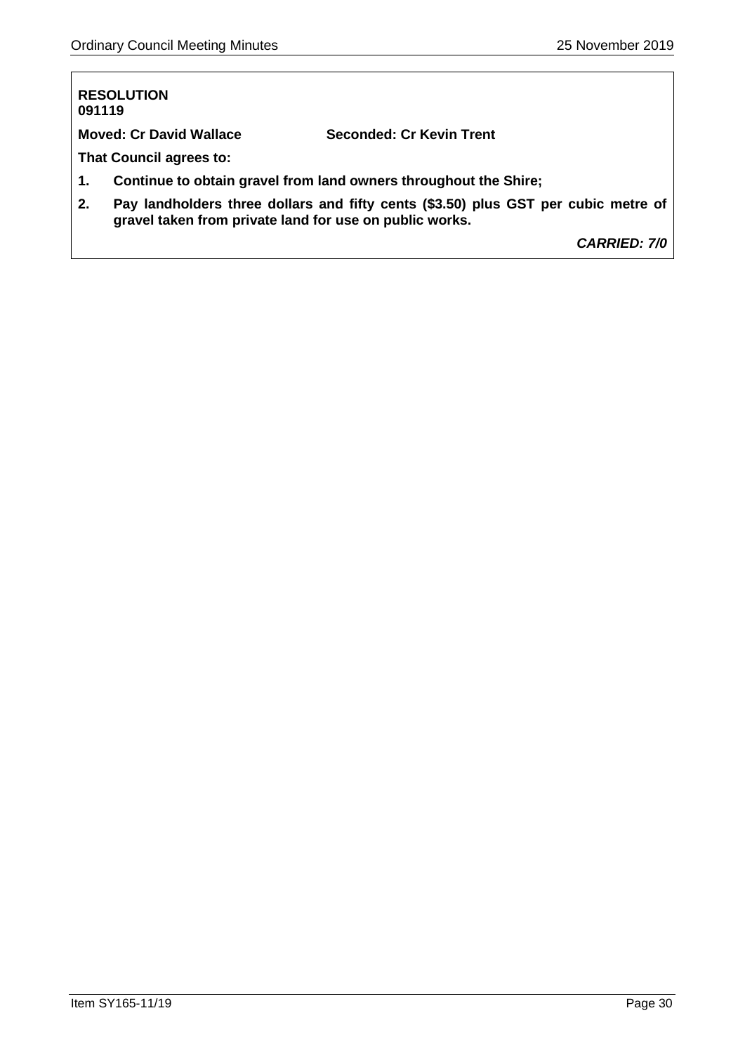**RESOLUTION**
**091119**

**Moved: Cr David Wallace** **Seconded: Cr Kevin Trent**

**That Council agrees to:**

1. **Continue to obtain gravel from land owners throughout the Shire;**
2. **Pay landholders three dollars and fifty cents ($3.50) plus GST per cubic metre of gravel taken from private land for use on public works.**

***CARRIED: 7/0***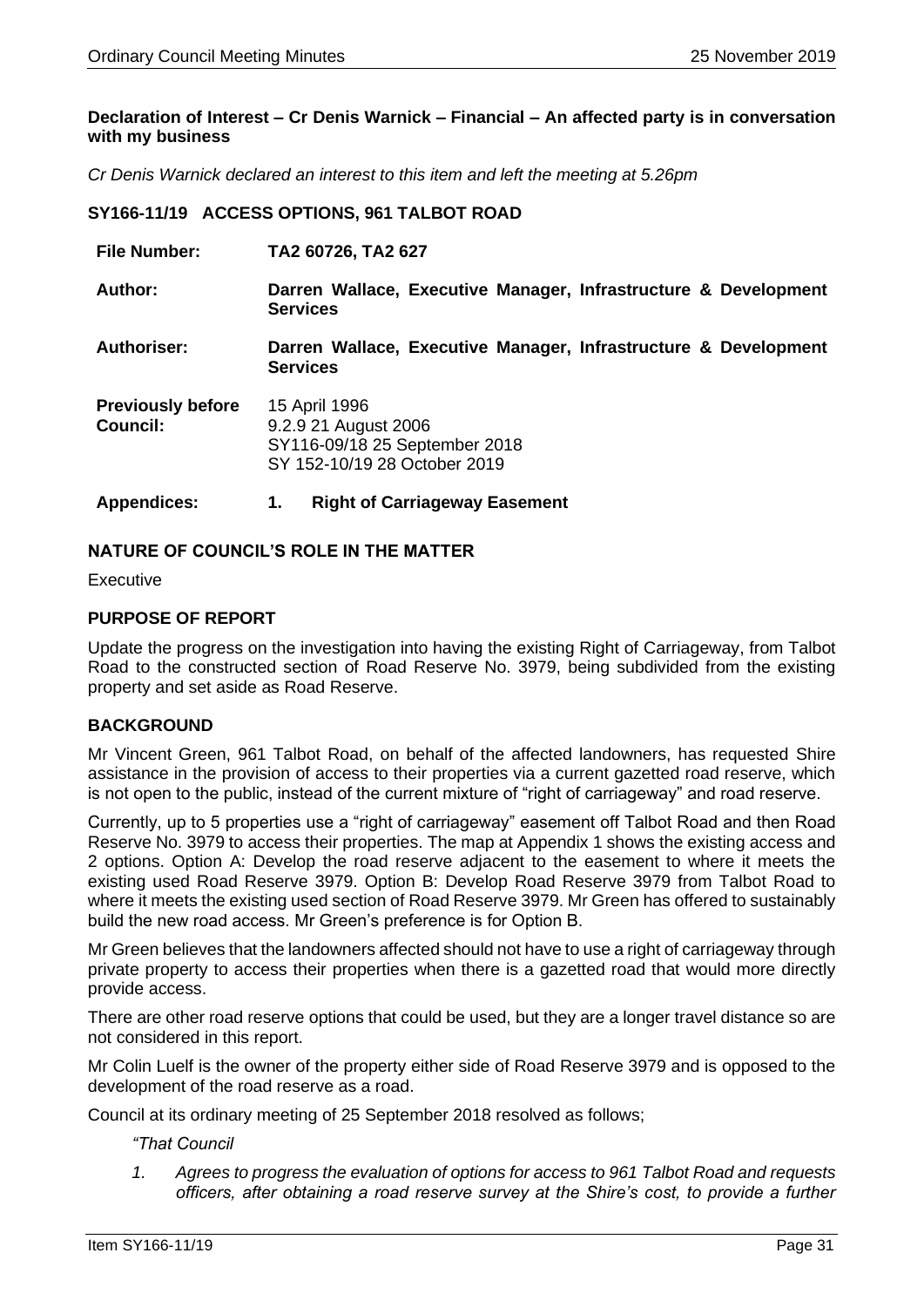**Declaration of Interest – Cr Denis Warnick – Financial – An affected party is in conversation with my business**

*Cr Denis Warnick declared an interest to this item and left the meeting at 5.26pm*

### SY166-11/19 ACCESS OPTIONS, 961 TALBOT ROAD

| | |
|---|---|
| **File Number:** | **TA2 60726, TA2 627** |
| **Author:** | **Darren Wallace, Executive Manager, Infrastructure & Development Services** |
| **Authoriser:** | **Darren Wallace, Executive Manager, Infrastructure & Development Services** |
| **Previously before Council:** | 15 April 1996<br>9.2.9 21 August 2006<br>SY116-09/18 25 September 2018<br>SY 152-10/19 28 October 2019 |
| **Appendices:** | **1. Right of Carriageway Easement** |

### NATURE OF COUNCIL'S ROLE IN THE MATTER

Executive

### PURPOSE OF REPORT

Update the progress on the investigation into having the existing Right of Carriageway, from Talbot Road to the constructed section of Road Reserve No. 3979, being subdivided from the existing property and set aside as Road Reserve.

### BACKGROUND

Mr Vincent Green, 961 Talbot Road, on behalf of the affected landowners, has requested Shire assistance in the provision of access to their properties via a current gazetted road reserve, which is not open to the public, instead of the current mixture of "right of carriageway" and road reserve.

Currently, up to 5 properties use a "right of carriageway" easement off Talbot Road and then Road Reserve No. 3979 to access their properties. The map at Appendix 1 shows the existing access and 2 options. Option A: Develop the road reserve adjacent to the easement to where it meets the existing used Road Reserve 3979. Option B: Develop Road Reserve 3979 from Talbot Road to where it meets the existing used section of Road Reserve 3979. Mr Green has offered to sustainably build the new road access. Mr Green's preference is for Option B.

Mr Green believes that the landowners affected should not have to use a right of carriageway through private property to access their properties when there is a gazetted road that would more directly provide access.

There are other road reserve options that could be used, but they are a longer travel distance so are not considered in this report.

Mr Colin Luelf is the owner of the property either side of Road Reserve 3979 and is opposed to the development of the road reserve as a road.

Council at its ordinary meeting of 25 September 2018 resolved as follows;

*"That Council*

1. *Agrees to progress the evaluation of options for access to 961 Talbot Road and requests officers, after obtaining a road reserve survey at the Shire's cost, to provide a further*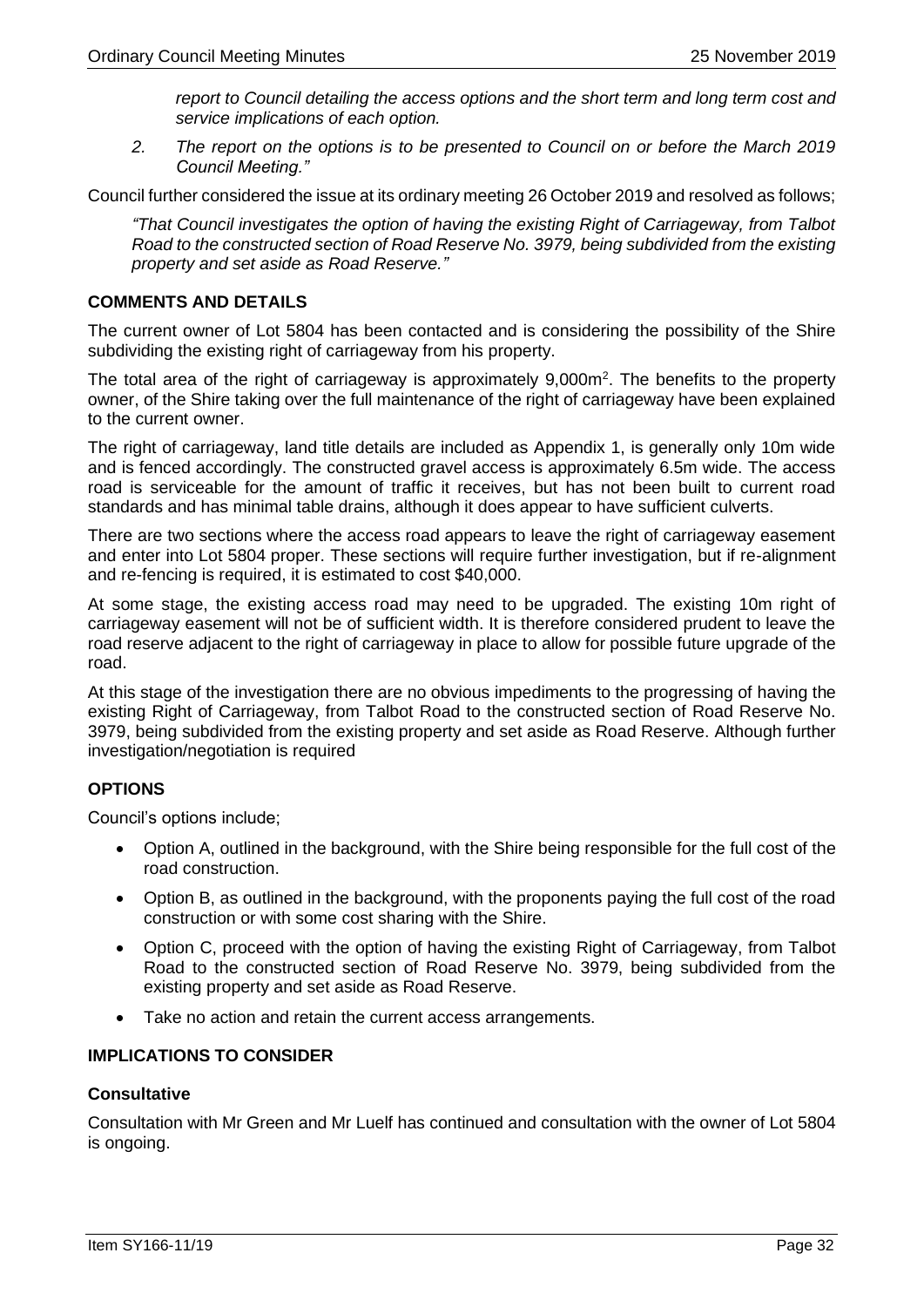*report to Council detailing the access options and the short term and long term cost and service implications of each option.*

*2. The report on the options is to be presented to Council on or before the March 2019 Council Meeting."*

Council further considered the issue at its ordinary meeting 26 October 2019 and resolved as follows;

*"That Council investigates the option of having the existing Right of Carriageway, from Talbot Road to the constructed section of Road Reserve No. 3979, being subdivided from the existing property and set aside as Road Reserve."*

### COMMENTS AND DETAILS

The current owner of Lot 5804 has been contacted and is considering the possibility of the Shire subdividing the existing right of carriageway from his property.

The total area of the right of carriageway is approximately 9,000m$^2$. The benefits to the property owner, of the Shire taking over the full maintenance of the right of carriageway have been explained to the current owner.

The right of carriageway, land title details are included as Appendix 1, is generally only 10m wide and is fenced accordingly. The constructed gravel access is approximately 6.5m wide. The access road is serviceable for the amount of traffic it receives, but has not been built to current road standards and has minimal table drains, although it does appear to have sufficient culverts.

There are two sections where the access road appears to leave the right of carriageway easement and enter into Lot 5804 proper. These sections will require further investigation, but if re-alignment and re-fencing is required, it is estimated to cost $40,000.

At some stage, the existing access road may need to be upgraded. The existing 10m right of carriageway easement will not be of sufficient width. It is therefore considered prudent to leave the road reserve adjacent to the right of carriageway in place to allow for possible future upgrade of the road.

At this stage of the investigation there are no obvious impediments to the progressing of having the existing Right of Carriageway, from Talbot Road to the constructed section of Road Reserve No. 3979, being subdivided from the existing property and set aside as Road Reserve. Although further investigation/negotiation is required

### OPTIONS

Council's options include;

- Option A, outlined in the background, with the Shire being responsible for the full cost of the road construction.
- Option B, as outlined in the background, with the proponents paying the full cost of the road construction or with some cost sharing with the Shire.
- Option C, proceed with the option of having the existing Right of Carriageway, from Talbot Road to the constructed section of Road Reserve No. 3979, being subdivided from the existing property and set aside as Road Reserve.
- Take no action and retain the current access arrangements.

### IMPLICATIONS TO CONSIDER

#### Consultative

Consultation with Mr Green and Mr Luelf has continued and consultation with the owner of Lot 5804 is ongoing.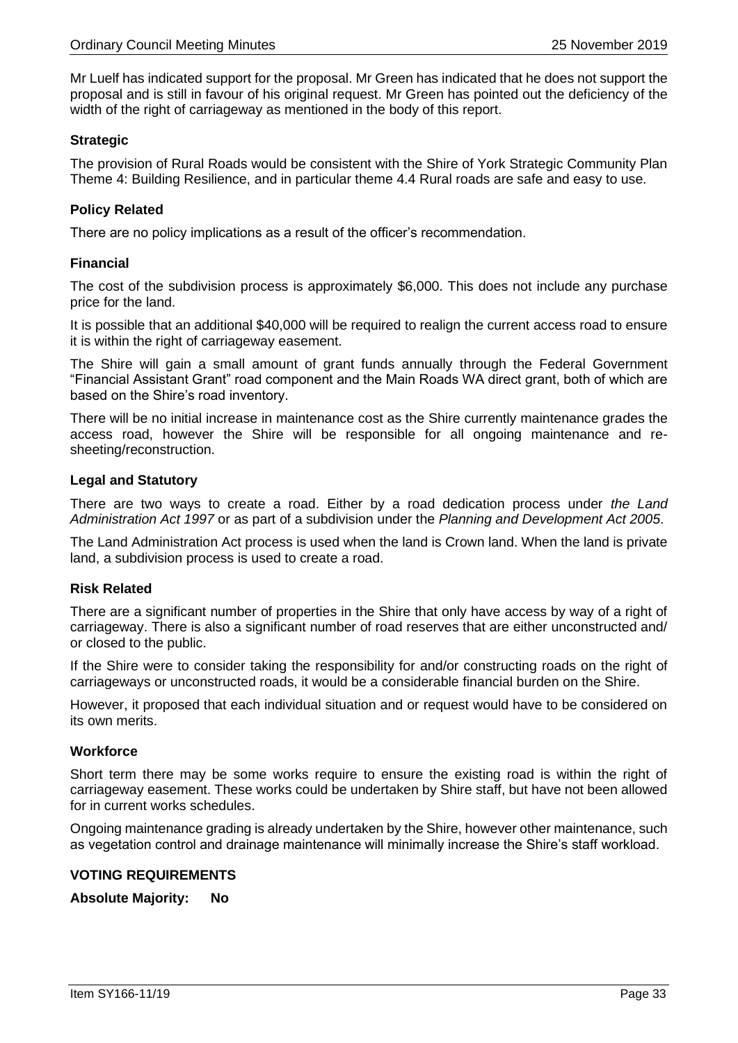Mr Luelf has indicated support for the proposal. Mr Green has indicated that he does not support the proposal and is still in favour of his original request. Mr Green has pointed out the deficiency of the width of the right of carriageway as mentioned in the body of this report.

### Strategic

The provision of Rural Roads would be consistent with the Shire of York Strategic Community Plan Theme 4: Building Resilience, and in particular theme 4.4 Rural roads are safe and easy to use.

### Policy Related

There are no policy implications as a result of the officer's recommendation.

### Financial

The cost of the subdivision process is approximately $6,000. This does not include any purchase price for the land.

It is possible that an additional $40,000 will be required to realign the current access road to ensure it is within the right of carriageway easement.

The Shire will gain a small amount of grant funds annually through the Federal Government "Financial Assistant Grant" road component and the Main Roads WA direct grant, both of which are based on the Shire's road inventory.

There will be no initial increase in maintenance cost as the Shire currently maintenance grades the access road, however the Shire will be responsible for all ongoing maintenance and re-sheeting/reconstruction.

### Legal and Statutory

There are two ways to create a road. Either by a road dedication process under *the Land Administration Act 1997* or as part of a subdivision under the *Planning and Development Act 2005*.

The Land Administration Act process is used when the land is Crown land. When the land is private land, a subdivision process is used to create a road.

### Risk Related

There are a significant number of properties in the Shire that only have access by way of a right of carriageway. There is also a significant number of road reserves that are either unconstructed and/ or closed to the public.

If the Shire were to consider taking the responsibility for and/or constructing roads on the right of carriageways or unconstructed roads, it would be a considerable financial burden on the Shire.

However, it proposed that each individual situation and or request would have to be considered on its own merits.

### Workforce

Short term there may be some works require to ensure the existing road is within the right of carriageway easement. These works could be undertaken by Shire staff, but have not been allowed for in current works schedules.

Ongoing maintenance grading is already undertaken by the Shire, however other maintenance, such as vegetation control and drainage maintenance will minimally increase the Shire's staff workload.

### VOTING REQUIREMENTS

**Absolute Majority: No**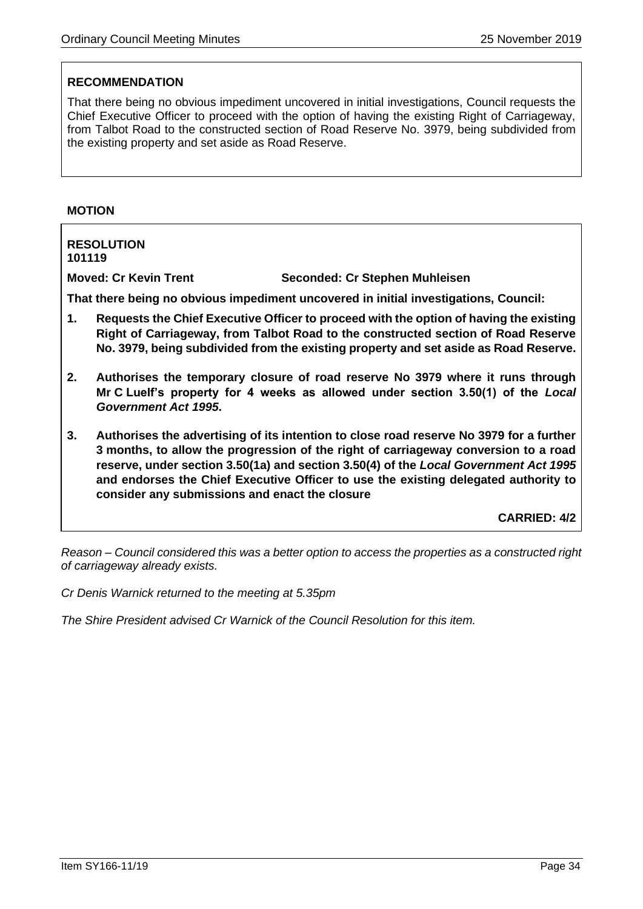**RECOMMENDATION**

That there being no obvious impediment uncovered in initial investigations, Council requests the Chief Executive Officer to proceed with the option of having the existing Right of Carriageway, from Talbot Road to the constructed section of Road Reserve No. 3979, being subdivided from the existing property and set aside as Road Reserve.

**MOTION**

**RESOLUTION**
**101119**

**Moved: Cr Kevin Trent** **Seconded: Cr Stephen Muhleisen**

**That there being no obvious impediment uncovered in initial investigations, Council:**

1. **Requests the Chief Executive Officer to proceed with the option of having the existing Right of Carriageway, from Talbot Road to the constructed section of Road Reserve No. 3979, being subdivided from the existing property and set aside as Road Reserve.**

2. **Authorises the temporary closure of road reserve No 3979 where it runs through Mr C Luelf's property for 4 weeks as allowed under section 3.50(1) of the *Local Government Act 1995*.**

3. **Authorises the advertising of its intention to close road reserve No 3979 for a further 3 months, to allow the progression of the right of carriageway conversion to a road reserve, under section 3.50(1a) and section 3.50(4) of the *Local Government Act 1995* and endorses the Chief Executive Officer to use the existing delegated authority to consider any submissions and enact the closure**

**CARRIED: 4/2**

*Reason – Council considered this was a better option to access the properties as a constructed right of carriageway already exists.*

*Cr Denis Warnick returned to the meeting at 5.35pm*

*The Shire President advised Cr Warnick of the Council Resolution for this item.*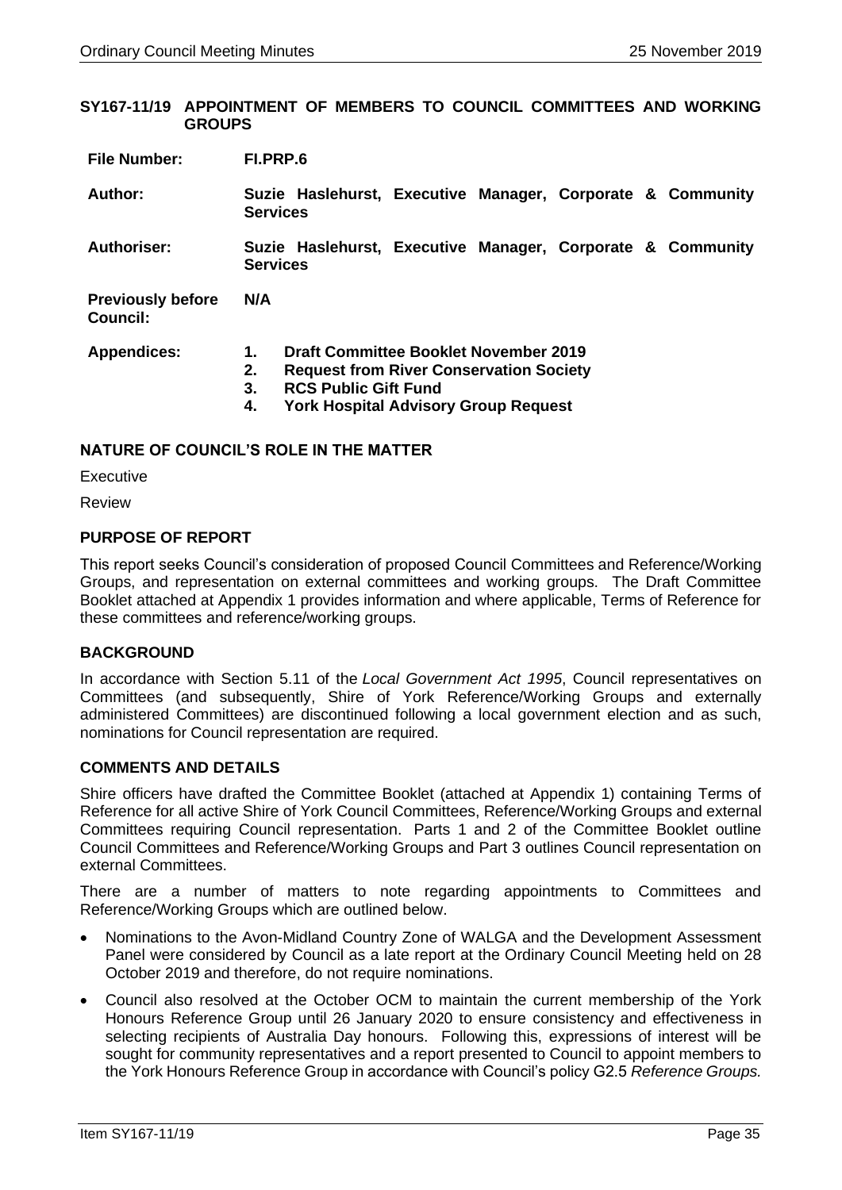## SY167-11/19 APPOINTMENT OF MEMBERS TO COUNCIL COMMITTEES AND WORKING GROUPS

| | |
|---|---|
| **File Number:** | **FI.PRP.6** |
| **Author:** | **Suzie Haslehurst, Executive Manager, Corporate & Community Services** |
| **Authoriser:** | **Suzie Haslehurst, Executive Manager, Corporate & Community Services** |
| **Previously before Council:** | **N/A** |
| **Appendices:** | **1. Draft Committee Booklet November 2019**<br>**2. Request from River Conservation Society**<br>**3. RCS Public Gift Fund**<br>**4. York Hospital Advisory Group Request** |

### NATURE OF COUNCIL'S ROLE IN THE MATTER

Executive

Review

### PURPOSE OF REPORT

This report seeks Council's consideration of proposed Council Committees and Reference/Working Groups, and representation on external committees and working groups. The Draft Committee Booklet attached at Appendix 1 provides information and where applicable, Terms of Reference for these committees and reference/working groups.

### BACKGROUND

In accordance with Section 5.11 of the *Local Government Act 1995*, Council representatives on Committees (and subsequently, Shire of York Reference/Working Groups and externally administered Committees) are discontinued following a local government election and as such, nominations for Council representation are required.

### COMMENTS AND DETAILS

Shire officers have drafted the Committee Booklet (attached at Appendix 1) containing Terms of Reference for all active Shire of York Council Committees, Reference/Working Groups and external Committees requiring Council representation. Parts 1 and 2 of the Committee Booklet outline Council Committees and Reference/Working Groups and Part 3 outlines Council representation on external Committees.

There are a number of matters to note regarding appointments to Committees and Reference/Working Groups which are outlined below.

- Nominations to the Avon-Midland Country Zone of WALGA and the Development Assessment Panel were considered by Council as a late report at the Ordinary Council Meeting held on 28 October 2019 and therefore, do not require nominations.
- Council also resolved at the October OCM to maintain the current membership of the York Honours Reference Group until 26 January 2020 to ensure consistency and effectiveness in selecting recipients of Australia Day honours. Following this, expressions of interest will be sought for community representatives and a report presented to Council to appoint members to the York Honours Reference Group in accordance with Council's policy G2.5 *Reference Groups.*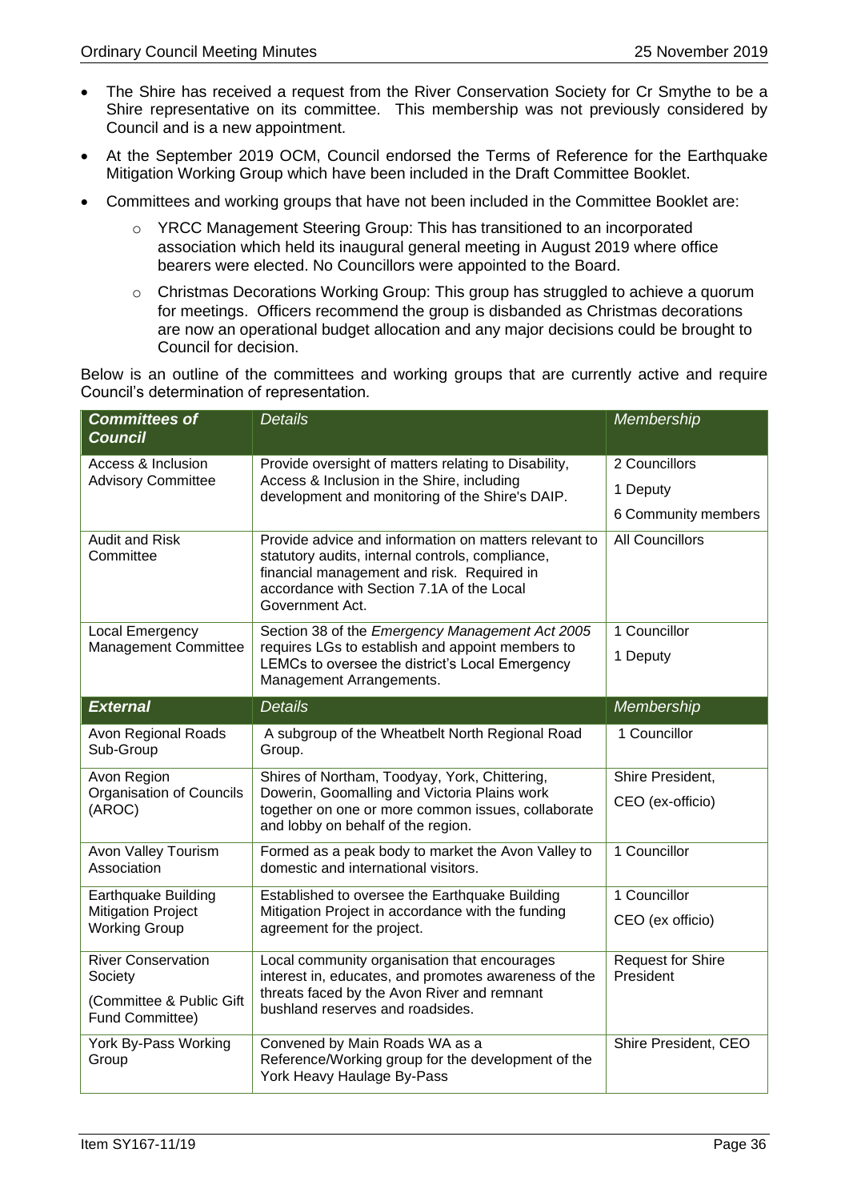- The Shire has received a request from the River Conservation Society for Cr Smythe to be a Shire representative on its committee. This membership was not previously considered by Council and is a new appointment.
- At the September 2019 OCM, Council endorsed the Terms of Reference for the Earthquake Mitigation Working Group which have been included in the Draft Committee Booklet.
- Committees and working groups that have not been included in the Committee Booklet are:
  - YRCC Management Steering Group: This has transitioned to an incorporated association which held its inaugural general meeting in August 2019 where office bearers were elected. No Councillors were appointed to the Board.
  - Christmas Decorations Working Group: This group has struggled to achieve a quorum for meetings. Officers recommend the group is disbanded as Christmas decorations are now an operational budget allocation and any major decisions could be brought to Council for decision.

Below is an outline of the committees and working groups that are currently active and require Council's determination of representation.

| ***Committees of Council*** | *Details* | *Membership* |
|---|---|---|
| Access & Inclusion Advisory Committee | Provide oversight of matters relating to Disability, Access & Inclusion in the Shire, including development and monitoring of the Shire's DAIP. | 2 Councillors<br>1 Deputy<br>6 Community members |
| Audit and Risk Committee | Provide advice and information on matters relevant to statutory audits, internal controls, compliance, financial management and risk. Required in accordance with Section 7.1A of the Local Government Act. | All Councillors |
| Local Emergency Management Committee | Section 38 of the *Emergency Management Act 2005* requires LGs to establish and appoint members to LEMCs to oversee the district's Local Emergency Management Arrangements. | 1 Councillor<br>1 Deputy |
| ***External*** | *Details* | *Membership* |
| Avon Regional Roads Sub-Group | A subgroup of the Wheatbelt North Regional Road Group. | 1 Councillor |
| Avon Region Organisation of Councils (AROC) | Shires of Northam, Toodyay, York, Chittering, Dowerin, Goomalling and Victoria Plains work together on one or more common issues, collaborate and lobby on behalf of the region. | Shire President,<br>CEO (ex-officio) |
| Avon Valley Tourism Association | Formed as a peak body to market the Avon Valley to domestic and international visitors. | 1 Councillor |
| Earthquake Building Mitigation Project Working Group | Established to oversee the Earthquake Building Mitigation Project in accordance with the funding agreement for the project. | 1 Councillor<br>CEO (ex officio) |
| River Conservation Society<br>(Committee & Public Gift Fund Committee) | Local community organisation that encourages interest in, educates, and promotes awareness of the threats faced by the Avon River and remnant bushland reserves and roadsides. | Request for Shire President |
| York By-Pass Working Group | Convened by Main Roads WA as a Reference/Working group for the development of the York Heavy Haulage By-Pass | Shire President, CEO |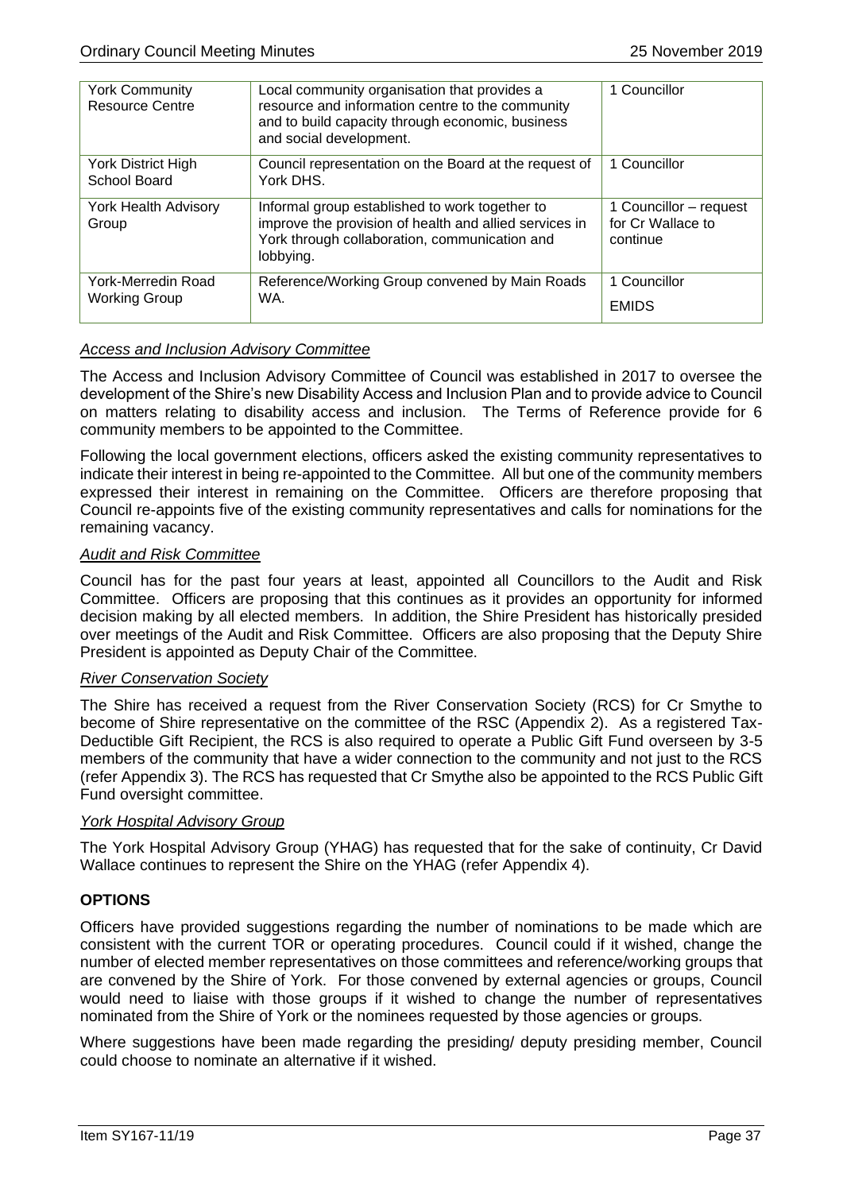| York Community Resource Centre | Local community organisation that provides a resource and information centre to the community and to build capacity through economic, business and social development. | 1 Councillor |
|---|---|---|
| York District High School Board | Council representation on the Board at the request of York DHS. | 1 Councillor |
| York Health Advisory Group | Informal group established to work together to improve the provision of health and allied services in York through collaboration, communication and lobbying. | 1 Councillor – request for Cr Wallace to continue |
| York-Merredin Road Working Group | Reference/Working Group convened by Main Roads WA. | 1 Councillor<br>EMIDS |

*Access and Inclusion Advisory Committee*

The Access and Inclusion Advisory Committee of Council was established in 2017 to oversee the development of the Shire's new Disability Access and Inclusion Plan and to provide advice to Council on matters relating to disability access and inclusion. The Terms of Reference provide for 6 community members to be appointed to the Committee.

Following the local government elections, officers asked the existing community representatives to indicate their interest in being re-appointed to the Committee. All but one of the community members expressed their interest in remaining on the Committee. Officers are therefore proposing that Council re-appoints five of the existing community representatives and calls for nominations for the remaining vacancy.

*Audit and Risk Committee*

Council has for the past four years at least, appointed all Councillors to the Audit and Risk Committee. Officers are proposing that this continues as it provides an opportunity for informed decision making by all elected members. In addition, the Shire President has historically presided over meetings of the Audit and Risk Committee. Officers are also proposing that the Deputy Shire President is appointed as Deputy Chair of the Committee.

*River Conservation Society*

The Shire has received a request from the River Conservation Society (RCS) for Cr Smythe to become of Shire representative on the committee of the RSC (Appendix 2). As a registered Tax-Deductible Gift Recipient, the RCS is also required to operate a Public Gift Fund overseen by 3-5 members of the community that have a wider connection to the community and not just to the RCS (refer Appendix 3). The RCS has requested that Cr Smythe also be appointed to the RCS Public Gift Fund oversight committee.

*York Hospital Advisory Group*

The York Hospital Advisory Group (YHAG) has requested that for the sake of continuity, Cr David Wallace continues to represent the Shire on the YHAG (refer Appendix 4).

**OPTIONS**

Officers have provided suggestions regarding the number of nominations to be made which are consistent with the current TOR or operating procedures. Council could if it wished, change the number of elected member representatives on those committees and reference/working groups that are convened by the Shire of York. For those convened by external agencies or groups, Council would need to liaise with those groups if it wished to change the number of representatives nominated from the Shire of York or the nominees requested by those agencies or groups.

Where suggestions have been made regarding the presiding/ deputy presiding member, Council could choose to nominate an alternative if it wished.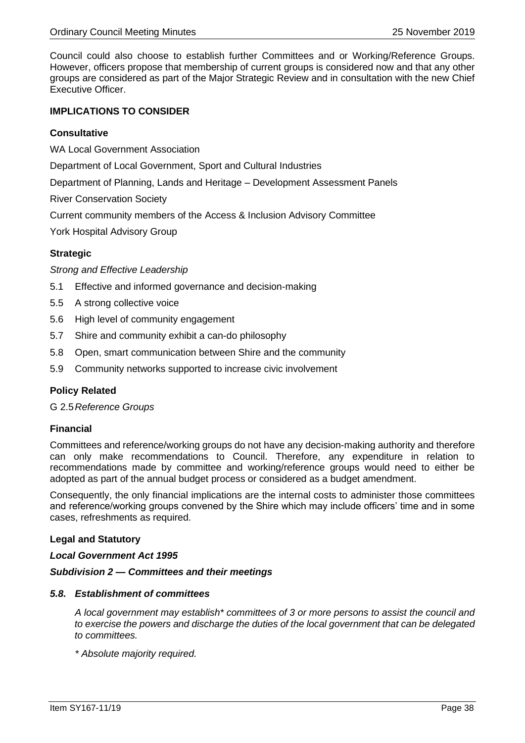Council could also choose to establish further Committees and or Working/Reference Groups. However, officers propose that membership of current groups is considered now and that any other groups are considered as part of the Major Strategic Review and in consultation with the new Chief Executive Officer.

## IMPLICATIONS TO CONSIDER

### Consultative

WA Local Government Association

Department of Local Government, Sport and Cultural Industries

Department of Planning, Lands and Heritage – Development Assessment Panels

River Conservation Society

Current community members of the Access & Inclusion Advisory Committee

York Hospital Advisory Group

### Strategic

*Strong and Effective Leadership*

- 5.1 Effective and informed governance and decision-making
- 5.5 A strong collective voice
- 5.6 High level of community engagement
- 5.7 Shire and community exhibit a can-do philosophy
- 5.8 Open, smart communication between Shire and the community
- 5.9 Community networks supported to increase civic involvement

### Policy Related

G 2.5 *Reference Groups*

### Financial

Committees and reference/working groups do not have any decision-making authority and therefore can only make recommendations to Council. Therefore, any expenditure in relation to recommendations made by committee and working/reference groups would need to either be adopted as part of the annual budget process or considered as a budget amendment.

Consequently, the only financial implications are the internal costs to administer those committees and reference/working groups convened by the Shire which may include officers' time and in some cases, refreshments as required.

### Legal and Statutory

***Local Government Act 1995***

***Subdivision 2 — Committees and their meetings***

***5.8. Establishment of committees***

> *A local government may establish\* committees of 3 or more persons to assist the council and to exercise the powers and discharge the duties of the local government that can be delegated to committees.*
>
> *\* Absolute majority required.*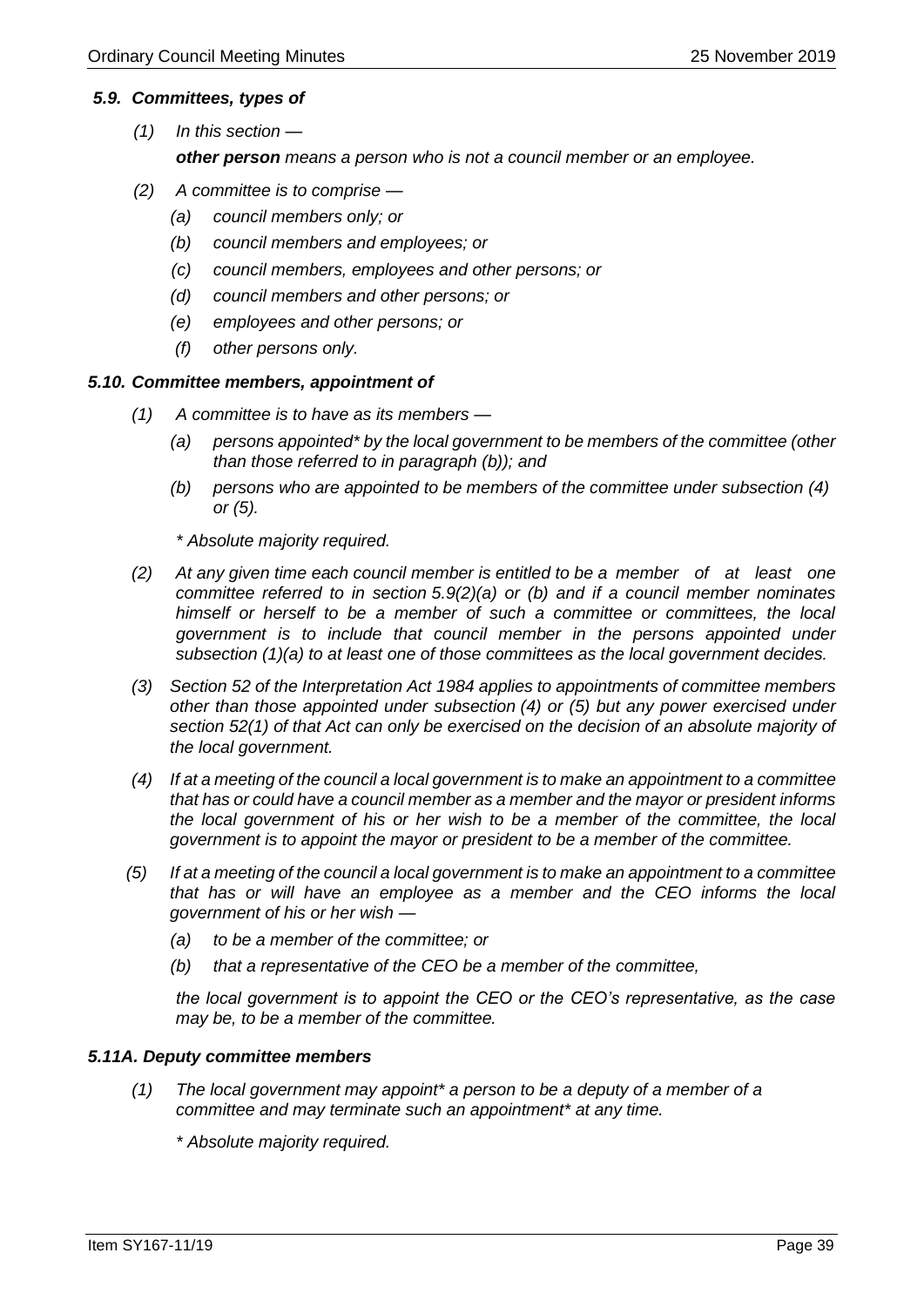### *5.9. Committees, types of*

*(1) In this section —*

***other person*** *means a person who is not a council member or an employee.*

*(2) A committee is to comprise —*

- *(a) council members only; or*
- *(b) council members and employees; or*
- *(c) council members, employees and other persons; or*
- *(d) council members and other persons; or*
- *(e) employees and other persons; or*
- *(f) other persons only.*

### *5.10. Committee members, appointment of*

*(1) A committee is to have as its members —*

- *(a) persons appointed* by the local government to be members of the committee (other than those referred to in paragraph (b)); and*
- *(b) persons who are appointed to be members of the committee under subsection (4) or (5).*

*\* Absolute majority required.*

*(2) At any given time each council member is entitled to be a member of at least one committee referred to in section 5.9(2)(a) or (b) and if a council member nominates himself or herself to be a member of such a committee or committees, the local government is to include that council member in the persons appointed under subsection (1)(a) to at least one of those committees as the local government decides.*

*(3) Section 52 of the Interpretation Act 1984 applies to appointments of committee members other than those appointed under subsection (4) or (5) but any power exercised under section 52(1) of that Act can only be exercised on the decision of an absolute majority of the local government.*

*(4) If at a meeting of the council a local government is to make an appointment to a committee that has or could have a council member as a member and the mayor or president informs the local government of his or her wish to be a member of the committee, the local government is to appoint the mayor or president to be a member of the committee.*

*(5) If at a meeting of the council a local government is to make an appointment to a committee that has or will have an employee as a member and the CEO informs the local government of his or her wish —*

- *(a) to be a member of the committee; or*
- *(b) that a representative of the CEO be a member of the committee,*

*the local government is to appoint the CEO or the CEO's representative, as the case may be, to be a member of the committee.*

### *5.11A. Deputy committee members*

*(1) The local government may appoint* a person to be a deputy of a member of a committee and may terminate such an appointment* at any time.*

*\* Absolute majority required.*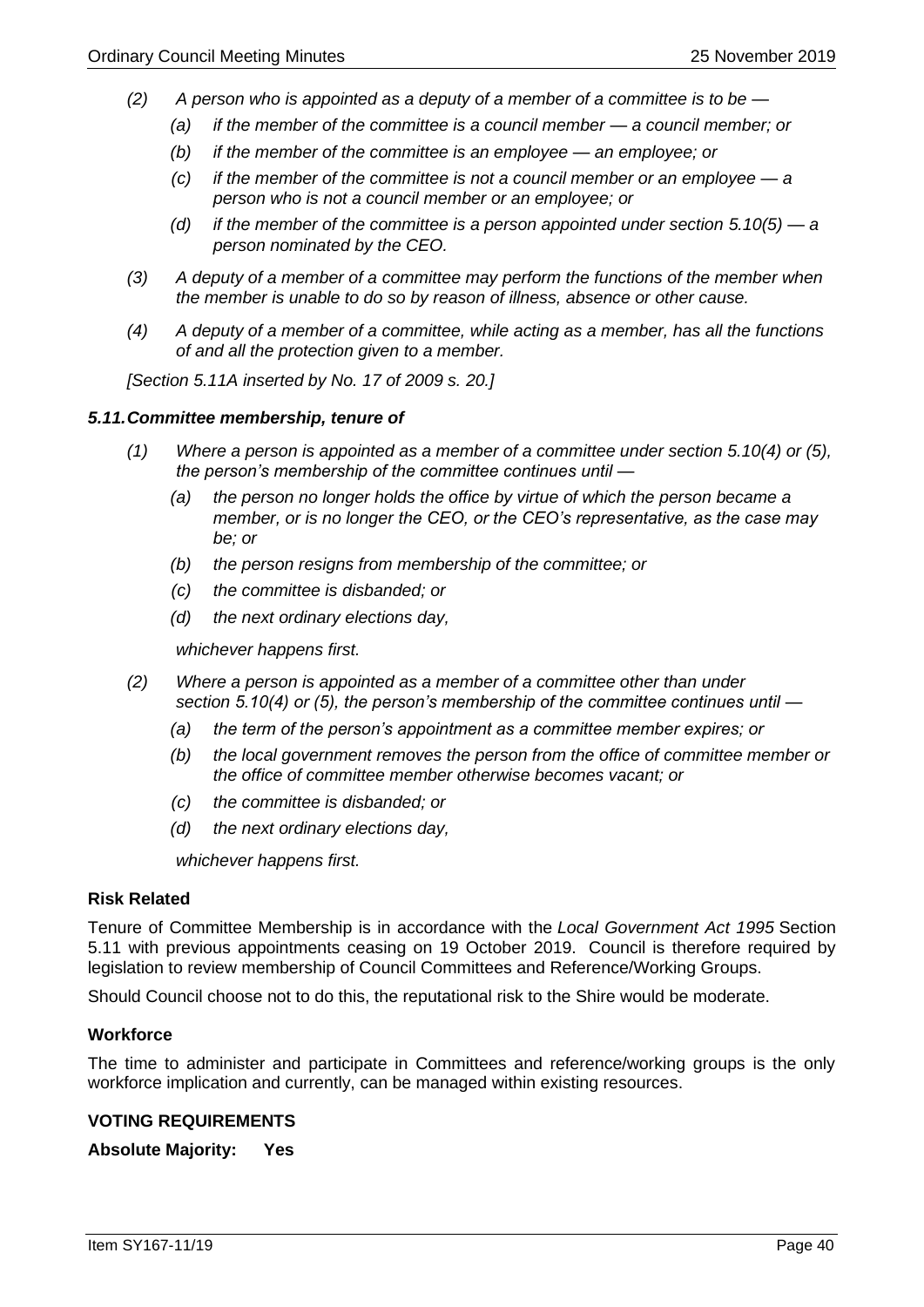*(2) A person who is appointed as a deputy of a member of a committee is to be —*

*(a) if the member of the committee is a council member — a council member; or*

*(b) if the member of the committee is an employee — an employee; or*

*(c) if the member of the committee is not a council member or an employee — a person who is not a council member or an employee; or*

*(d) if the member of the committee is a person appointed under section 5.10(5) — a person nominated by the CEO.*

*(3) A deputy of a member of a committee may perform the functions of the member when the member is unable to do so by reason of illness, absence or other cause.*

*(4) A deputy of a member of a committee, while acting as a member, has all the functions of and all the protection given to a member.*

*[Section 5.11A inserted by No. 17 of 2009 s. 20.]*

***5.11. Committee membership, tenure of***

*(1) Where a person is appointed as a member of a committee under section 5.10(4) or (5), the person's membership of the committee continues until —*

*(a) the person no longer holds the office by virtue of which the person became a member, or is no longer the CEO, or the CEO's representative, as the case may be; or*

*(b) the person resigns from membership of the committee; or*

*(c) the committee is disbanded; or*

*(d) the next ordinary elections day,*

*whichever happens first.*

*(2) Where a person is appointed as a member of a committee other than under section 5.10(4) or (5), the person's membership of the committee continues until —*

*(a) the term of the person's appointment as a committee member expires; or*

*(b) the local government removes the person from the office of committee member or the office of committee member otherwise becomes vacant; or*

*(c) the committee is disbanded; or*

*(d) the next ordinary elections day,*

*whichever happens first.*

**Risk Related**

Tenure of Committee Membership is in accordance with the *Local Government Act 1995* Section 5.11 with previous appointments ceasing on 19 October 2019. Council is therefore required by legislation to review membership of Council Committees and Reference/Working Groups.

Should Council choose not to do this, the reputational risk to the Shire would be moderate.

**Workforce**

The time to administer and participate in Committees and reference/working groups is the only workforce implication and currently, can be managed within existing resources.

**VOTING REQUIREMENTS**

**Absolute Majority: Yes**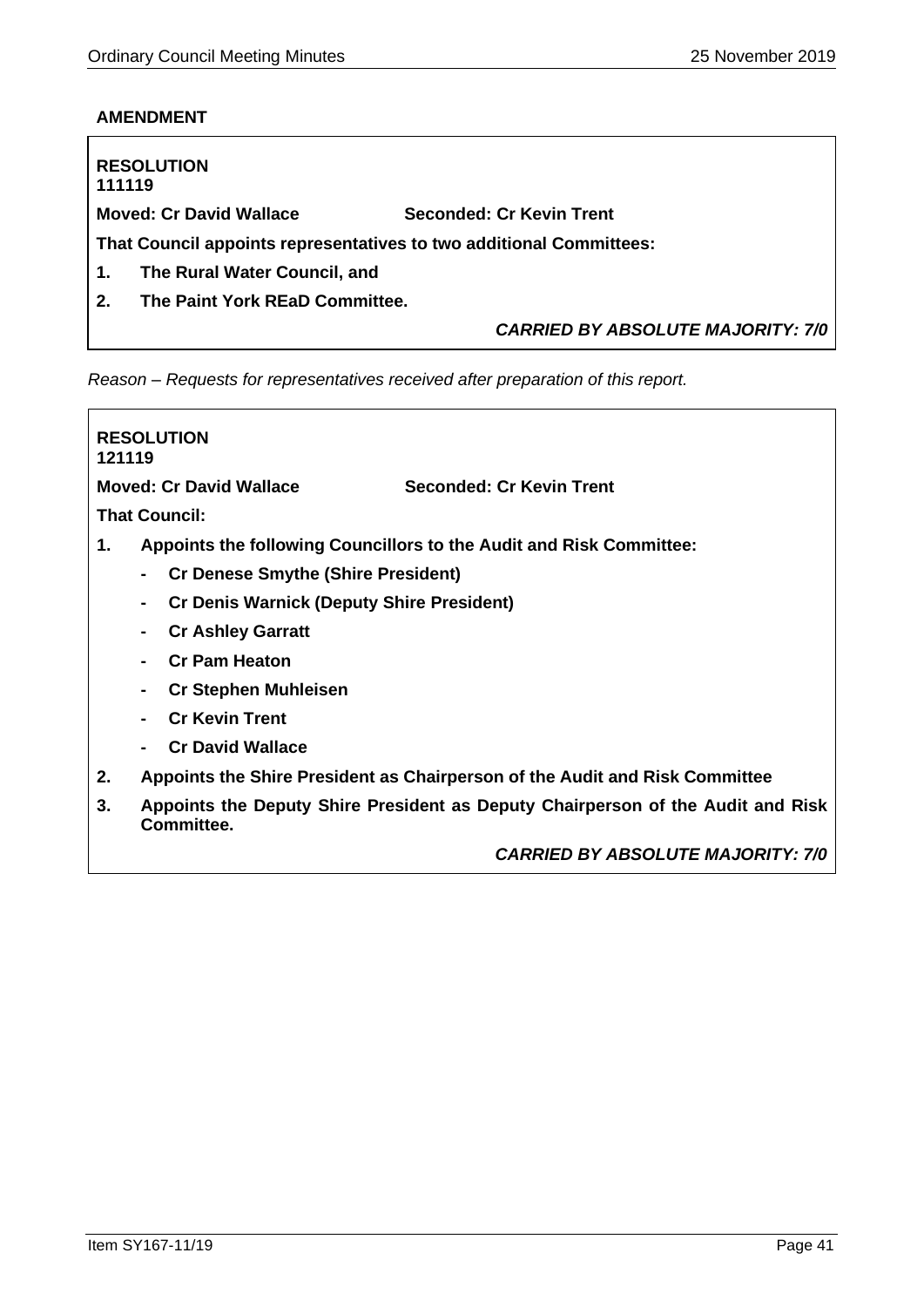**AMENDMENT**

**RESOLUTION**
**111119**

**Moved: Cr David Wallace** **Seconded: Cr Kevin Trent**

**That Council appoints representatives to two additional Committees:**

1. **The Rural Water Council, and**
2. **The Paint York REaD Committee.**

***CARRIED BY ABSOLUTE MAJORITY: 7/0***

*Reason – Requests for representatives received after preparation of this report.*

**RESOLUTION**
**121119**

**Moved: Cr David Wallace** **Seconded: Cr Kevin Trent**

**That Council:**

1. **Appoints the following Councillors to the Audit and Risk Committee:**
   - **Cr Denese Smythe (Shire President)**
   - **Cr Denis Warnick (Deputy Shire President)**
   - **Cr Ashley Garratt**
   - **Cr Pam Heaton**
   - **Cr Stephen Muhleisen**
   - **Cr Kevin Trent**
   - **Cr David Wallace**
2. **Appoints the Shire President as Chairperson of the Audit and Risk Committee**
3. **Appoints the Deputy Shire President as Deputy Chairperson of the Audit and Risk Committee.**

***CARRIED BY ABSOLUTE MAJORITY: 7/0***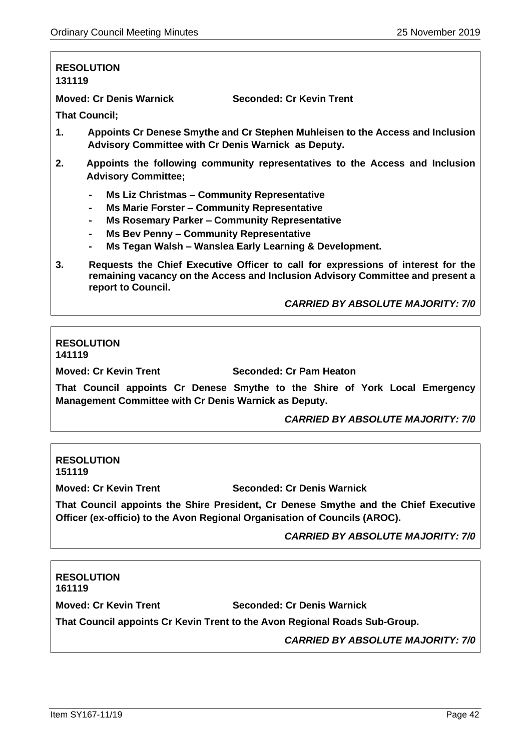**RESOLUTION**
**131119**

**Moved: Cr Denis Warnick** **Seconded: Cr Kevin Trent**

**That Council;**

1. **Appoints Cr Denese Smythe and Cr Stephen Muhleisen to the Access and Inclusion Advisory Committee with Cr Denis Warnick as Deputy.**
2. **Appoints the following community representatives to the Access and Inclusion Advisory Committee;**
   - **Ms Liz Christmas – Community Representative**
   - **Ms Marie Forster – Community Representative**
   - **Ms Rosemary Parker – Community Representative**
   - **Ms Bev Penny – Community Representative**
   - **Ms Tegan Walsh – Wanslea Early Learning & Development.**
3. **Requests the Chief Executive Officer to call for expressions of interest for the remaining vacancy on the Access and Inclusion Advisory Committee and present a report to Council.**

***CARRIED BY ABSOLUTE MAJORITY: 7/0***

**RESOLUTION**
**141119**

**Moved: Cr Kevin Trent** **Seconded: Cr Pam Heaton**

**That Council appoints Cr Denese Smythe to the Shire of York Local Emergency Management Committee with Cr Denis Warnick as Deputy.**

***CARRIED BY ABSOLUTE MAJORITY: 7/0***

**RESOLUTION**
**151119**

**Moved: Cr Kevin Trent** **Seconded: Cr Denis Warnick**

**That Council appoints the Shire President, Cr Denese Smythe and the Chief Executive Officer (ex-officio) to the Avon Regional Organisation of Councils (AROC).**

***CARRIED BY ABSOLUTE MAJORITY: 7/0***

**RESOLUTION**
**161119**

**Moved: Cr Kevin Trent** **Seconded: Cr Denis Warnick**

**That Council appoints Cr Kevin Trent to the Avon Regional Roads Sub-Group.**

***CARRIED BY ABSOLUTE MAJORITY: 7/0***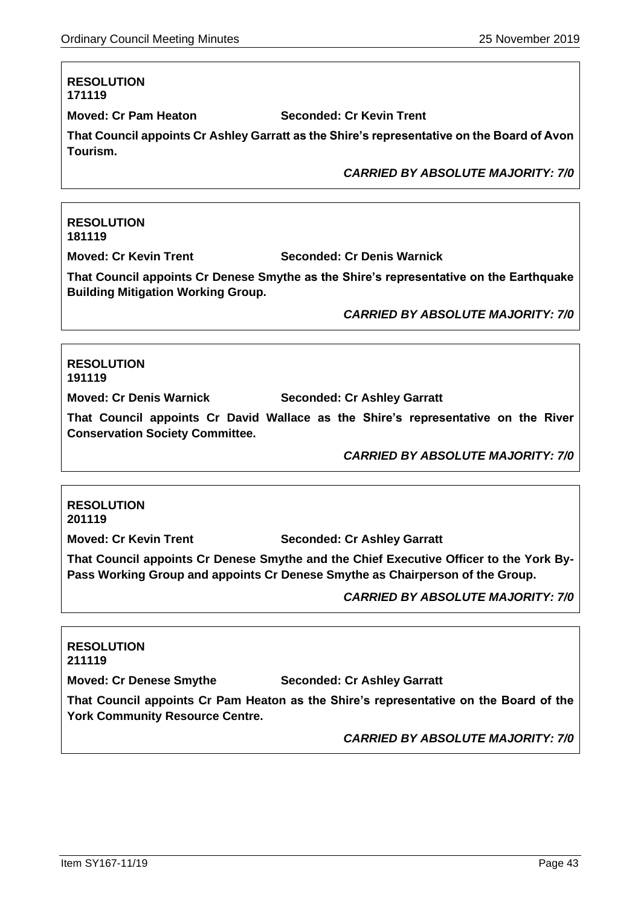**RESOLUTION**
**171119**

**Moved: Cr Pam Heaton** **Seconded: Cr Kevin Trent**

**That Council appoints Cr Ashley Garratt as the Shire's representative on the Board of Avon Tourism.**

***CARRIED BY ABSOLUTE MAJORITY: 7/0***

---

**RESOLUTION**
**181119**

**Moved: Cr Kevin Trent** **Seconded: Cr Denis Warnick**

**That Council appoints Cr Denese Smythe as the Shire's representative on the Earthquake Building Mitigation Working Group.**

***CARRIED BY ABSOLUTE MAJORITY: 7/0***

---

**RESOLUTION**
**191119**

**Moved: Cr Denis Warnick** **Seconded: Cr Ashley Garratt**

**That Council appoints Cr David Wallace as the Shire's representative on the River Conservation Society Committee.**

***CARRIED BY ABSOLUTE MAJORITY: 7/0***

---

**RESOLUTION**
**201119**

**Moved: Cr Kevin Trent** **Seconded: Cr Ashley Garratt**

**That Council appoints Cr Denese Smythe and the Chief Executive Officer to the York By-Pass Working Group and appoints Cr Denese Smythe as Chairperson of the Group.**

***CARRIED BY ABSOLUTE MAJORITY: 7/0***

---

**RESOLUTION**
**211119**

**Moved: Cr Denese Smythe** **Seconded: Cr Ashley Garratt**

**That Council appoints Cr Pam Heaton as the Shire's representative on the Board of the York Community Resource Centre.**

***CARRIED BY ABSOLUTE MAJORITY: 7/0***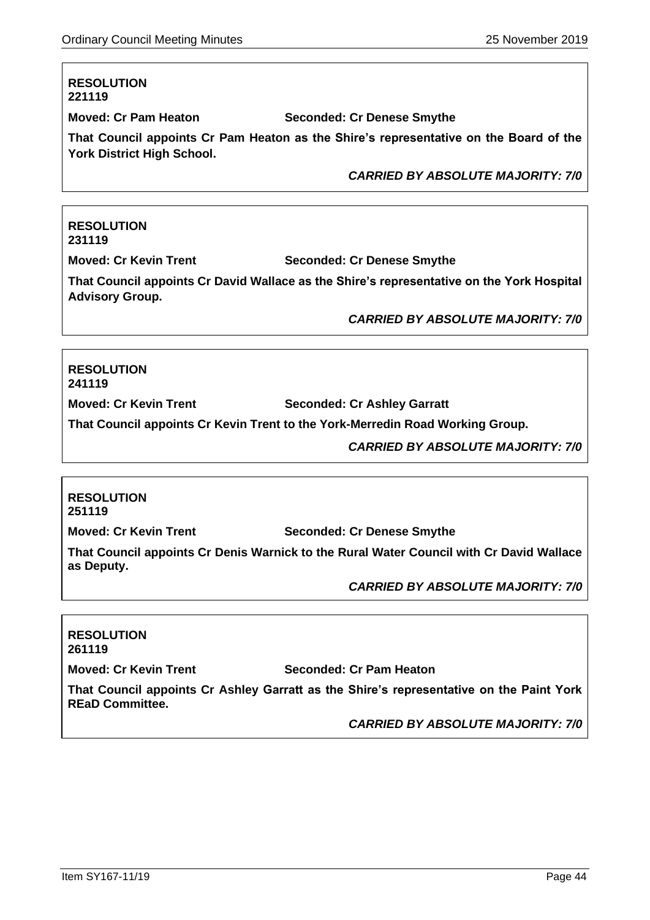**RESOLUTION**
**221119**

**Moved: Cr Pam Heaton** **Seconded: Cr Denese Smythe**

**That Council appoints Cr Pam Heaton as the Shire's representative on the Board of the York District High School.**

***CARRIED BY ABSOLUTE MAJORITY: 7/0***

---

**RESOLUTION**
**231119**

**Moved: Cr Kevin Trent** **Seconded: Cr Denese Smythe**

**That Council appoints Cr David Wallace as the Shire's representative on the York Hospital Advisory Group.**

***CARRIED BY ABSOLUTE MAJORITY: 7/0***

---

**RESOLUTION**
**241119**

**Moved: Cr Kevin Trent** **Seconded: Cr Ashley Garratt**

**That Council appoints Cr Kevin Trent to the York-Merredin Road Working Group.**

***CARRIED BY ABSOLUTE MAJORITY: 7/0***

---

**RESOLUTION**
**251119**

**Moved: Cr Kevin Trent** **Seconded: Cr Denese Smythe**

**That Council appoints Cr Denis Warnick to the Rural Water Council with Cr David Wallace as Deputy.**

***CARRIED BY ABSOLUTE MAJORITY: 7/0***

---

**RESOLUTION**
**261119**

**Moved: Cr Kevin Trent** **Seconded: Cr Pam Heaton**

**That Council appoints Cr Ashley Garratt as the Shire's representative on the Paint York REaD Committee.**

***CARRIED BY ABSOLUTE MAJORITY: 7/0***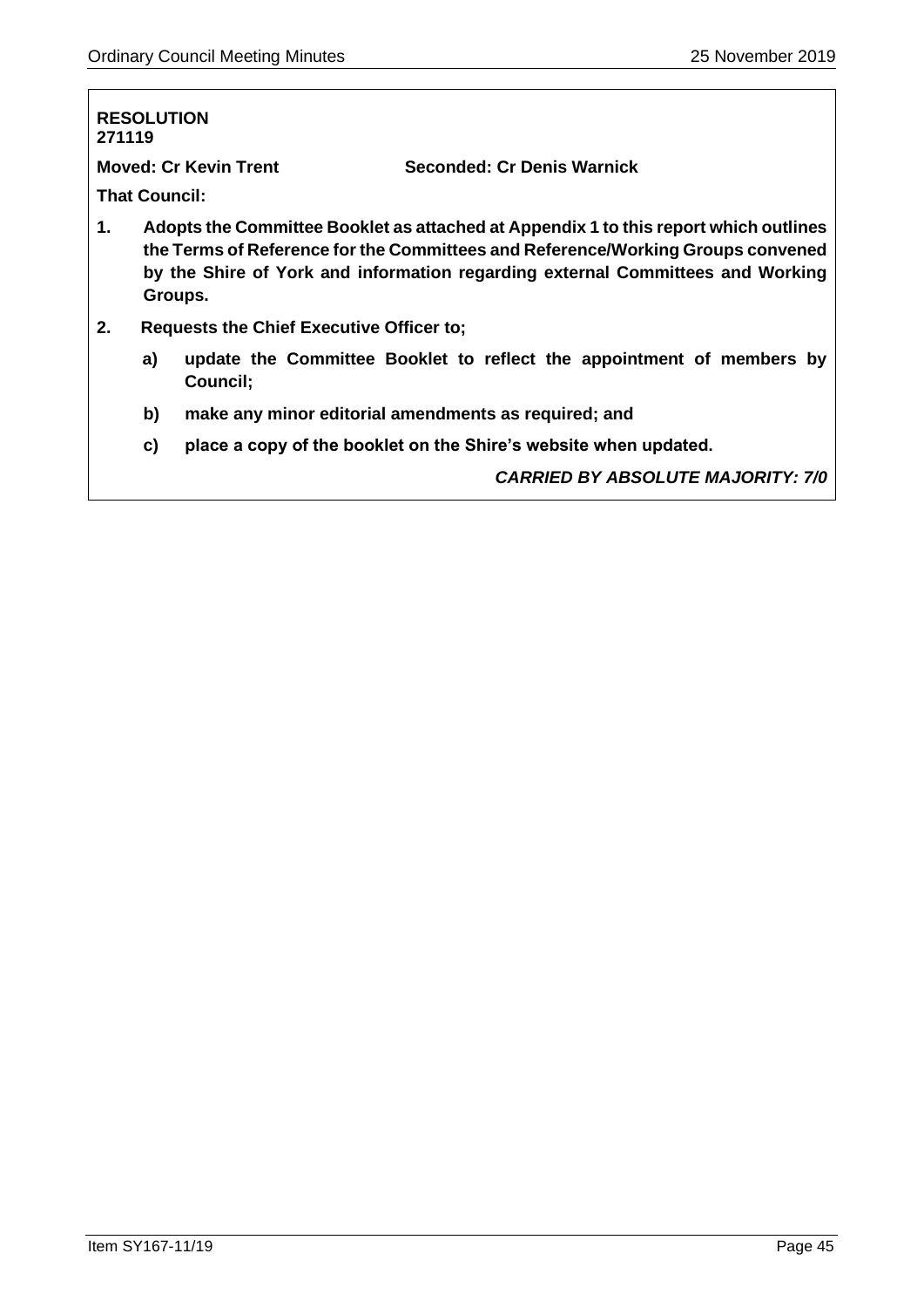**RESOLUTION**
**271119**

**Moved: Cr Kevin Trent** **Seconded: Cr Denis Warnick**

**That Council:**

1. **Adopts the Committee Booklet as attached at Appendix 1 to this report which outlines the Terms of Reference for the Committees and Reference/Working Groups convened by the Shire of York and information regarding external Committees and Working Groups.**
2. **Requests the Chief Executive Officer to;**
   - **a) update the Committee Booklet to reflect the appointment of members by Council;**
   - **b) make any minor editorial amendments as required; and**
   - **c) place a copy of the booklet on the Shire's website when updated.**

***CARRIED BY ABSOLUTE MAJORITY: 7/0***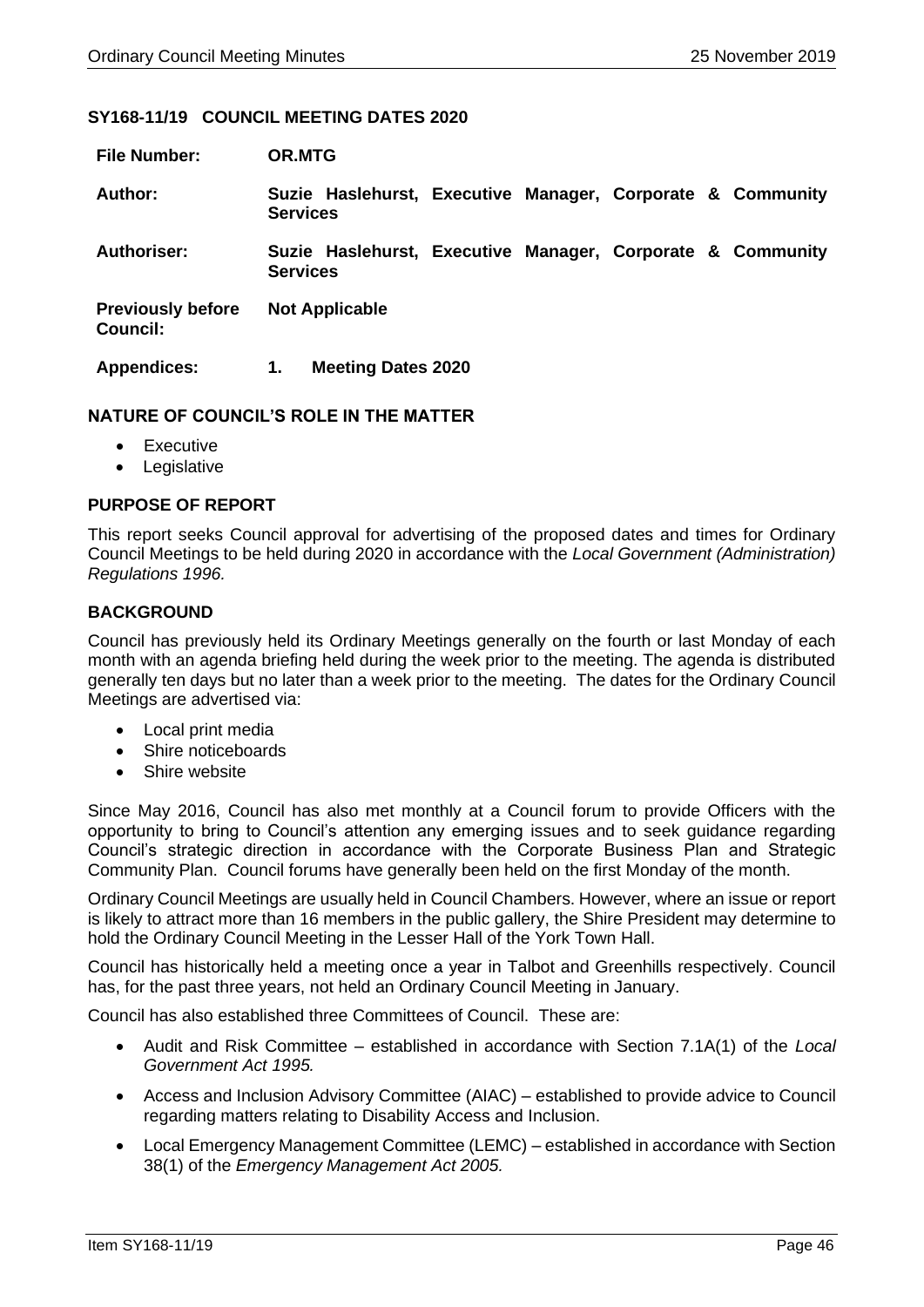## SY168-11/19 COUNCIL MEETING DATES 2020

| | |
|---|---|
| **File Number:** | **OR.MTG** |
| **Author:** | **Suzie Haslehurst, Executive Manager, Corporate & Community Services** |
| **Authoriser:** | **Suzie Haslehurst, Executive Manager, Corporate & Community Services** |
| **Previously before Council:** | **Not Applicable** |
| **Appendices:** | **1. Meeting Dates 2020** |

### NATURE OF COUNCIL'S ROLE IN THE MATTER

- Executive
- Legislative

### PURPOSE OF REPORT

This report seeks Council approval for advertising of the proposed dates and times for Ordinary Council Meetings to be held during 2020 in accordance with the *Local Government (Administration) Regulations 1996.*

### BACKGROUND

Council has previously held its Ordinary Meetings generally on the fourth or last Monday of each month with an agenda briefing held during the week prior to the meeting. The agenda is distributed generally ten days but no later than a week prior to the meeting. The dates for the Ordinary Council Meetings are advertised via:

- Local print media
- Shire noticeboards
- Shire website

Since May 2016, Council has also met monthly at a Council forum to provide Officers with the opportunity to bring to Council's attention any emerging issues and to seek guidance regarding Council's strategic direction in accordance with the Corporate Business Plan and Strategic Community Plan. Council forums have generally been held on the first Monday of the month.

Ordinary Council Meetings are usually held in Council Chambers. However, where an issue or report is likely to attract more than 16 members in the public gallery, the Shire President may determine to hold the Ordinary Council Meeting in the Lesser Hall of the York Town Hall.

Council has historically held a meeting once a year in Talbot and Greenhills respectively. Council has, for the past three years, not held an Ordinary Council Meeting in January.

Council has also established three Committees of Council. These are:

- Audit and Risk Committee – established in accordance with Section 7.1A(1) of the *Local Government Act 1995.*
- Access and Inclusion Advisory Committee (AIAC) – established to provide advice to Council regarding matters relating to Disability Access and Inclusion.
- Local Emergency Management Committee (LEMC) – established in accordance with Section 38(1) of the *Emergency Management Act 2005.*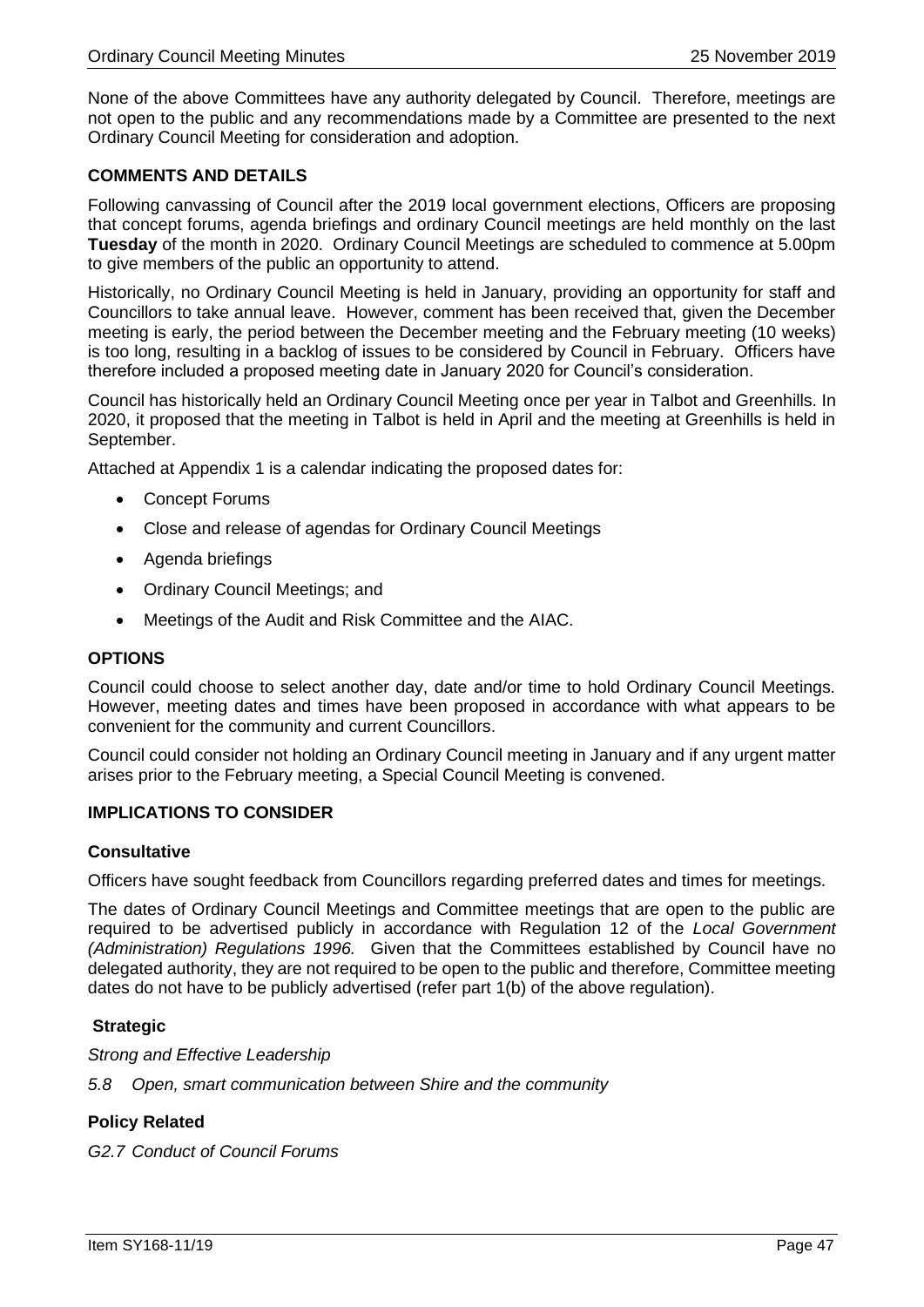None of the above Committees have any authority delegated by Council. Therefore, meetings are not open to the public and any recommendations made by a Committee are presented to the next Ordinary Council Meeting for consideration and adoption.

## COMMENTS AND DETAILS

Following canvassing of Council after the 2019 local government elections, Officers are proposing that concept forums, agenda briefings and ordinary Council meetings are held monthly on the last **Tuesday** of the month in 2020. Ordinary Council Meetings are scheduled to commence at 5.00pm to give members of the public an opportunity to attend.

Historically, no Ordinary Council Meeting is held in January, providing an opportunity for staff and Councillors to take annual leave. However, comment has been received that, given the December meeting is early, the period between the December meeting and the February meeting (10 weeks) is too long, resulting in a backlog of issues to be considered by Council in February. Officers have therefore included a proposed meeting date in January 2020 for Council's consideration.

Council has historically held an Ordinary Council Meeting once per year in Talbot and Greenhills. In 2020, it proposed that the meeting in Talbot is held in April and the meeting at Greenhills is held in September.

Attached at Appendix 1 is a calendar indicating the proposed dates for:

- Concept Forums
- Close and release of agendas for Ordinary Council Meetings
- Agenda briefings
- Ordinary Council Meetings; and
- Meetings of the Audit and Risk Committee and the AIAC.

## OPTIONS

Council could choose to select another day, date and/or time to hold Ordinary Council Meetings. However, meeting dates and times have been proposed in accordance with what appears to be convenient for the community and current Councillors.

Council could consider not holding an Ordinary Council meeting in January and if any urgent matter arises prior to the February meeting, a Special Council Meeting is convened.

## IMPLICATIONS TO CONSIDER

### Consultative

Officers have sought feedback from Councillors regarding preferred dates and times for meetings.

The dates of Ordinary Council Meetings and Committee meetings that are open to the public are required to be advertised publicly in accordance with Regulation 12 of the *Local Government (Administration) Regulations 1996.* Given that the Committees established by Council have no delegated authority, they are not required to be open to the public and therefore, Committee meeting dates do not have to be publicly advertised (refer part 1(b) of the above regulation).

### Strategic

*Strong and Effective Leadership*

*5.8 Open, smart communication between Shire and the community*

### Policy Related

*G2.7 Conduct of Council Forums*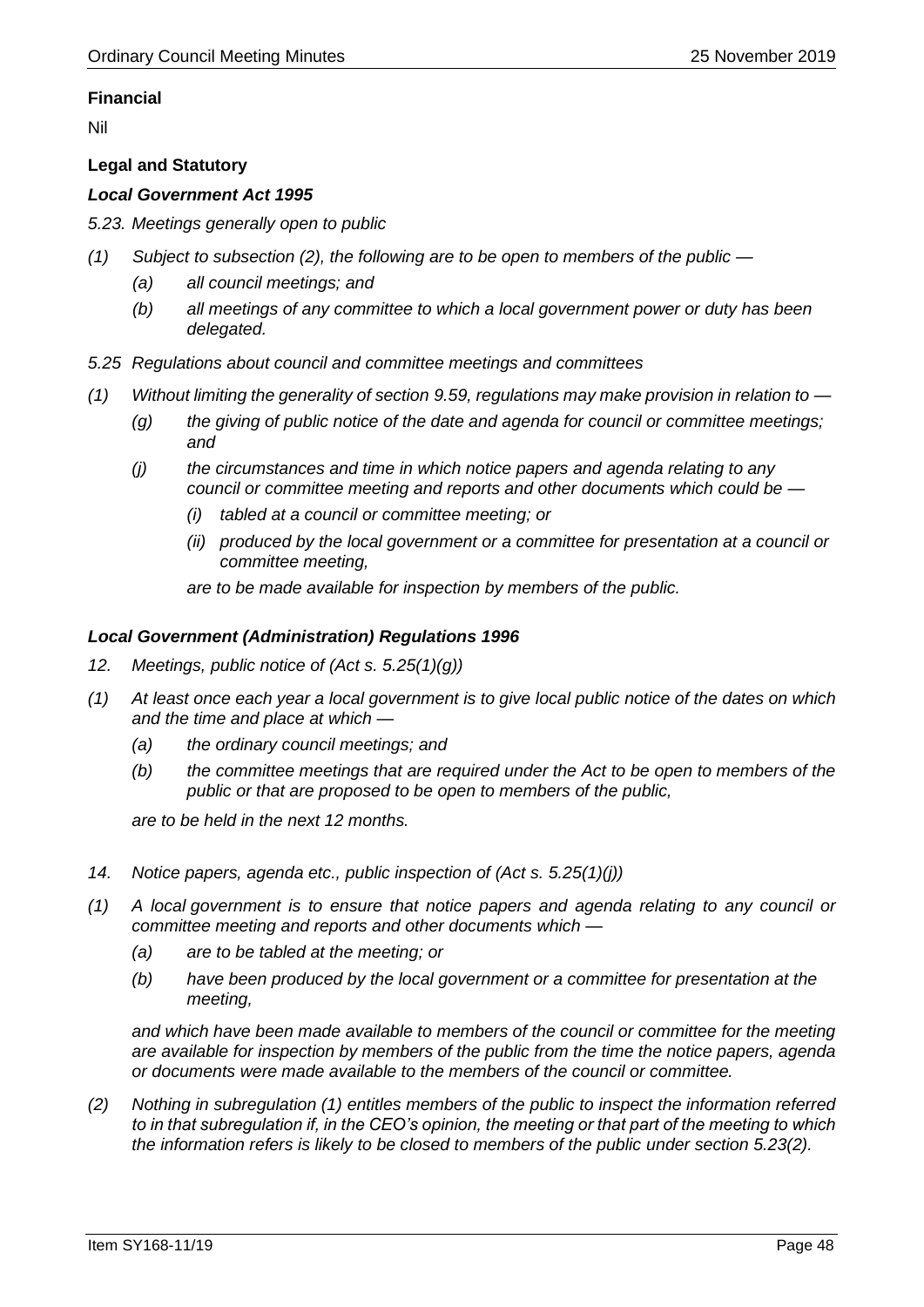**Financial**

Nil

**Legal and Statutory**

***Local Government Act 1995***

*5.23. Meetings generally open to public*

*(1) Subject to subsection (2), the following are to be open to members of the public —*

*(a) all council meetings; and*

*(b) all meetings of any committee to which a local government power or duty has been delegated.*

*5.25 Regulations about council and committee meetings and committees*

*(1) Without limiting the generality of section 9.59, regulations may make provision in relation to —*

*(g) the giving of public notice of the date and agenda for council or committee meetings; and*

*(j) the circumstances and time in which notice papers and agenda relating to any council or committee meeting and reports and other documents which could be —*

*(i) tabled at a council or committee meeting; or*

*(ii) produced by the local government or a committee for presentation at a council or committee meeting,*

*are to be made available for inspection by members of the public.*

***Local Government (Administration) Regulations 1996***

*12. Meetings, public notice of (Act s. 5.25(1)(g))*

*(1) At least once each year a local government is to give local public notice of the dates on which and the time and place at which —*

*(a) the ordinary council meetings; and*

*(b) the committee meetings that are required under the Act to be open to members of the public or that are proposed to be open to members of the public,*

*are to be held in the next 12 months.*

*14. Notice papers, agenda etc., public inspection of (Act s. 5.25(1)(j))*

*(1) A local government is to ensure that notice papers and agenda relating to any council or committee meeting and reports and other documents which —*

*(a) are to be tabled at the meeting; or*

*(b) have been produced by the local government or a committee for presentation at the meeting,*

*and which have been made available to members of the council or committee for the meeting are available for inspection by members of the public from the time the notice papers, agenda or documents were made available to the members of the council or committee.*

*(2) Nothing in subregulation (1) entitles members of the public to inspect the information referred to in that subregulation if, in the CEO's opinion, the meeting or that part of the meeting to which the information refers is likely to be closed to members of the public under section 5.23(2).*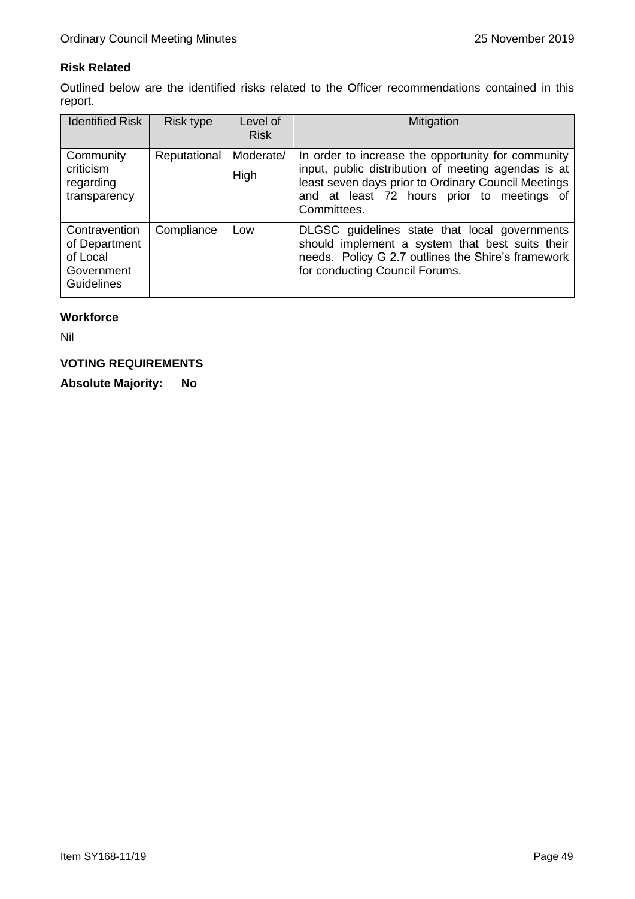**Risk Related**

Outlined below are the identified risks related to the Officer recommendations contained in this report.

| Identified Risk | Risk type | Level of Risk | Mitigation |
|---|---|---|---|
| Community criticism regarding transparency | Reputational | Moderate/ High | In order to increase the opportunity for community input, public distribution of meeting agendas is at least seven days prior to Ordinary Council Meetings and at least 72 hours prior to meetings of Committees. |
| Contravention of Department of Local Government Guidelines | Compliance | Low | DLGSC guidelines state that local governments should implement a system that best suits their needs. Policy G 2.7 outlines the Shire's framework for conducting Council Forums. |

**Workforce**

Nil

**VOTING REQUIREMENTS**

**Absolute Majority: No**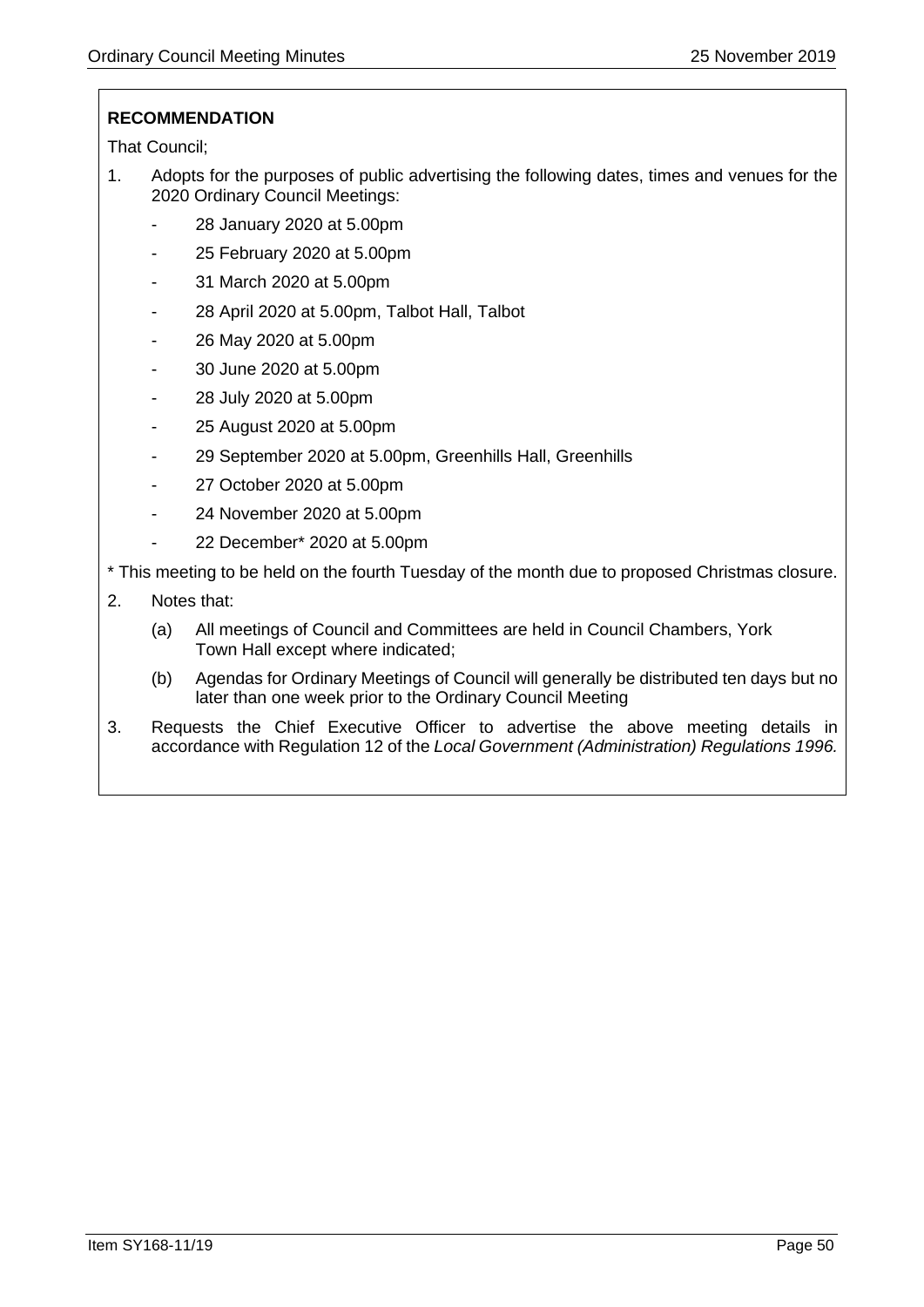**RECOMMENDATION**

That Council;

1. Adopts for the purposes of public advertising the following dates, times and venues for the 2020 Ordinary Council Meetings:
   - 28 January 2020 at 5.00pm
   - 25 February 2020 at 5.00pm
   - 31 March 2020 at 5.00pm
   - 28 April 2020 at 5.00pm, Talbot Hall, Talbot
   - 26 May 2020 at 5.00pm
   - 30 June 2020 at 5.00pm
   - 28 July 2020 at 5.00pm
   - 25 August 2020 at 5.00pm
   - 29 September 2020 at 5.00pm, Greenhills Hall, Greenhills
   - 27 October 2020 at 5.00pm
   - 24 November 2020 at 5.00pm
   - 22 December* 2020 at 5.00pm

\* This meeting to be held on the fourth Tuesday of the month due to proposed Christmas closure.

2. Notes that:

   (a) All meetings of Council and Committees are held in Council Chambers, York Town Hall except where indicated;

   (b) Agendas for Ordinary Meetings of Council will generally be distributed ten days but no later than one week prior to the Ordinary Council Meeting

3. Requests the Chief Executive Officer to advertise the above meeting details in accordance with Regulation 12 of the *Local Government (Administration) Regulations 1996.*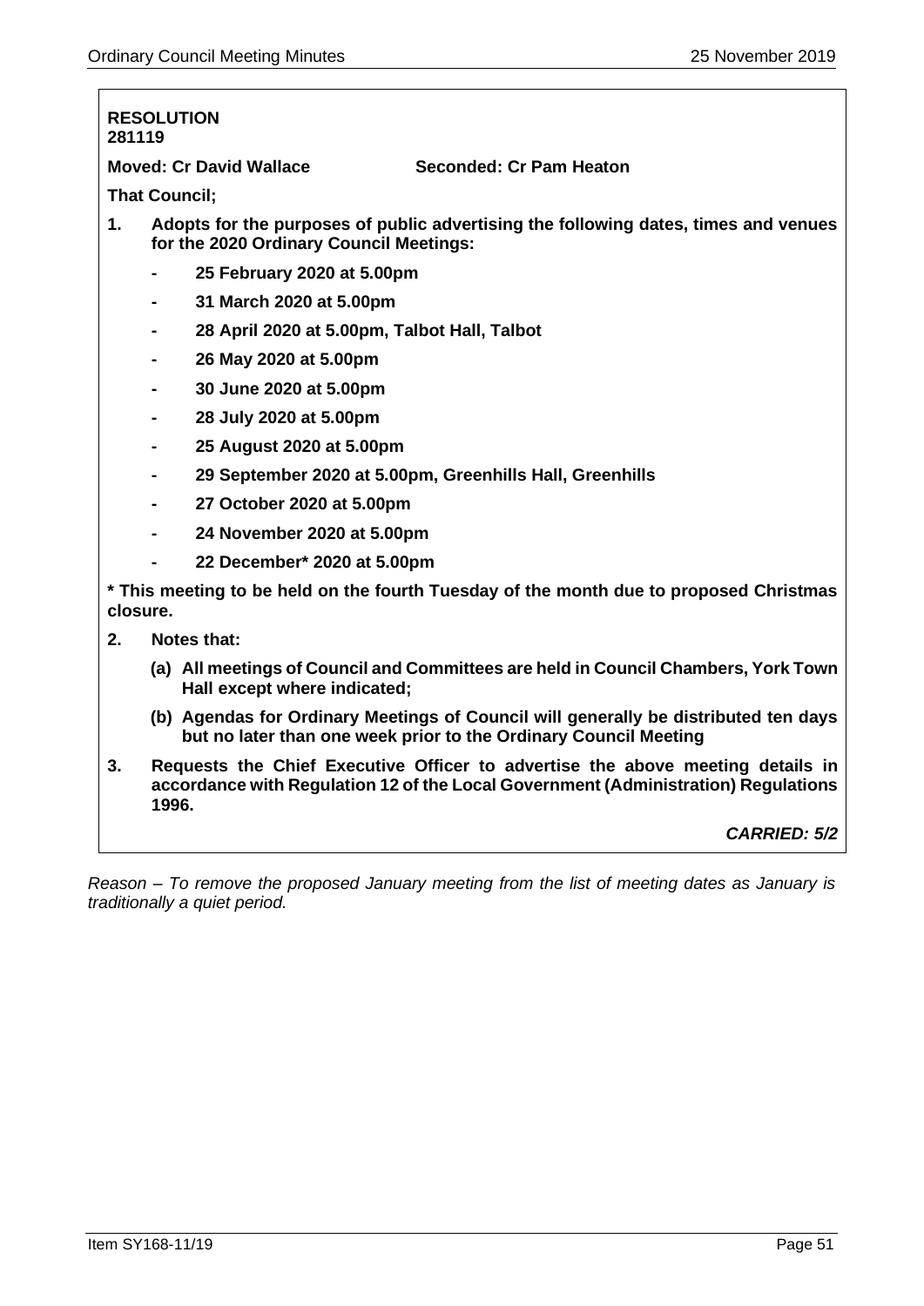**RESOLUTION**
**281119**

**Moved: Cr David Wallace** **Seconded: Cr Pam Heaton**

**That Council;**

1. **Adopts for the purposes of public advertising the following dates, times and venues for the 2020 Ordinary Council Meetings:**
   - **25 February 2020 at 5.00pm**
   - **31 March 2020 at 5.00pm**
   - **28 April 2020 at 5.00pm, Talbot Hall, Talbot**
   - **26 May 2020 at 5.00pm**
   - **30 June 2020 at 5.00pm**
   - **28 July 2020 at 5.00pm**
   - **25 August 2020 at 5.00pm**
   - **29 September 2020 at 5.00pm, Greenhills Hall, Greenhills**
   - **27 October 2020 at 5.00pm**
   - **24 November 2020 at 5.00pm**
   - **22 December* 2020 at 5.00pm**

**\* This meeting to be held on the fourth Tuesday of the month due to proposed Christmas closure.**

2. **Notes that:**
   - **(a) All meetings of Council and Committees are held in Council Chambers, York Town Hall except where indicated;**
   - **(b) Agendas for Ordinary Meetings of Council will generally be distributed ten days but no later than one week prior to the Ordinary Council Meeting**
3. **Requests the Chief Executive Officer to advertise the above meeting details in accordance with Regulation 12 of the Local Government (Administration) Regulations 1996.**

***CARRIED: 5/2***

*Reason – To remove the proposed January meeting from the list of meeting dates as January is traditionally a quiet period.*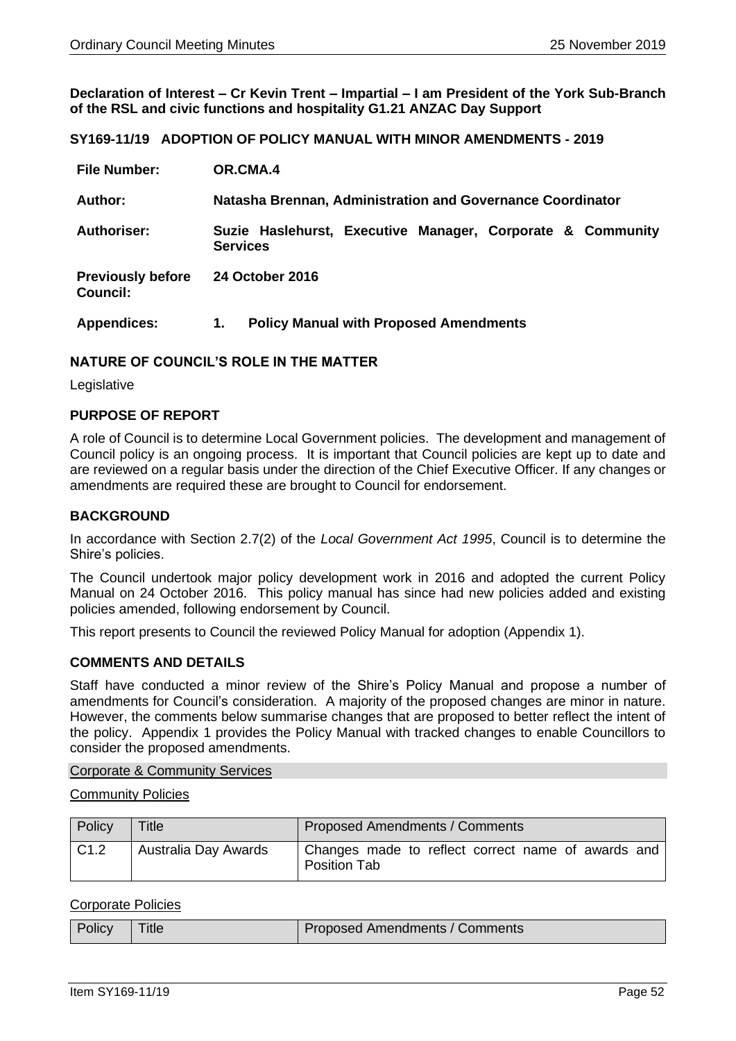**Declaration of Interest – Cr Kevin Trent – Impartial – I am President of the York Sub-Branch of the RSL and civic functions and hospitality G1.21 ANZAC Day Support**

**SY169-11/19 ADOPTION OF POLICY MANUAL WITH MINOR AMENDMENTS - 2019**

| | |
|---|---|
| **File Number:** | **OR.CMA.4** |
| **Author:** | **Natasha Brennan, Administration and Governance Coordinator** |
| **Authoriser:** | **Suzie Haslehurst, Executive Manager, Corporate & Community Services** |
| **Previously before Council:** | **24 October 2016** |
| **Appendices:** | **1. Policy Manual with Proposed Amendments** |

## NATURE OF COUNCIL'S ROLE IN THE MATTER

Legislative

## PURPOSE OF REPORT

A role of Council is to determine Local Government policies. The development and management of Council policy is an ongoing process. It is important that Council policies are kept up to date and are reviewed on a regular basis under the direction of the Chief Executive Officer. If any changes or amendments are required these are brought to Council for endorsement.

## BACKGROUND

In accordance with Section 2.7(2) of the *Local Government Act 1995*, Council is to determine the Shire's policies.

The Council undertook major policy development work in 2016 and adopted the current Policy Manual on 24 October 2016. This policy manual has since had new policies added and existing policies amended, following endorsement by Council.

This report presents to Council the reviewed Policy Manual for adoption (Appendix 1).

## COMMENTS AND DETAILS

Staff have conducted a minor review of the Shire's Policy Manual and propose a number of amendments for Council's consideration. A majority of the proposed changes are minor in nature. However, the comments below summarise changes that are proposed to better reflect the intent of the policy. Appendix 1 provides the Policy Manual with tracked changes to enable Councillors to consider the proposed amendments.

Corporate & Community Services

Community Policies

| Policy | Title | Proposed Amendments / Comments |
|---|---|---|
| C1.2 | Australia Day Awards | Changes made to reflect correct name of awards and Position Tab |

Corporate Policies

| Policy | Title | Proposed Amendments / Comments |
|---|---|---|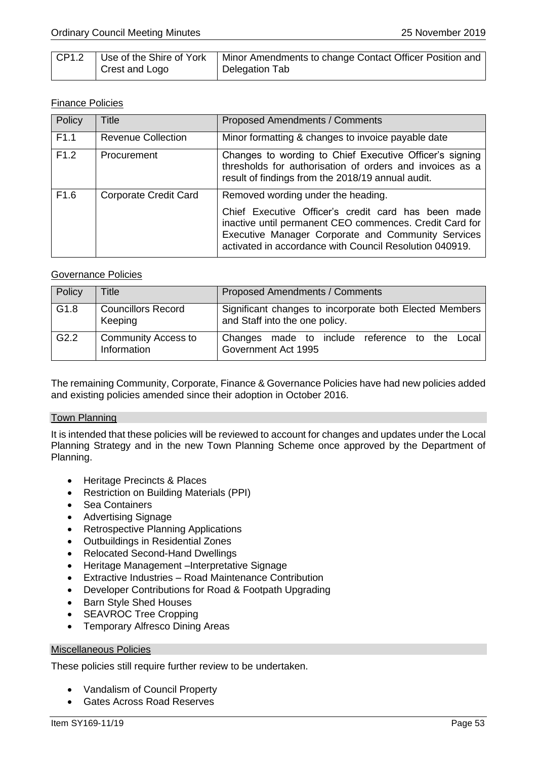| CP1.2 | Use of the Shire of York Crest and Logo | Minor Amendments to change Contact Officer Position and Delegation Tab |
|---|---|---|

Finance Policies

| Policy | Title | Proposed Amendments / Comments |
|---|---|---|
| F1.1 | Revenue Collection | Minor formatting & changes to invoice payable date |
| F1.2 | Procurement | Changes to wording to Chief Executive Officer's signing thresholds for authorisation of orders and invoices as a result of findings from the 2018/19 annual audit. |
| F1.6 | Corporate Credit Card | Removed wording under the heading.<br><br>Chief Executive Officer's credit card has been made inactive until permanent CEO commences. Credit Card for Executive Manager Corporate and Community Services activated in accordance with Council Resolution 040919. |

Governance Policies

| Policy | Title | Proposed Amendments / Comments |
|---|---|---|
| G1.8 | Councillors Record Keeping | Significant changes to incorporate both Elected Members and Staff into the one policy. |
| G2.2 | Community Access to Information | Changes made to include reference to the Local Government Act 1995 |

The remaining Community, Corporate, Finance & Governance Policies have had new policies added and existing policies amended since their adoption in October 2016.

Town Planning

It is intended that these policies will be reviewed to account for changes and updates under the Local Planning Strategy and in the new Town Planning Scheme once approved by the Department of Planning.

- Heritage Precincts & Places
- Restriction on Building Materials (PPI)
- Sea Containers
- Advertising Signage
- Retrospective Planning Applications
- Outbuildings in Residential Zones
- Relocated Second-Hand Dwellings
- Heritage Management –Interpretative Signage
- Extractive Industries – Road Maintenance Contribution
- Developer Contributions for Road & Footpath Upgrading
- Barn Style Shed Houses
- SEAVROC Tree Cropping
- Temporary Alfresco Dining Areas

Miscellaneous Policies

These policies still require further review to be undertaken.

- Vandalism of Council Property
- Gates Across Road Reserves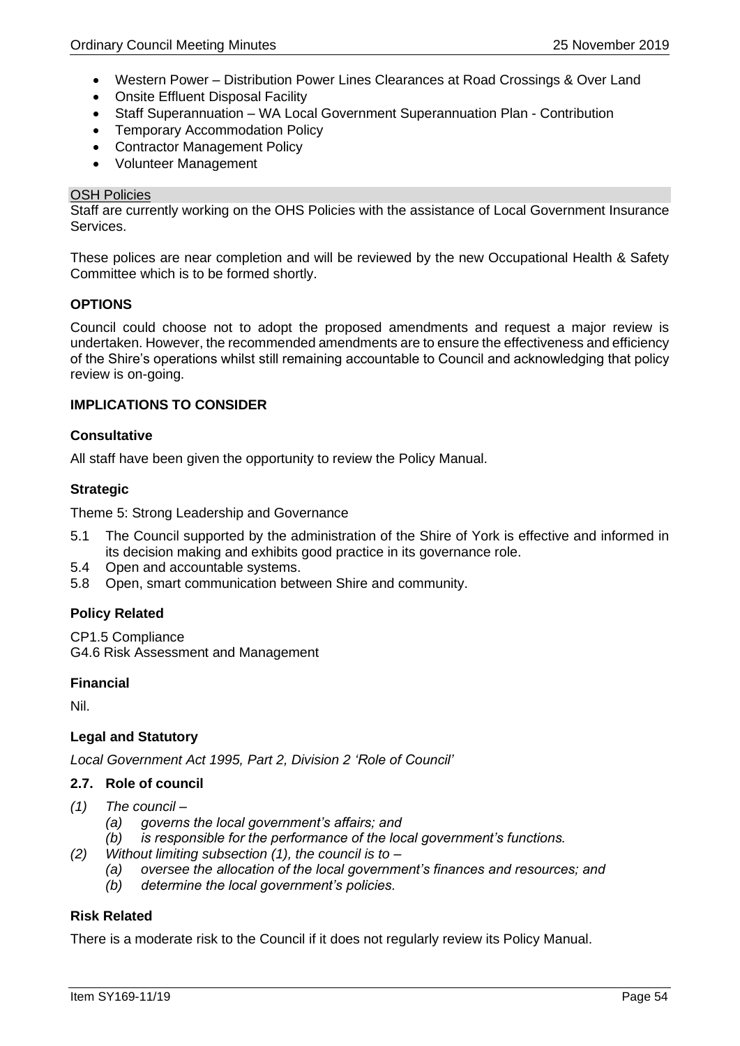- Western Power – Distribution Power Lines Clearances at Road Crossings & Over Land
- Onsite Effluent Disposal Facility
- Staff Superannuation – WA Local Government Superannuation Plan - Contribution
- Temporary Accommodation Policy
- Contractor Management Policy
- Volunteer Management

OSH Policies

Staff are currently working on the OHS Policies with the assistance of Local Government Insurance Services.

These polices are near completion and will be reviewed by the new Occupational Health & Safety Committee which is to be formed shortly.

### OPTIONS

Council could choose not to adopt the proposed amendments and request a major review is undertaken. However, the recommended amendments are to ensure the effectiveness and efficiency of the Shire's operations whilst still remaining accountable to Council and acknowledging that policy review is on-going.

### IMPLICATIONS TO CONSIDER

#### Consultative

All staff have been given the opportunity to review the Policy Manual.

#### Strategic

Theme 5: Strong Leadership and Governance

5.1 The Council supported by the administration of the Shire of York is effective and informed in its decision making and exhibits good practice in its governance role.
5.4 Open and accountable systems.
5.8 Open, smart communication between Shire and community.

#### Policy Related

CP1.5 Compliance
G4.6 Risk Assessment and Management

#### Financial

Nil.

#### Legal and Statutory

*Local Government Act 1995, Part 2, Division 2 'Role of Council'*

#### 2.7. Role of council

*(1) The council –*
  *(a) governs the local government's affairs; and*
  *(b) is responsible for the performance of the local government's functions.*
*(2) Without limiting subsection (1), the council is to –*
  *(a) oversee the allocation of the local government's finances and resources; and*
  *(b) determine the local government's policies.*

#### Risk Related

There is a moderate risk to the Council if it does not regularly review its Policy Manual.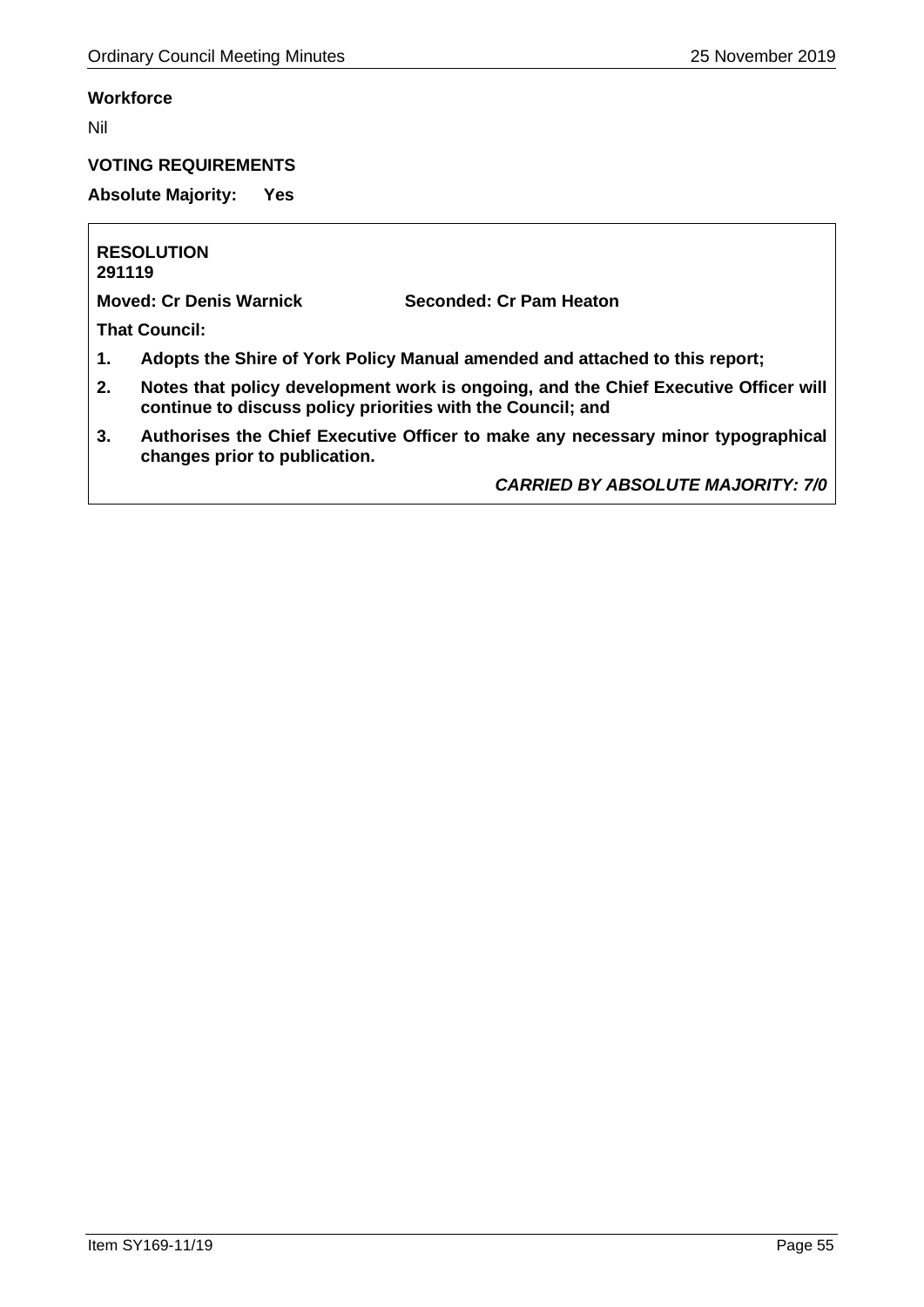**Workforce**

Nil

**VOTING REQUIREMENTS**

**Absolute Majority: Yes**

**RESOLUTION**
**291119**

**Moved: Cr Denis Warnick** **Seconded: Cr Pam Heaton**

**That Council:**

1. **Adopts the Shire of York Policy Manual amended and attached to this report;**
2. **Notes that policy development work is ongoing, and the Chief Executive Officer will continue to discuss policy priorities with the Council; and**
3. **Authorises the Chief Executive Officer to make any necessary minor typographical changes prior to publication.**

***CARRIED BY ABSOLUTE MAJORITY: 7/0***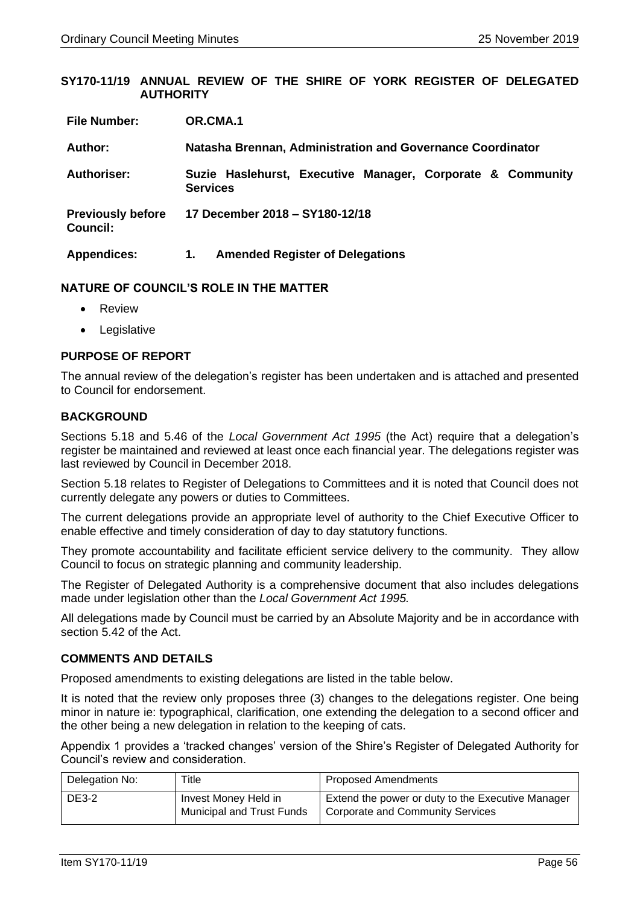## SY170-11/19 ANNUAL REVIEW OF THE SHIRE OF YORK REGISTER OF DELEGATED AUTHORITY

| | |
|---|---|
| **File Number:** | **OR.CMA.1** |
| **Author:** | **Natasha Brennan, Administration and Governance Coordinator** |
| **Authoriser:** | **Suzie Haslehurst, Executive Manager, Corporate & Community Services** |
| **Previously before Council:** | **17 December 2018 – SY180-12/18** |
| **Appendices:** | **1. Amended Register of Delegations** |

### NATURE OF COUNCIL'S ROLE IN THE MATTER

- Review
- Legislative

### PURPOSE OF REPORT

The annual review of the delegation's register has been undertaken and is attached and presented to Council for endorsement.

### BACKGROUND

Sections 5.18 and 5.46 of the *Local Government Act 1995* (the Act) require that a delegation's register be maintained and reviewed at least once each financial year. The delegations register was last reviewed by Council in December 2018.

Section 5.18 relates to Register of Delegations to Committees and it is noted that Council does not currently delegate any powers or duties to Committees.

The current delegations provide an appropriate level of authority to the Chief Executive Officer to enable effective and timely consideration of day to day statutory functions.

They promote accountability and facilitate efficient service delivery to the community. They allow Council to focus on strategic planning and community leadership.

The Register of Delegated Authority is a comprehensive document that also includes delegations made under legislation other than the *Local Government Act 1995.*

All delegations made by Council must be carried by an Absolute Majority and be in accordance with section 5.42 of the Act.

### COMMENTS AND DETAILS

Proposed amendments to existing delegations are listed in the table below.

It is noted that the review only proposes three (3) changes to the delegations register. One being minor in nature ie: typographical, clarification, one extending the delegation to a second officer and the other being a new delegation in relation to the keeping of cats.

Appendix 1 provides a 'tracked changes' version of the Shire's Register of Delegated Authority for Council's review and consideration.

| Delegation No: | Title | Proposed Amendments |
|---|---|---|
| DE3-2 | Invest Money Held in Municipal and Trust Funds | Extend the power or duty to the Executive Manager Corporate and Community Services |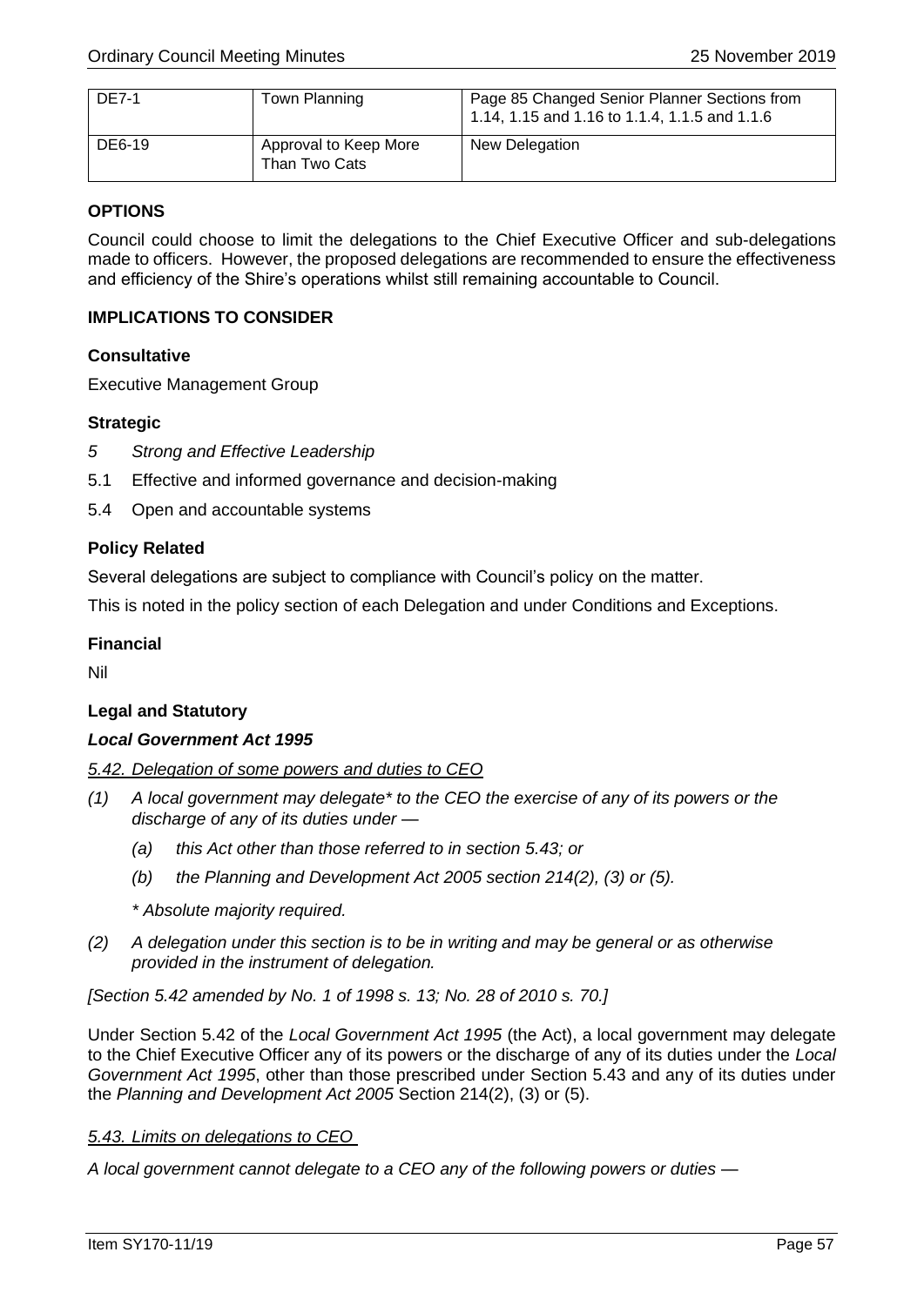| DE7-1 | Town Planning | Page 85 Changed Senior Planner Sections from 1.14, 1.15 and 1.16 to 1.1.4, 1.1.5 and 1.1.6 |
|---|---|---|
| DE6-19 | Approval to Keep More Than Two Cats | New Delegation |

### OPTIONS

Council could choose to limit the delegations to the Chief Executive Officer and sub-delegations made to officers. However, the proposed delegations are recommended to ensure the effectiveness and efficiency of the Shire's operations whilst still remaining accountable to Council.

### IMPLICATIONS TO CONSIDER

#### Consultative

Executive Management Group

#### Strategic

*5 Strong and Effective Leadership*

5.1 Effective and informed governance and decision-making

5.4 Open and accountable systems

#### Policy Related

Several delegations are subject to compliance with Council's policy on the matter.

This is noted in the policy section of each Delegation and under Conditions and Exceptions.

#### Financial

Nil

#### Legal and Statutory

***Local Government Act 1995***

*5.42. Delegation of some powers and duties to CEO*

*(1) A local government may delegate* to the CEO the exercise of any of its powers or the discharge of any of its duties under —*

*(a) this Act other than those referred to in section 5.43; or*

*(b) the Planning and Development Act 2005 section 214(2), (3) or (5).*

*\* Absolute majority required.*

*(2) A delegation under this section is to be in writing and may be general or as otherwise provided in the instrument of delegation.*

*[Section 5.42 amended by No. 1 of 1998 s. 13; No. 28 of 2010 s. 70.]*

Under Section 5.42 of the *Local Government Act 1995* (the Act), a local government may delegate to the Chief Executive Officer any of its powers or the discharge of any of its duties under the *Local Government Act 1995*, other than those prescribed under Section 5.43 and any of its duties under the *Planning and Development Act 2005* Section 214(2), (3) or (5).

*5.43. Limits on delegations to CEO*

*A local government cannot delegate to a CEO any of the following powers or duties —*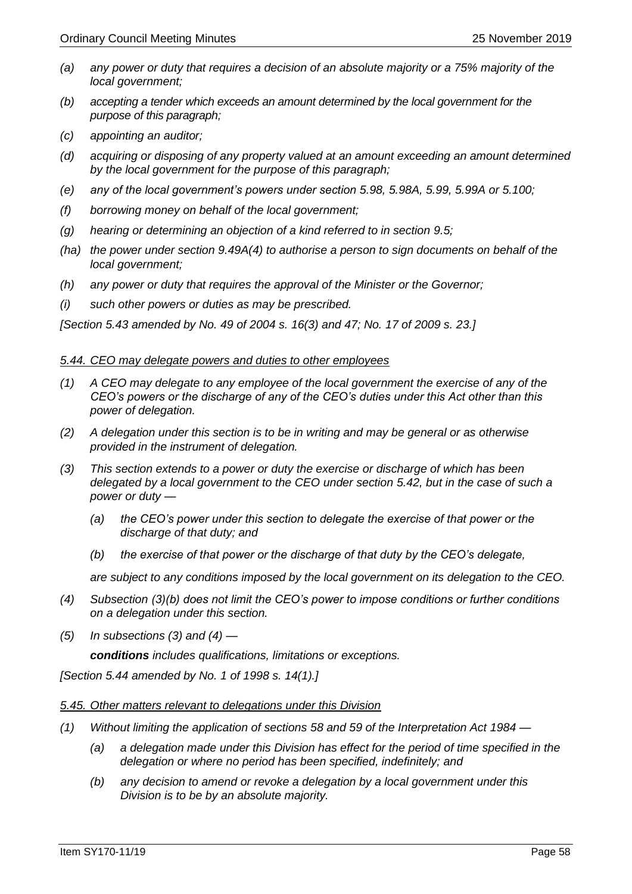*(a) any power or duty that requires a decision of an absolute majority or a 75% majority of the local government;*

*(b) accepting a tender which exceeds an amount determined by the local government for the purpose of this paragraph;*

*(c) appointing an auditor;*

*(d) acquiring or disposing of any property valued at an amount exceeding an amount determined by the local government for the purpose of this paragraph;*

*(e) any of the local government's powers under section 5.98, 5.98A, 5.99, 5.99A or 5.100;*

*(f) borrowing money on behalf of the local government;*

*(g) hearing or determining an objection of a kind referred to in section 9.5;*

*(ha) the power under section 9.49A(4) to authorise a person to sign documents on behalf of the local government;*

*(h) any power or duty that requires the approval of the Minister or the Governor;*

*(i) such other powers or duties as may be prescribed.*

*[Section 5.43 amended by No. 49 of 2004 s. 16(3) and 47; No. 17 of 2009 s. 23.]*

*5.44. CEO may delegate powers and duties to other employees*

*(1) A CEO may delegate to any employee of the local government the exercise of any of the CEO's powers or the discharge of any of the CEO's duties under this Act other than this power of delegation.*

*(2) A delegation under this section is to be in writing and may be general or as otherwise provided in the instrument of delegation.*

*(3) This section extends to a power or duty the exercise or discharge of which has been delegated by a local government to the CEO under section 5.42, but in the case of such a power or duty —*

*(a) the CEO's power under this section to delegate the exercise of that power or the discharge of that duty; and*

*(b) the exercise of that power or the discharge of that duty by the CEO's delegate,*

*are subject to any conditions imposed by the local government on its delegation to the CEO.*

*(4) Subsection (3)(b) does not limit the CEO's power to impose conditions or further conditions on a delegation under this section.*

*(5) In subsections (3) and (4) —*

***conditions** includes qualifications, limitations or exceptions.*

*[Section 5.44 amended by No. 1 of 1998 s. 14(1).]*

*5.45. Other matters relevant to delegations under this Division*

*(1) Without limiting the application of sections 58 and 59 of the Interpretation Act 1984 —*

*(a) a delegation made under this Division has effect for the period of time specified in the delegation or where no period has been specified, indefinitely; and*

*(b) any decision to amend or revoke a delegation by a local government under this Division is to be by an absolute majority.*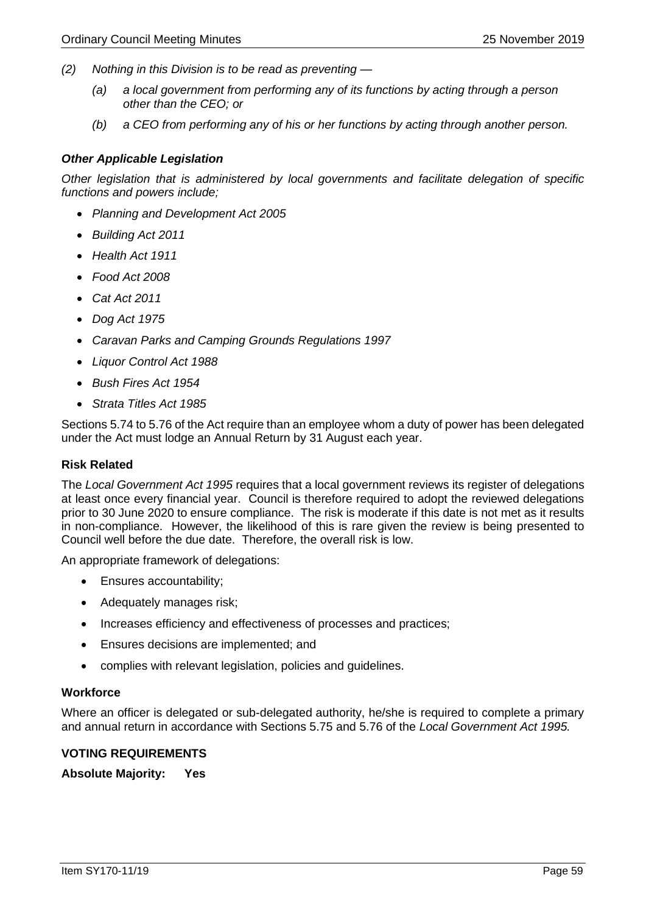*(2) Nothing in this Division is to be read as preventing —*

*(a) a local government from performing any of its functions by acting through a person other than the CEO; or*

*(b) a CEO from performing any of his or her functions by acting through another person.*

***Other Applicable Legislation***

*Other legislation that is administered by local governments and facilitate delegation of specific functions and powers include;*

- *Planning and Development Act 2005*
- *Building Act 2011*
- *Health Act 1911*
- *Food Act 2008*
- *Cat Act 2011*
- *Dog Act 1975*
- *Caravan Parks and Camping Grounds Regulations 1997*
- *Liquor Control Act 1988*
- *Bush Fires Act 1954*
- *Strata Titles Act 1985*

Sections 5.74 to 5.76 of the Act require than an employee whom a duty of power has been delegated under the Act must lodge an Annual Return by 31 August each year.

**Risk Related**

The *Local Government Act 1995* requires that a local government reviews its register of delegations at least once every financial year. Council is therefore required to adopt the reviewed delegations prior to 30 June 2020 to ensure compliance. The risk is moderate if this date is not met as it results in non-compliance. However, the likelihood of this is rare given the review is being presented to Council well before the due date. Therefore, the overall risk is low.

An appropriate framework of delegations:

- Ensures accountability;
- Adequately manages risk;
- Increases efficiency and effectiveness of processes and practices;
- Ensures decisions are implemented; and
- complies with relevant legislation, policies and guidelines.

**Workforce**

Where an officer is delegated or sub-delegated authority, he/she is required to complete a primary and annual return in accordance with Sections 5.75 and 5.76 of the *Local Government Act 1995.*

**VOTING REQUIREMENTS**

**Absolute Majority: Yes**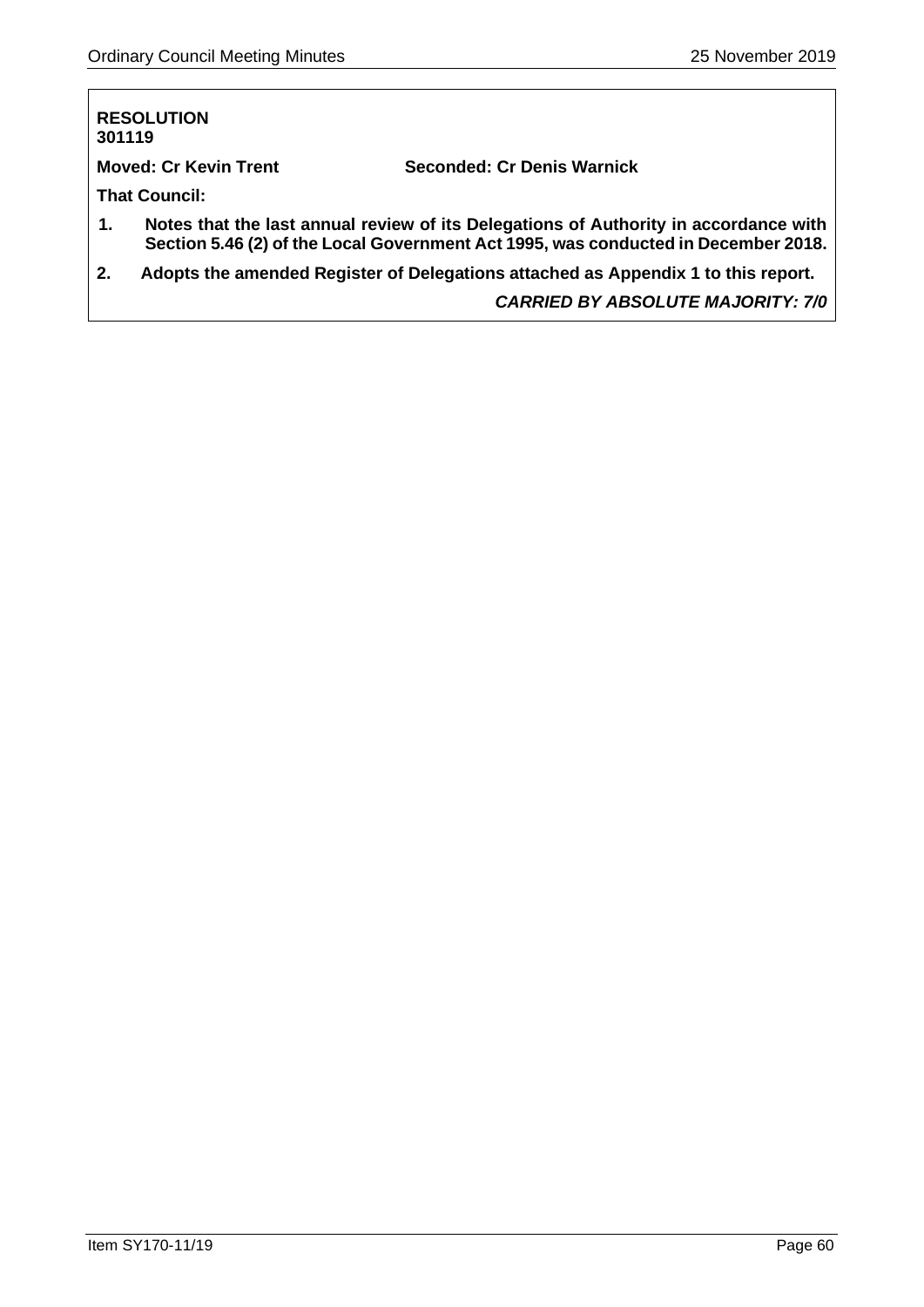**RESOLUTION**
**301119**

**Moved: Cr Kevin Trent** **Seconded: Cr Denis Warnick**

**That Council:**

1. **Notes that the last annual review of its Delegations of Authority in accordance with Section 5.46 (2) of the Local Government Act 1995, was conducted in December 2018.**
2. **Adopts the amended Register of Delegations attached as Appendix 1 to this report.**

***CARRIED BY ABSOLUTE MAJORITY: 7/0***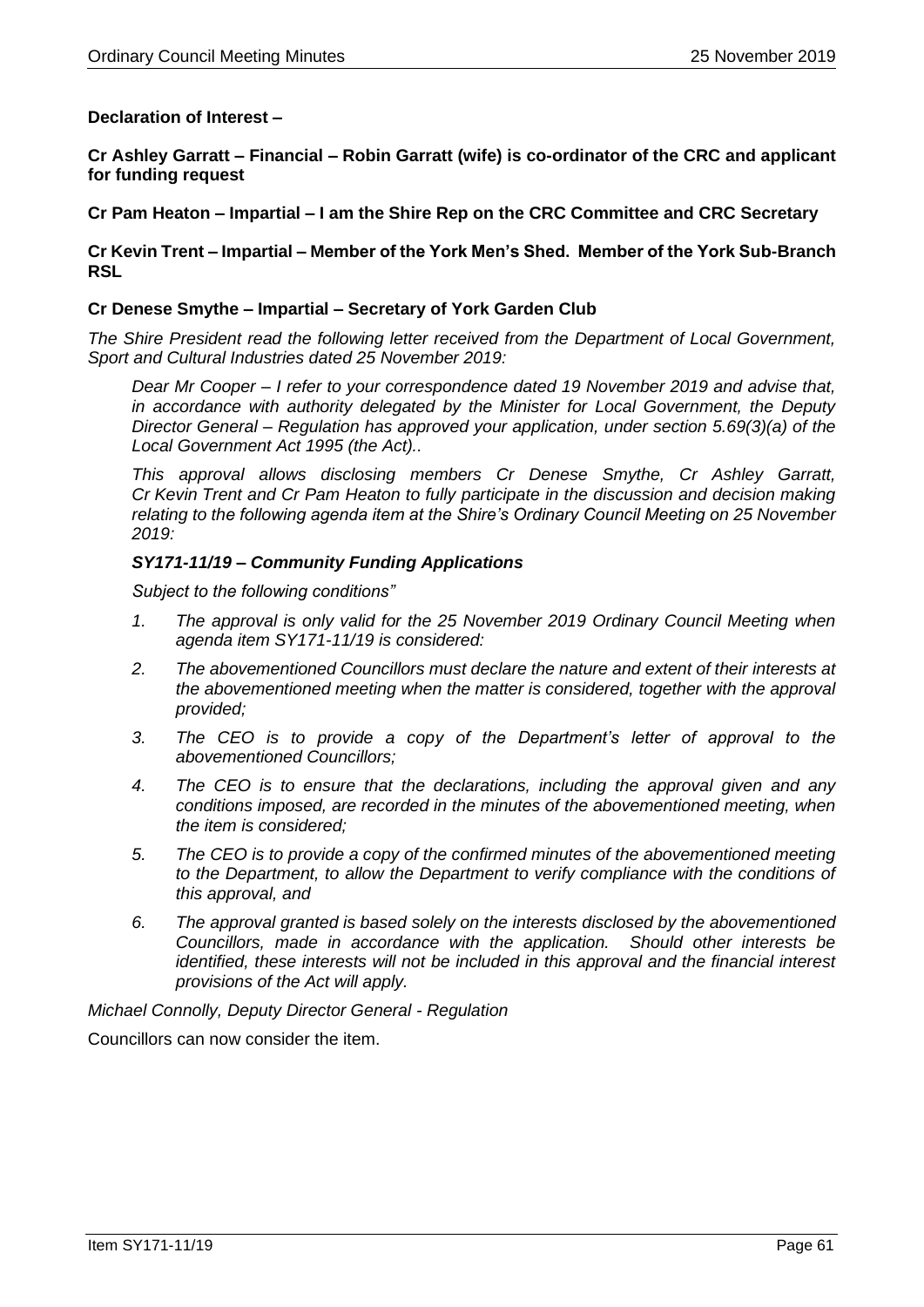**Declaration of Interest –**

**Cr Ashley Garratt – Financial – Robin Garratt (wife) is co-ordinator of the CRC and applicant for funding request**

**Cr Pam Heaton – Impartial – I am the Shire Rep on the CRC Committee and CRC Secretary**

**Cr Kevin Trent – Impartial – Member of the York Men's Shed. Member of the York Sub-Branch RSL**

**Cr Denese Smythe – Impartial – Secretary of York Garden Club**

*The Shire President read the following letter received from the Department of Local Government, Sport and Cultural Industries dated 25 November 2019:*

> *Dear Mr Cooper – I refer to your correspondence dated 19 November 2019 and advise that, in accordance with authority delegated by the Minister for Local Government, the Deputy Director General – Regulation has approved your application, under section 5.69(3)(a) of the Local Government Act 1995 (the Act)..*
>
> *This approval allows disclosing members Cr Denese Smythe, Cr Ashley Garratt, Cr Kevin Trent and Cr Pam Heaton to fully participate in the discussion and decision making relating to the following agenda item at the Shire's Ordinary Council Meeting on 25 November 2019:*
>
> ***SY171-11/19 – Community Funding Applications***
>
> *Subject to the following conditions"*
>
> 1. *The approval is only valid for the 25 November 2019 Ordinary Council Meeting when agenda item SY171-11/19 is considered:*
> 2. *The abovementioned Councillors must declare the nature and extent of their interests at the abovementioned meeting when the matter is considered, together with the approval provided;*
> 3. *The CEO is to provide a copy of the Department's letter of approval to the abovementioned Councillors;*
> 4. *The CEO is to ensure that the declarations, including the approval given and any conditions imposed, are recorded in the minutes of the abovementioned meeting, when the item is considered;*
> 5. *The CEO is to provide a copy of the confirmed minutes of the abovementioned meeting to the Department, to allow the Department to verify compliance with the conditions of this approval, and*
> 6. *The approval granted is based solely on the interests disclosed by the abovementioned Councillors, made in accordance with the application. Should other interests be identified, these interests will not be included in this approval and the financial interest provisions of the Act will apply.*

*Michael Connolly, Deputy Director General - Regulation*

Councillors can now consider the item.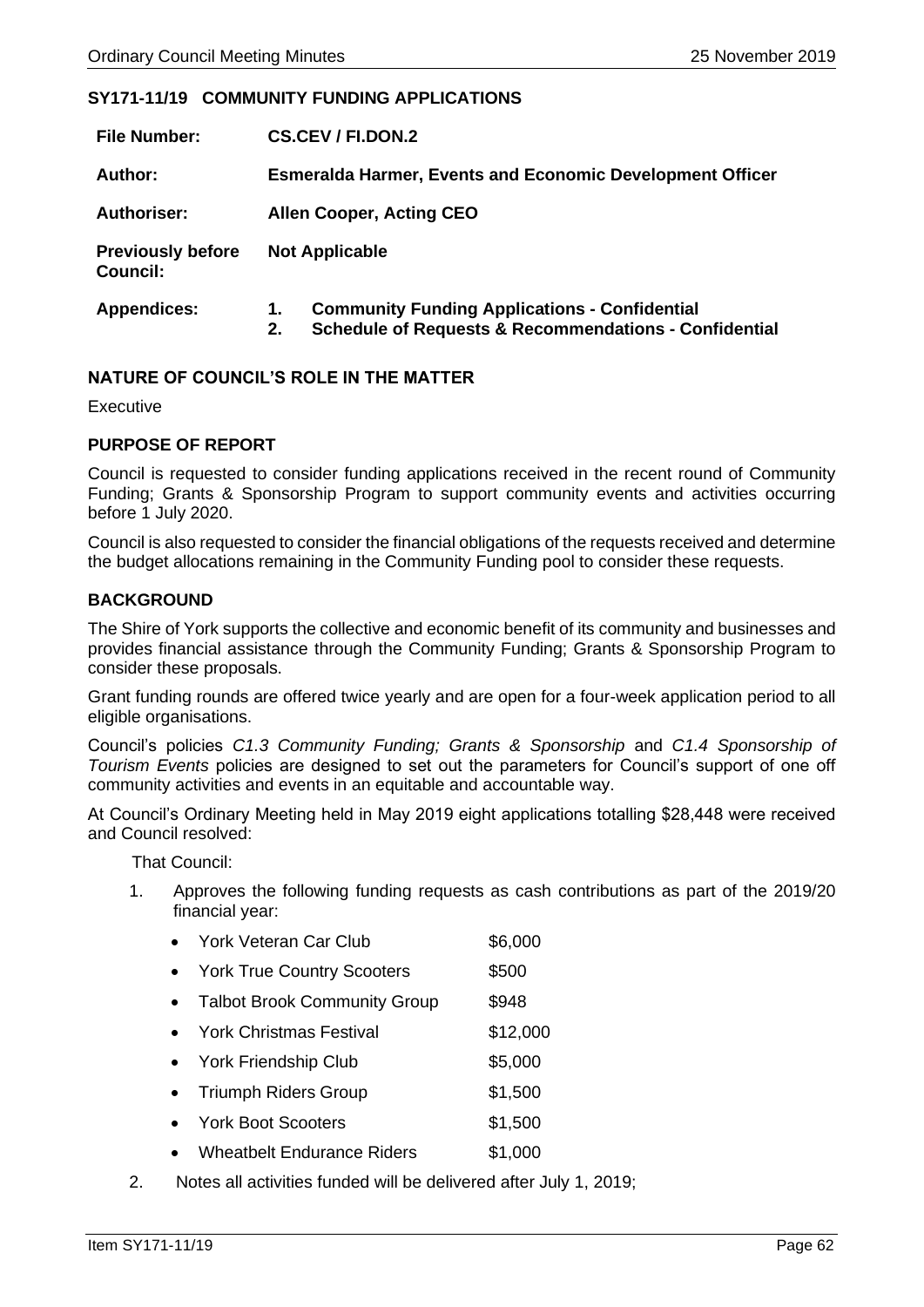## SY171-11/19 COMMUNITY FUNDING APPLICATIONS

| | |
|---|---|
| **File Number:** | **CS.CEV / FI.DON.2** |
| **Author:** | **Esmeralda Harmer, Events and Economic Development Officer** |
| **Authoriser:** | **Allen Cooper, Acting CEO** |
| **Previously before Council:** | **Not Applicable** |
| **Appendices:** | **1. Community Funding Applications - Confidential**<br>**2. Schedule of Requests & Recommendations - Confidential** |

### NATURE OF COUNCIL'S ROLE IN THE MATTER

Executive

### PURPOSE OF REPORT

Council is requested to consider funding applications received in the recent round of Community Funding; Grants & Sponsorship Program to support community events and activities occurring before 1 July 2020.

Council is also requested to consider the financial obligations of the requests received and determine the budget allocations remaining in the Community Funding pool to consider these requests.

### BACKGROUND

The Shire of York supports the collective and economic benefit of its community and businesses and provides financial assistance through the Community Funding; Grants & Sponsorship Program to consider these proposals.

Grant funding rounds are offered twice yearly and are open for a four-week application period to all eligible organisations.

Council's policies *C1.3 Community Funding; Grants & Sponsorship* and *C1.4 Sponsorship of Tourism Events* policies are designed to set out the parameters for Council's support of one off community activities and events in an equitable and accountable way.

At Council's Ordinary Meeting held in May 2019 eight applications totalling $28,448 were received and Council resolved:

That Council:

1. Approves the following funding requests as cash contributions as part of the 2019/20 financial year:

   - York Veteran Car Club $6,000
   - York True Country Scooters $500
   - Talbot Brook Community Group $948
   - York Christmas Festival $12,000
   - York Friendship Club $5,000
   - Triumph Riders Group $1,500
   - York Boot Scooters $1,500
   - Wheatbelt Endurance Riders $1,000

2. Notes all activities funded will be delivered after July 1, 2019;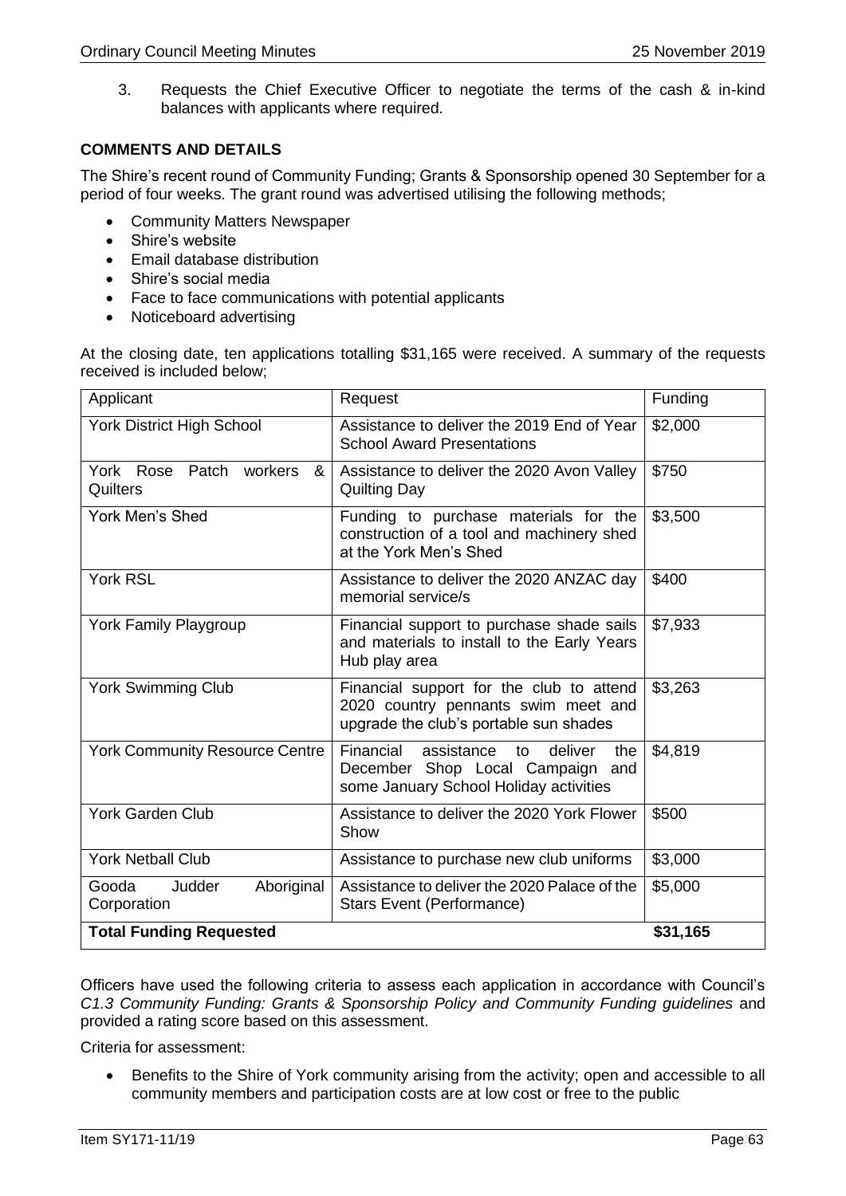3. Requests the Chief Executive Officer to negotiate the terms of the cash & in-kind balances with applicants where required.

**COMMENTS AND DETAILS**

The Shire's recent round of Community Funding; Grants & Sponsorship opened 30 September for a period of four weeks. The grant round was advertised utilising the following methods;

- Community Matters Newspaper
- Shire's website
- Email database distribution
- Shire's social media
- Face to face communications with potential applicants
- Noticeboard advertising

At the closing date, ten applications totalling $31,165 were received. A summary of the requests received is included below;

| Applicant | Request | Funding |
|---|---|---|
| York District High School | Assistance to deliver the 2019 End of Year School Award Presentations | $2,000 |
| York Rose Patch workers & Quilters | Assistance to deliver the 2020 Avon Valley Quilting Day | $750 |
| York Men's Shed | Funding to purchase materials for the construction of a tool and machinery shed at the York Men's Shed | $3,500 |
| York RSL | Assistance to deliver the 2020 ANZAC day memorial service/s | $400 |
| York Family Playgroup | Financial support to purchase shade sails and materials to install to the Early Years Hub play area | $7,933 |
| York Swimming Club | Financial support for the club to attend 2020 country pennants swim meet and upgrade the club's portable sun shades | $3,263 |
| York Community Resource Centre | Financial assistance to deliver the December Shop Local Campaign and some January School Holiday activities | $4,819 |
| York Garden Club | Assistance to deliver the 2020 York Flower Show | $500 |
| York Netball Club | Assistance to purchase new club uniforms | $3,000 |
| Gooda Judder Aboriginal Corporation | Assistance to deliver the 2020 Palace of the Stars Event (Performance) | $5,000 |
| **Total Funding Requested** | | **$31,165** |

Officers have used the following criteria to assess each application in accordance with Council's *C1.3 Community Funding: Grants & Sponsorship Policy and Community Funding guidelines* and provided a rating score based on this assessment.

Criteria for assessment:

- Benefits to the Shire of York community arising from the activity; open and accessible to all community members and participation costs are at low cost or free to the public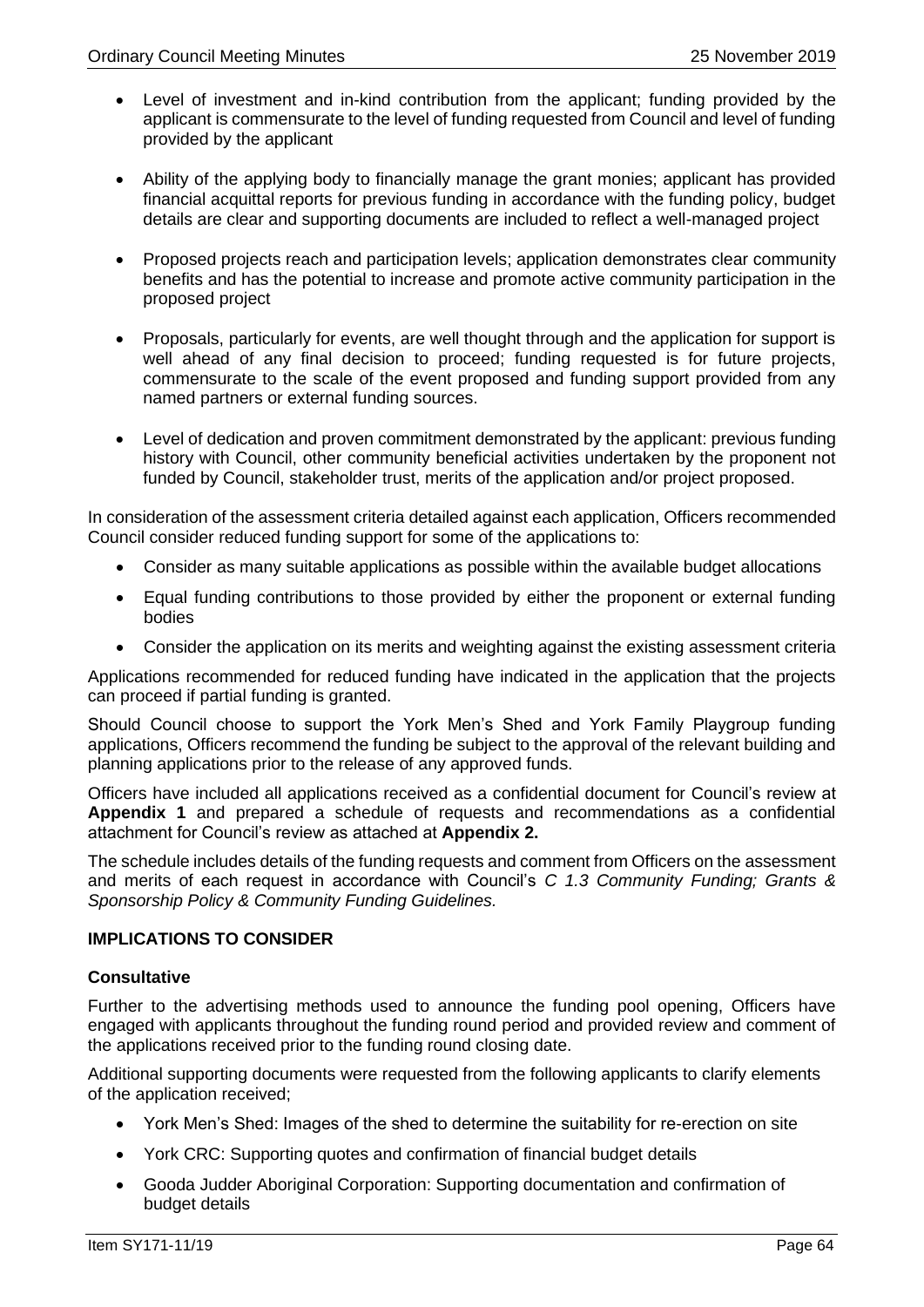- Level of investment and in-kind contribution from the applicant; funding provided by the applicant is commensurate to the level of funding requested from Council and level of funding provided by the applicant

- Ability of the applying body to financially manage the grant monies; applicant has provided financial acquittal reports for previous funding in accordance with the funding policy, budget details are clear and supporting documents are included to reflect a well-managed project

- Proposed projects reach and participation levels; application demonstrates clear community benefits and has the potential to increase and promote active community participation in the proposed project

- Proposals, particularly for events, are well thought through and the application for support is well ahead of any final decision to proceed; funding requested is for future projects, commensurate to the scale of the event proposed and funding support provided from any named partners or external funding sources.

- Level of dedication and proven commitment demonstrated by the applicant: previous funding history with Council, other community beneficial activities undertaken by the proponent not funded by Council, stakeholder trust, merits of the application and/or project proposed.

In consideration of the assessment criteria detailed against each application, Officers recommended Council consider reduced funding support for some of the applications to:

- Consider as many suitable applications as possible within the available budget allocations
- Equal funding contributions to those provided by either the proponent or external funding bodies
- Consider the application on its merits and weighting against the existing assessment criteria

Applications recommended for reduced funding have indicated in the application that the projects can proceed if partial funding is granted.

Should Council choose to support the York Men's Shed and York Family Playgroup funding applications, Officers recommend the funding be subject to the approval of the relevant building and planning applications prior to the release of any approved funds.

Officers have included all applications received as a confidential document for Council's review at **Appendix 1** and prepared a schedule of requests and recommendations as a confidential attachment for Council's review as attached at **Appendix 2.**

The schedule includes details of the funding requests and comment from Officers on the assessment and merits of each request in accordance with Council's *C 1.3 Community Funding; Grants & Sponsorship Policy & Community Funding Guidelines.*

## IMPLICATIONS TO CONSIDER

### Consultative

Further to the advertising methods used to announce the funding pool opening, Officers have engaged with applicants throughout the funding round period and provided review and comment of the applications received prior to the funding round closing date.

Additional supporting documents were requested from the following applicants to clarify elements of the application received;

- York Men's Shed: Images of the shed to determine the suitability for re-erection on site
- York CRC: Supporting quotes and confirmation of financial budget details
- Gooda Judder Aboriginal Corporation: Supporting documentation and confirmation of budget details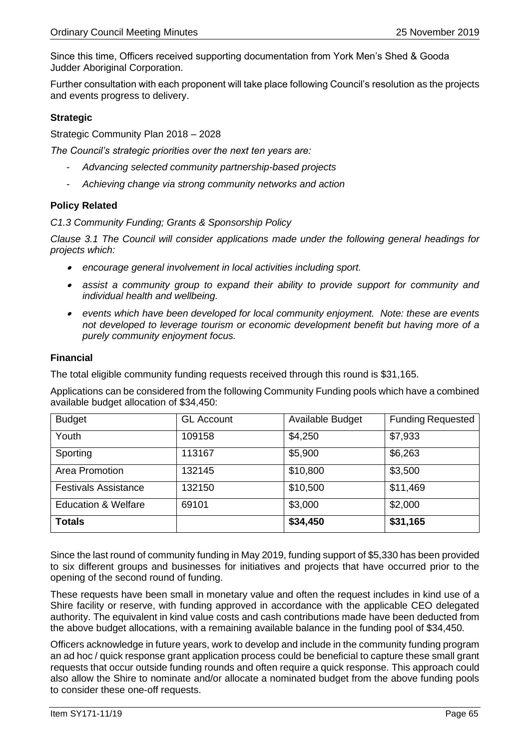Since this time, Officers received supporting documentation from York Men's Shed & Gooda Judder Aboriginal Corporation.

Further consultation with each proponent will take place following Council's resolution as the projects and events progress to delivery.

### Strategic

Strategic Community Plan 2018 – 2028

*The Council's strategic priorities over the next ten years are:*

- *Advancing selected community partnership-based projects*
- *Achieving change via strong community networks and action*

### Policy Related

*C1.3 Community Funding; Grants & Sponsorship Policy*

*Clause 3.1 The Council will consider applications made under the following general headings for projects which:*

- *encourage general involvement in local activities including sport.*
- *assist a community group to expand their ability to provide support for community and individual health and wellbeing.*
- *events which have been developed for local community enjoyment. Note: these are events not developed to leverage tourism or economic development benefit but having more of a purely community enjoyment focus.*

### Financial

The total eligible community funding requests received through this round is $31,165.

Applications can be considered from the following Community Funding pools which have a combined available budget allocation of $34,450:

| Budget | GL Account | Available Budget | Funding Requested |
|---|---|---|---|
| Youth | 109158 | $4,250 | $7,933 |
| Sporting | 113167 | $5,900 | $6,263 |
| Area Promotion | 132145 | $10,800 | $3,500 |
| Festivals Assistance | 132150 | $10,500 | $11,469 |
| Education & Welfare | 69101 | $3,000 | $2,000 |
| **Totals** | | **$34,450** | **$31,165** |

Since the last round of community funding in May 2019, funding support of $5,330 has been provided to six different groups and businesses for initiatives and projects that have occurred prior to the opening of the second round of funding.

These requests have been small in monetary value and often the request includes in kind use of a Shire facility or reserve, with funding approved in accordance with the applicable CEO delegated authority. The equivalent in kind value costs and cash contributions made have been deducted from the above budget allocations, with a remaining available balance in the funding pool of $34,450.

Officers acknowledge in future years, work to develop and include in the community funding program an ad hoc / quick response grant application process could be beneficial to capture these small grant requests that occur outside funding rounds and often require a quick response. This approach could also allow the Shire to nominate and/or allocate a nominated budget from the above funding pools to consider these one-off requests.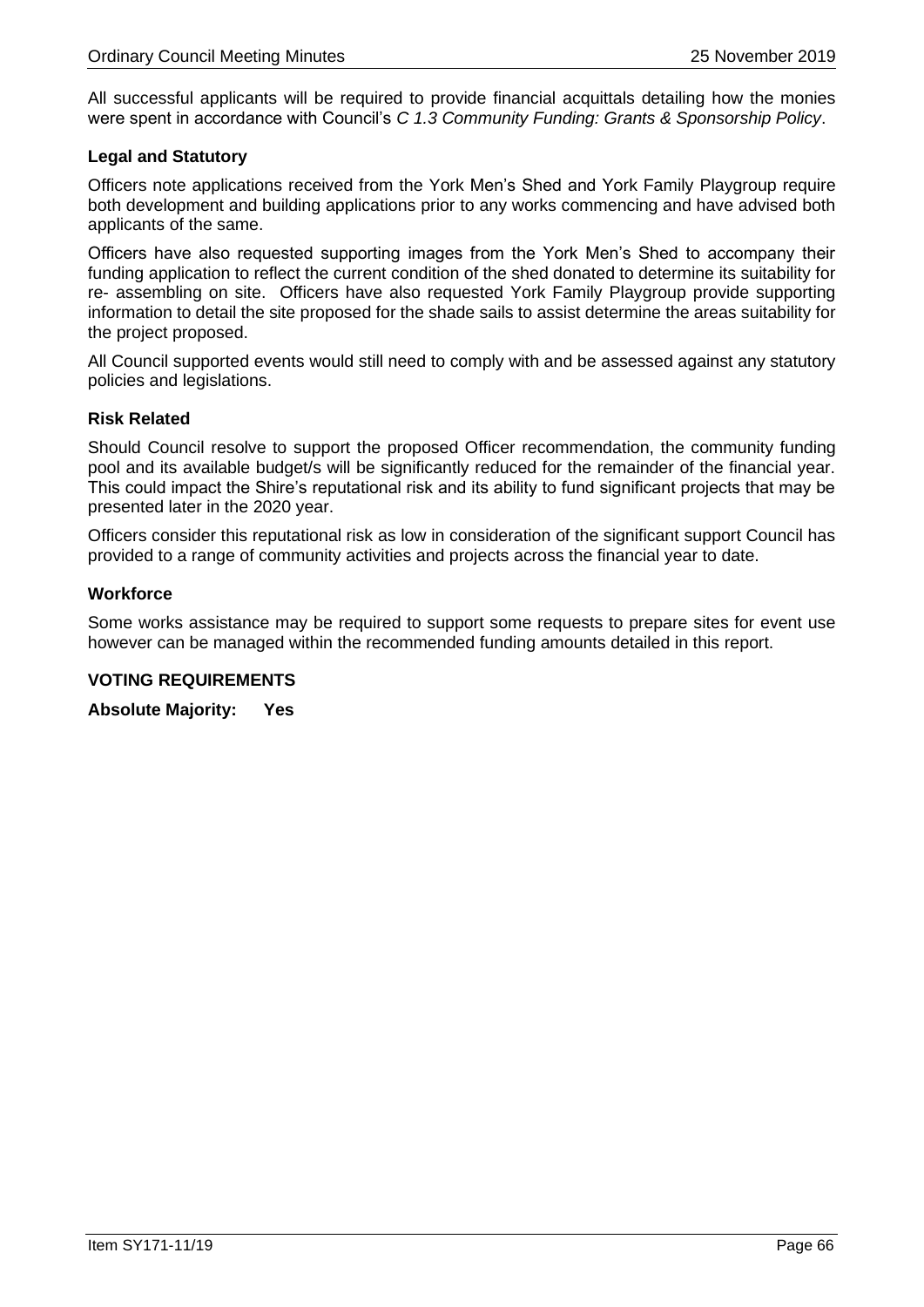All successful applicants will be required to provide financial acquittals detailing how the monies were spent in accordance with Council's *C 1.3 Community Funding: Grants & Sponsorship Policy*.

**Legal and Statutory**

Officers note applications received from the York Men's Shed and York Family Playgroup require both development and building applications prior to any works commencing and have advised both applicants of the same.

Officers have also requested supporting images from the York Men's Shed to accompany their funding application to reflect the current condition of the shed donated to determine its suitability for re- assembling on site. Officers have also requested York Family Playgroup provide supporting information to detail the site proposed for the shade sails to assist determine the areas suitability for the project proposed.

All Council supported events would still need to comply with and be assessed against any statutory policies and legislations.

**Risk Related**

Should Council resolve to support the proposed Officer recommendation, the community funding pool and its available budget/s will be significantly reduced for the remainder of the financial year. This could impact the Shire's reputational risk and its ability to fund significant projects that may be presented later in the 2020 year.

Officers consider this reputational risk as low in consideration of the significant support Council has provided to a range of community activities and projects across the financial year to date.

**Workforce**

Some works assistance may be required to support some requests to prepare sites for event use however can be managed within the recommended funding amounts detailed in this report.

**VOTING REQUIREMENTS**

**Absolute Majority: Yes**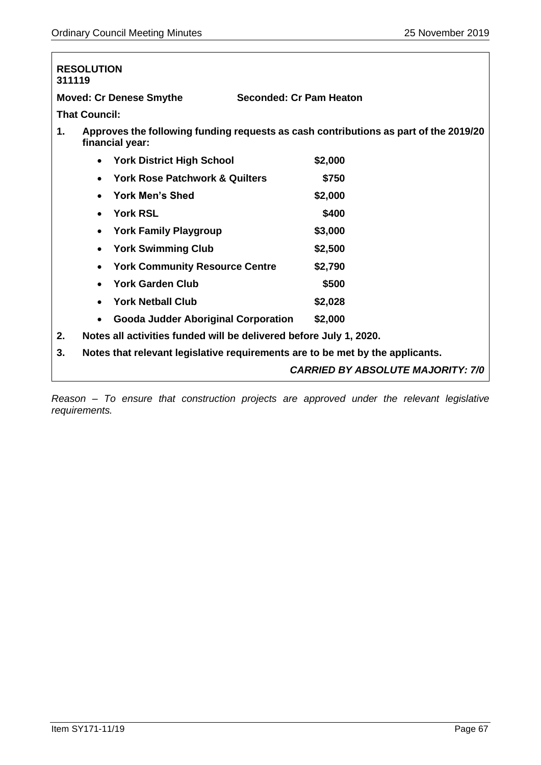**RESOLUTION**
**311119**

**Moved: Cr Denese Smythe** **Seconded: Cr Pam Heaton**

**That Council:**

**1. Approves the following funding requests as cash contributions as part of the 2019/20 financial year:**

| | |
|---|---|
| • **York District High School** | **$2,000** |
| • **York Rose Patchwork & Quilters** | **$750** |
| • **York Men's Shed** | **$2,000** |
| • **York RSL** | **$400** |
| • **York Family Playgroup** | **$3,000** |
| • **York Swimming Club** | **$2,500** |
| • **York Community Resource Centre** | **$2,790** |
| • **York Garden Club** | **$500** |
| • **York Netball Club** | **$2,028** |
| • **Gooda Judder Aboriginal Corporation** | **$2,000** |

**2. Notes all activities funded will be delivered before July 1, 2020.**

**3. Notes that relevant legislative requirements are to be met by the applicants.**

***CARRIED BY ABSOLUTE MAJORITY: 7/0***

*Reason – To ensure that construction projects are approved under the relevant legislative requirements.*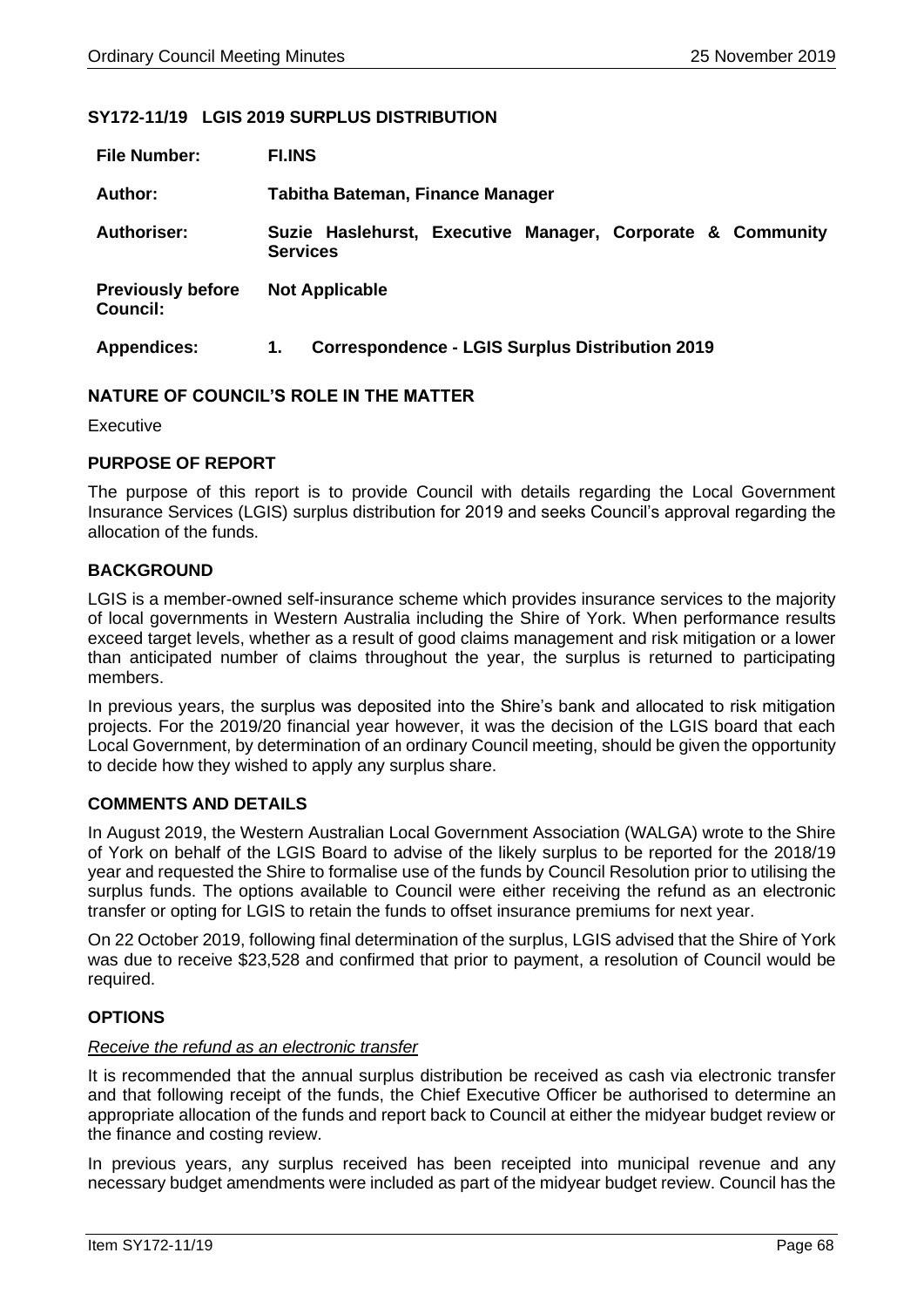## SY172-11/19 LGIS 2019 SURPLUS DISTRIBUTION

| | |
|---|---|
| **File Number:** | **FI.INS** |
| **Author:** | **Tabitha Bateman, Finance Manager** |
| **Authoriser:** | **Suzie Haslehurst, Executive Manager, Corporate & Community Services** |
| **Previously before Council:** | **Not Applicable** |
| **Appendices:** | **1. Correspondence - LGIS Surplus Distribution 2019** |

### NATURE OF COUNCIL'S ROLE IN THE MATTER

Executive

### PURPOSE OF REPORT

The purpose of this report is to provide Council with details regarding the Local Government Insurance Services (LGIS) surplus distribution for 2019 and seeks Council's approval regarding the allocation of the funds.

### BACKGROUND

LGIS is a member-owned self-insurance scheme which provides insurance services to the majority of local governments in Western Australia including the Shire of York. When performance results exceed target levels, whether as a result of good claims management and risk mitigation or a lower than anticipated number of claims throughout the year, the surplus is returned to participating members.

In previous years, the surplus was deposited into the Shire's bank and allocated to risk mitigation projects. For the 2019/20 financial year however, it was the decision of the LGIS board that each Local Government, by determination of an ordinary Council meeting, should be given the opportunity to decide how they wished to apply any surplus share.

### COMMENTS AND DETAILS

In August 2019, the Western Australian Local Government Association (WALGA) wrote to the Shire of York on behalf of the LGIS Board to advise of the likely surplus to be reported for the 2018/19 year and requested the Shire to formalise use of the funds by Council Resolution prior to utilising the surplus funds. The options available to Council were either receiving the refund as an electronic transfer or opting for LGIS to retain the funds to offset insurance premiums for next year.

On 22 October 2019, following final determination of the surplus, LGIS advised that the Shire of York was due to receive $23,528 and confirmed that prior to payment, a resolution of Council would be required.

### OPTIONS

*Receive the refund as an electronic transfer*

It is recommended that the annual surplus distribution be received as cash via electronic transfer and that following receipt of the funds, the Chief Executive Officer be authorised to determine an appropriate allocation of the funds and report back to Council at either the midyear budget review or the finance and costing review.

In previous years, any surplus received has been receipted into municipal revenue and any necessary budget amendments were included as part of the midyear budget review. Council has the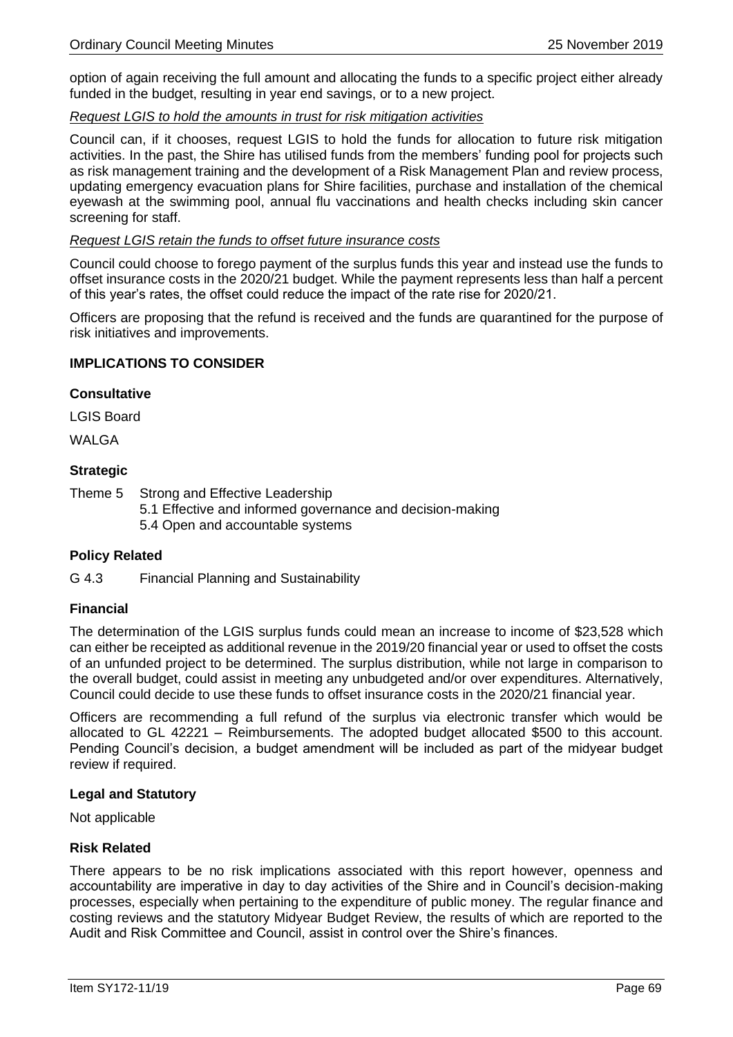option of again receiving the full amount and allocating the funds to a specific project either already funded in the budget, resulting in year end savings, or to a new project.

*Request LGIS to hold the amounts in trust for risk mitigation activities*

Council can, if it chooses, request LGIS to hold the funds for allocation to future risk mitigation activities. In the past, the Shire has utilised funds from the members' funding pool for projects such as risk management training and the development of a Risk Management Plan and review process, updating emergency evacuation plans for Shire facilities, purchase and installation of the chemical eyewash at the swimming pool, annual flu vaccinations and health checks including skin cancer screening for staff.

*Request LGIS retain the funds to offset future insurance costs*

Council could choose to forego payment of the surplus funds this year and instead use the funds to offset insurance costs in the 2020/21 budget. While the payment represents less than half a percent of this year's rates, the offset could reduce the impact of the rate rise for 2020/21.

Officers are proposing that the refund is received and the funds are quarantined for the purpose of risk initiatives and improvements.

## IMPLICATIONS TO CONSIDER

### Consultative

LGIS Board

WALGA

### Strategic

Theme 5 Strong and Effective Leadership
- 5.1 Effective and informed governance and decision-making
- 5.4 Open and accountable systems

### Policy Related

G 4.3 Financial Planning and Sustainability

### Financial

The determination of the LGIS surplus funds could mean an increase to income of $23,528 which can either be receipted as additional revenue in the 2019/20 financial year or used to offset the costs of an unfunded project to be determined. The surplus distribution, while not large in comparison to the overall budget, could assist in meeting any unbudgeted and/or over expenditures. Alternatively, Council could decide to use these funds to offset insurance costs in the 2020/21 financial year.

Officers are recommending a full refund of the surplus via electronic transfer which would be allocated to GL 42221 – Reimbursements. The adopted budget allocated $500 to this account. Pending Council's decision, a budget amendment will be included as part of the midyear budget review if required.

### Legal and Statutory

Not applicable

### Risk Related

There appears to be no risk implications associated with this report however, openness and accountability are imperative in day to day activities of the Shire and in Council's decision-making processes, especially when pertaining to the expenditure of public money. The regular finance and costing reviews and the statutory Midyear Budget Review, the results of which are reported to the Audit and Risk Committee and Council, assist in control over the Shire's finances.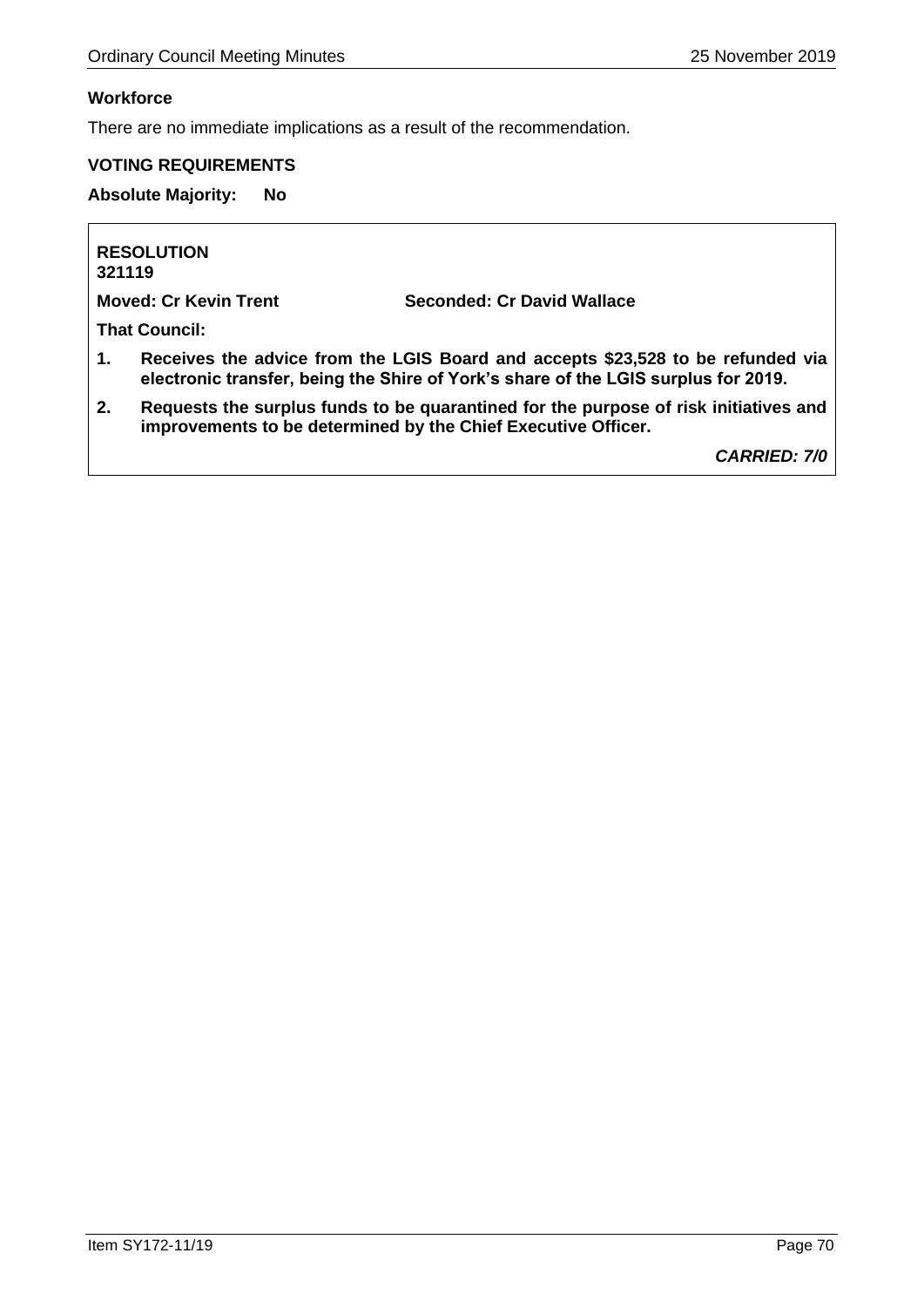**Workforce**

There are no immediate implications as a result of the recommendation.

**VOTING REQUIREMENTS**

**Absolute Majority: No**

**RESOLUTION**
**321119**

**Moved: Cr Kevin Trent** **Seconded: Cr David Wallace**

**That Council:**

1. **Receives the advice from the LGIS Board and accepts $23,528 to be refunded via electronic transfer, being the Shire of York's share of the LGIS surplus for 2019.**
2. **Requests the surplus funds to be quarantined for the purpose of risk initiatives and improvements to be determined by the Chief Executive Officer.**

***CARRIED: 7/0***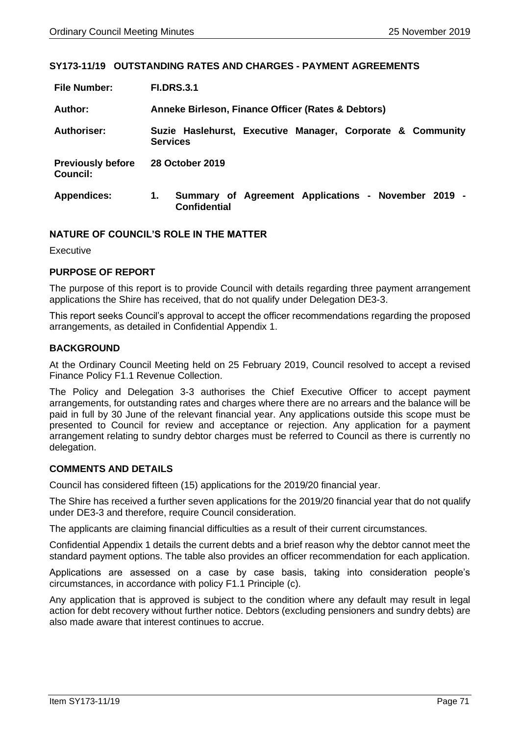## SY173-11/19 OUTSTANDING RATES AND CHARGES - PAYMENT AGREEMENTS

| | |
|---|---|
| **File Number:** | **FI.DRS.3.1** |
| **Author:** | **Anneke Birleson, Finance Officer (Rates & Debtors)** |
| **Authoriser:** | **Suzie Haslehurst, Executive Manager, Corporate & Community Services** |
| **Previously before Council:** | **28 October 2019** |
| **Appendices:** | **1. Summary of Agreement Applications - November 2019 - Confidential** |

### NATURE OF COUNCIL'S ROLE IN THE MATTER

Executive

### PURPOSE OF REPORT

The purpose of this report is to provide Council with details regarding three payment arrangement applications the Shire has received, that do not qualify under Delegation DE3-3.

This report seeks Council's approval to accept the officer recommendations regarding the proposed arrangements, as detailed in Confidential Appendix 1.

### BACKGROUND

At the Ordinary Council Meeting held on 25 February 2019, Council resolved to accept a revised Finance Policy F1.1 Revenue Collection.

The Policy and Delegation 3-3 authorises the Chief Executive Officer to accept payment arrangements, for outstanding rates and charges where there are no arrears and the balance will be paid in full by 30 June of the relevant financial year. Any applications outside this scope must be presented to Council for review and acceptance or rejection. Any application for a payment arrangement relating to sundry debtor charges must be referred to Council as there is currently no delegation.

### COMMENTS AND DETAILS

Council has considered fifteen (15) applications for the 2019/20 financial year.

The Shire has received a further seven applications for the 2019/20 financial year that do not qualify under DE3-3 and therefore, require Council consideration.

The applicants are claiming financial difficulties as a result of their current circumstances.

Confidential Appendix 1 details the current debts and a brief reason why the debtor cannot meet the standard payment options. The table also provides an officer recommendation for each application.

Applications are assessed on a case by case basis, taking into consideration people's circumstances, in accordance with policy F1.1 Principle (c).

Any application that is approved is subject to the condition where any default may result in legal action for debt recovery without further notice. Debtors (excluding pensioners and sundry debts) are also made aware that interest continues to accrue.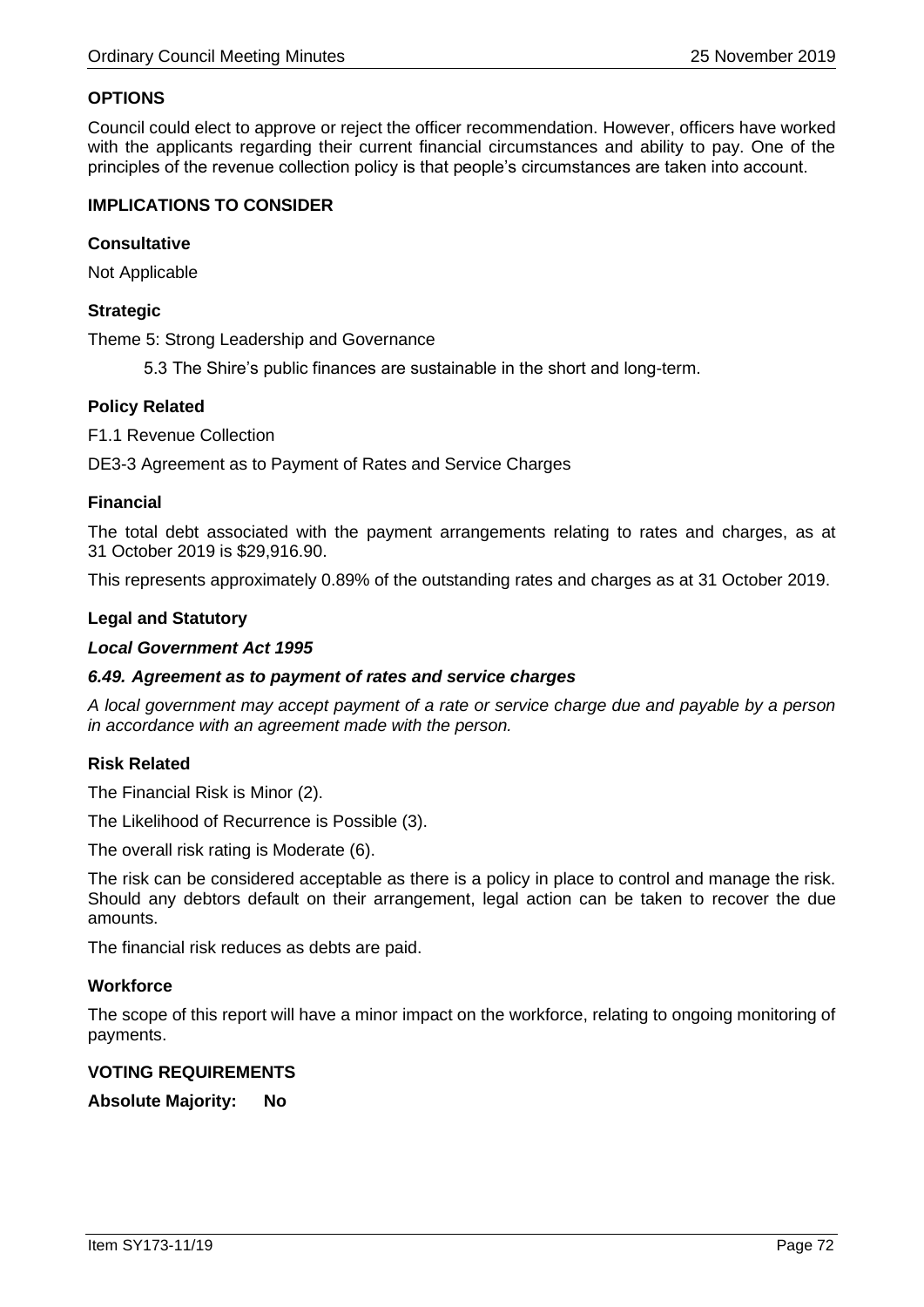## OPTIONS

Council could elect to approve or reject the officer recommendation. However, officers have worked with the applicants regarding their current financial circumstances and ability to pay. One of the principles of the revenue collection policy is that people's circumstances are taken into account.

## IMPLICATIONS TO CONSIDER

### Consultative

Not Applicable

### Strategic

Theme 5: Strong Leadership and Governance

5.3 The Shire's public finances are sustainable in the short and long-term.

### Policy Related

F1.1 Revenue Collection

DE3-3 Agreement as to Payment of Rates and Service Charges

### Financial

The total debt associated with the payment arrangements relating to rates and charges, as at 31 October 2019 is $29,916.90.

This represents approximately 0.89% of the outstanding rates and charges as at 31 October 2019.

### Legal and Statutory

***Local Government Act 1995***

***6.49. Agreement as to payment of rates and service charges***

*A local government may accept payment of a rate or service charge due and payable by a person in accordance with an agreement made with the person.*

### Risk Related

The Financial Risk is Minor (2).

The Likelihood of Recurrence is Possible (3).

The overall risk rating is Moderate (6).

The risk can be considered acceptable as there is a policy in place to control and manage the risk. Should any debtors default on their arrangement, legal action can be taken to recover the due amounts.

The financial risk reduces as debts are paid.

### Workforce

The scope of this report will have a minor impact on the workforce, relating to ongoing monitoring of payments.

## VOTING REQUIREMENTS

**Absolute Majority: No**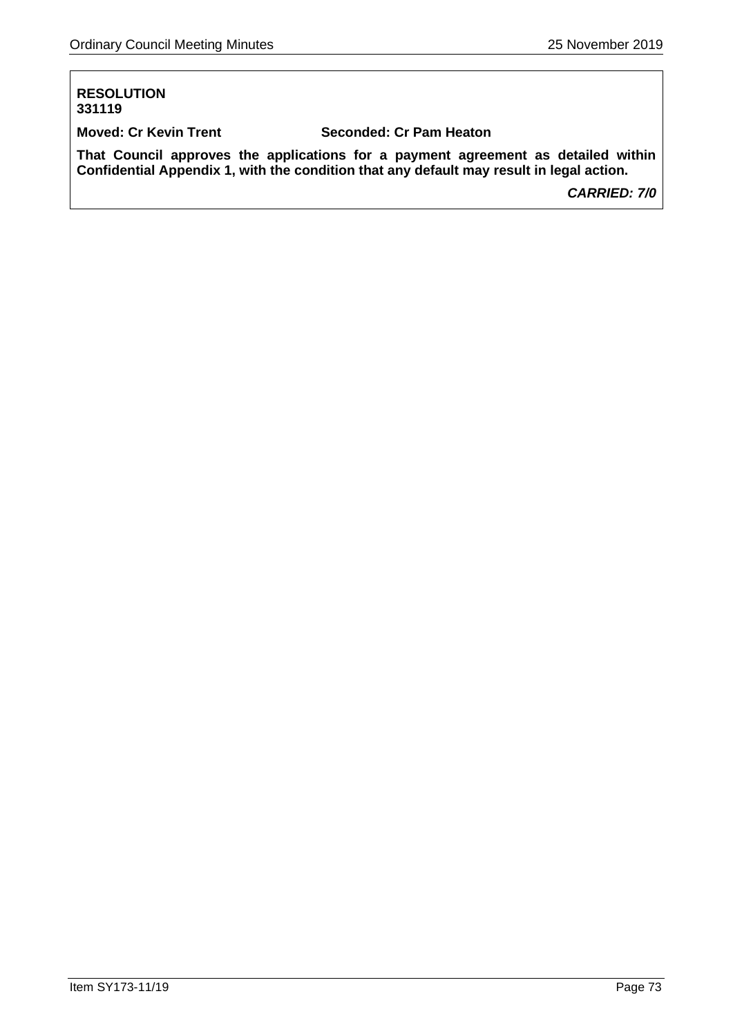**RESOLUTION**
**331119**

**Moved: Cr Kevin Trent** **Seconded: Cr Pam Heaton**

**That Council approves the applications for a payment agreement as detailed within Confidential Appendix 1, with the condition that any default may result in legal action.**

***CARRIED: 7/0***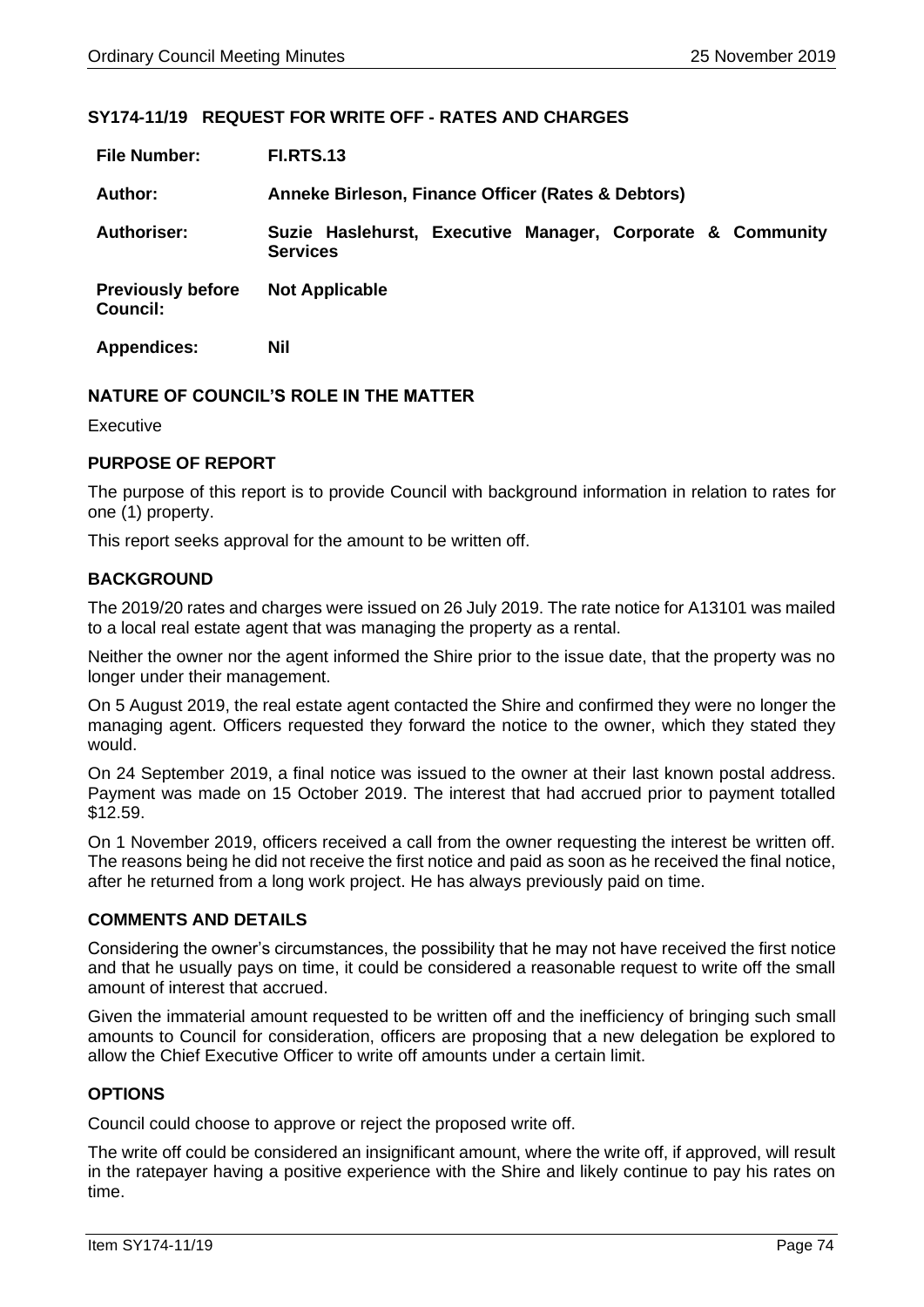## SY174-11/19 REQUEST FOR WRITE OFF - RATES AND CHARGES

| | |
|---|---|
| **File Number:** | **FI.RTS.13** |
| **Author:** | **Anneke Birleson, Finance Officer (Rates & Debtors)** |
| **Authoriser:** | **Suzie Haslehurst, Executive Manager, Corporate & Community Services** |
| **Previously before Council:** | **Not Applicable** |
| **Appendices:** | **Nil** |

### NATURE OF COUNCIL'S ROLE IN THE MATTER

Executive

### PURPOSE OF REPORT

The purpose of this report is to provide Council with background information in relation to rates for one (1) property.

This report seeks approval for the amount to be written off.

### BACKGROUND

The 2019/20 rates and charges were issued on 26 July 2019. The rate notice for A13101 was mailed to a local real estate agent that was managing the property as a rental.

Neither the owner nor the agent informed the Shire prior to the issue date, that the property was no longer under their management.

On 5 August 2019, the real estate agent contacted the Shire and confirmed they were no longer the managing agent. Officers requested they forward the notice to the owner, which they stated they would.

On 24 September 2019, a final notice was issued to the owner at their last known postal address. Payment was made on 15 October 2019. The interest that had accrued prior to payment totalled $12.59.

On 1 November 2019, officers received a call from the owner requesting the interest be written off. The reasons being he did not receive the first notice and paid as soon as he received the final notice, after he returned from a long work project. He has always previously paid on time.

### COMMENTS AND DETAILS

Considering the owner's circumstances, the possibility that he may not have received the first notice and that he usually pays on time, it could be considered a reasonable request to write off the small amount of interest that accrued.

Given the immaterial amount requested to be written off and the inefficiency of bringing such small amounts to Council for consideration, officers are proposing that a new delegation be explored to allow the Chief Executive Officer to write off amounts under a certain limit.

### OPTIONS

Council could choose to approve or reject the proposed write off.

The write off could be considered an insignificant amount, where the write off, if approved, will result in the ratepayer having a positive experience with the Shire and likely continue to pay his rates on time.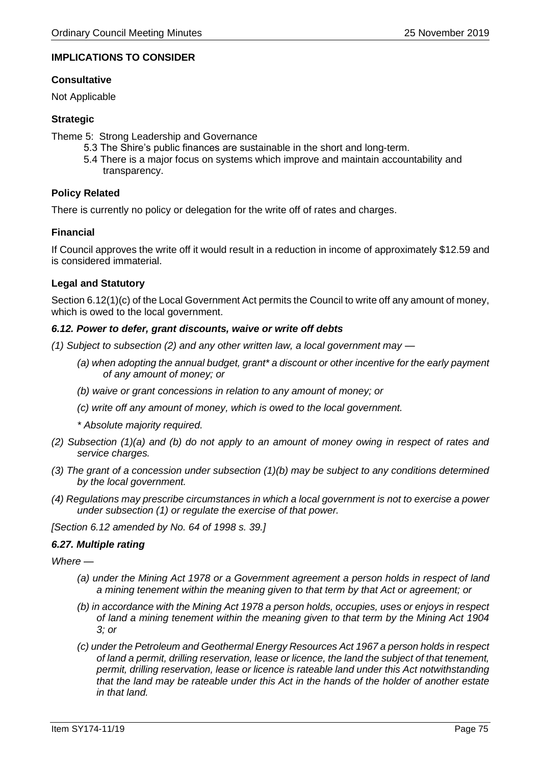**IMPLICATIONS TO CONSIDER**

**Consultative**

Not Applicable

**Strategic**

Theme 5: Strong Leadership and Governance

- 5.3 The Shire's public finances are sustainable in the short and long-term.
- 5.4 There is a major focus on systems which improve and maintain accountability and transparency.

**Policy Related**

There is currently no policy or delegation for the write off of rates and charges.

**Financial**

If Council approves the write off it would result in a reduction in income of approximately $12.59 and is considered immaterial.

**Legal and Statutory**

Section 6.12(1)(c) of the Local Government Act permits the Council to write off any amount of money, which is owed to the local government.

***6.12. Power to defer, grant discounts, waive or write off debts***

*(1) Subject to subsection (2) and any other written law, a local government may —*

*(a) when adopting the annual budget, grant\* a discount or other incentive for the early payment of any amount of money; or*

*(b) waive or grant concessions in relation to any amount of money; or*

*(c) write off any amount of money, which is owed to the local government.*

*\* Absolute majority required.*

*(2) Subsection (1)(a) and (b) do not apply to an amount of money owing in respect of rates and service charges.*

*(3) The grant of a concession under subsection (1)(b) may be subject to any conditions determined by the local government.*

*(4) Regulations may prescribe circumstances in which a local government is not to exercise a power under subsection (1) or regulate the exercise of that power.*

*[Section 6.12 amended by No. 64 of 1998 s. 39.]*

***6.27. Multiple rating***

*Where —*

*(a) under the Mining Act 1978 or a Government agreement a person holds in respect of land a mining tenement within the meaning given to that term by that Act or agreement; or*

*(b) in accordance with the Mining Act 1978 a person holds, occupies, uses or enjoys in respect of land a mining tenement within the meaning given to that term by the Mining Act 1904 3; or*

*(c) under the Petroleum and Geothermal Energy Resources Act 1967 a person holds in respect of land a permit, drilling reservation, lease or licence, the land the subject of that tenement, permit, drilling reservation, lease or licence is rateable land under this Act notwithstanding that the land may be rateable under this Act in the hands of the holder of another estate in that land.*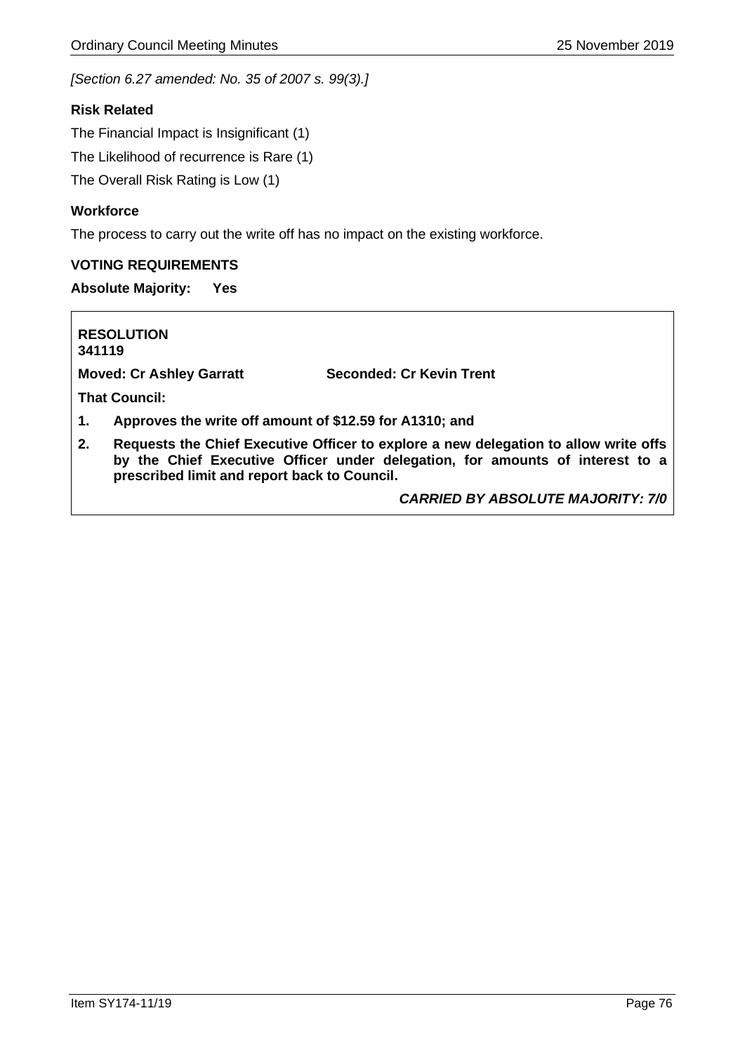*[Section 6.27 amended: No. 35 of 2007 s. 99(3).]*

**Risk Related**

The Financial Impact is Insignificant (1)

The Likelihood of recurrence is Rare (1)

The Overall Risk Rating is Low (1)

**Workforce**

The process to carry out the write off has no impact on the existing workforce.

**VOTING REQUIREMENTS**

**Absolute Majority: Yes**

**RESOLUTION**
**341119**

**Moved: Cr Ashley Garratt** **Seconded: Cr Kevin Trent**

**That Council:**

1. **Approves the write off amount of $12.59 for A1310; and**
2. **Requests the Chief Executive Officer to explore a new delegation to allow write offs by the Chief Executive Officer under delegation, for amounts of interest to a prescribed limit and report back to Council.**

***CARRIED BY ABSOLUTE MAJORITY: 7/0***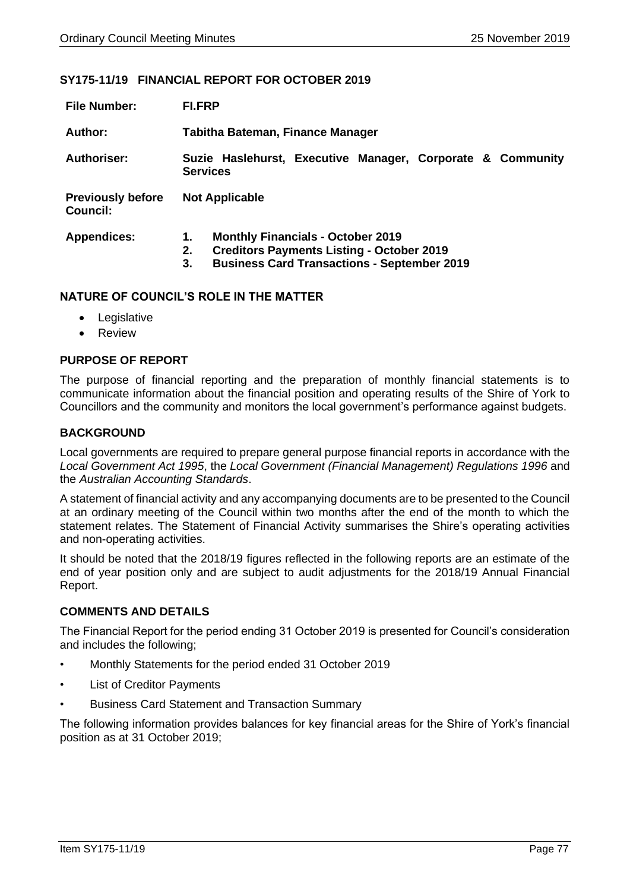## SY175-11/19 FINANCIAL REPORT FOR OCTOBER 2019

| | |
|---|---|
| **File Number:** | **FI.FRP** |
| **Author:** | **Tabitha Bateman, Finance Manager** |
| **Authoriser:** | **Suzie Haslehurst, Executive Manager, Corporate & Community Services** |
| **Previously before Council:** | **Not Applicable** |
| **Appendices:** | **1. Monthly Financials - October 2019**<br>**2. Creditors Payments Listing - October 2019**<br>**3. Business Card Transactions - September 2019** |

### NATURE OF COUNCIL'S ROLE IN THE MATTER

- Legislative
- Review

### PURPOSE OF REPORT

The purpose of financial reporting and the preparation of monthly financial statements is to communicate information about the financial position and operating results of the Shire of York to Councillors and the community and monitors the local government's performance against budgets.

### BACKGROUND

Local governments are required to prepare general purpose financial reports in accordance with the *Local Government Act 1995*, the *Local Government (Financial Management) Regulations 1996* and the *Australian Accounting Standards*.

A statement of financial activity and any accompanying documents are to be presented to the Council at an ordinary meeting of the Council within two months after the end of the month to which the statement relates. The Statement of Financial Activity summarises the Shire's operating activities and non-operating activities.

It should be noted that the 2018/19 figures reflected in the following reports are an estimate of the end of year position only and are subject to audit adjustments for the 2018/19 Annual Financial Report.

### COMMENTS AND DETAILS

The Financial Report for the period ending 31 October 2019 is presented for Council's consideration and includes the following;

- Monthly Statements for the period ended 31 October 2019
- List of Creditor Payments
- Business Card Statement and Transaction Summary

The following information provides balances for key financial areas for the Shire of York's financial position as at 31 October 2019;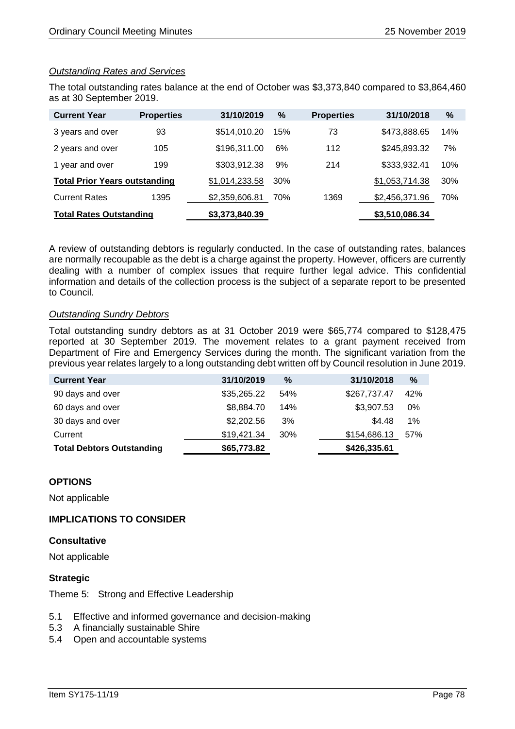*Outstanding Rates and Services*

The total outstanding rates balance at the end of October was $3,373,840 compared to $3,864,460 as at 30 September 2019.

| Current Year | Properties | 31/10/2019 | % | Properties | 31/10/2018 | % |
|---|---|---|---|---|---|---|
| 3 years and over | 93 | $514,010.20 | 15% | 73 | $473,888.65 | 14% |
| 2 years and over | 105 | $196,311.00 | 6% | 112 | $245,893.32 | 7% |
| 1 year and over | 199 | $303,912.38 | 9% | 214 | $333,932.41 | 10% |
| **Total Prior Years outstanding** | | $1,014,233.58 | 30% | | $1,053,714.38 | 30% |
| Current Rates | 1395 | $2,359,606.81 | 70% | 1369 | $2,456,371.96 | 70% |
| **Total Rates Outstanding** | | **$3,373,840.39** | | | **$3,510,086.34** | |

A review of outstanding debtors is regularly conducted. In the case of outstanding rates, balances are normally recoupable as the debt is a charge against the property. However, officers are currently dealing with a number of complex issues that require further legal advice. This confidential information and details of the collection process is the subject of a separate report to be presented to Council.

*Outstanding Sundry Debtors*

Total outstanding sundry debtors as at 31 October 2019 were $65,774 compared to $128,475 reported at 30 September 2019. The movement relates to a grant payment received from Department of Fire and Emergency Services during the month. The significant variation from the previous year relates largely to a long outstanding debt written off by Council resolution in June 2019.

| Current Year | 31/10/2019 | % | 31/10/2018 | % |
|---|---|---|---|---|
| 90 days and over | $35,265.22 | 54% | $267,737.47 | 42% |
| 60 days and over | $8,884.70 | 14% | $3,907.53 | 0% |
| 30 days and over | $2,202.56 | 3% | $4.48 | 1% |
| Current | $19,421.34 | 30% | $154,686.13 | 57% |
| **Total Debtors Outstanding** | **$65,773.82** | | **$426,335.61** | |

## OPTIONS

Not applicable

## IMPLICATIONS TO CONSIDER

### Consultative

Not applicable

### Strategic

Theme 5: Strong and Effective Leadership

- 5.1 Effective and informed governance and decision-making
- 5.3 A financially sustainable Shire
- 5.4 Open and accountable systems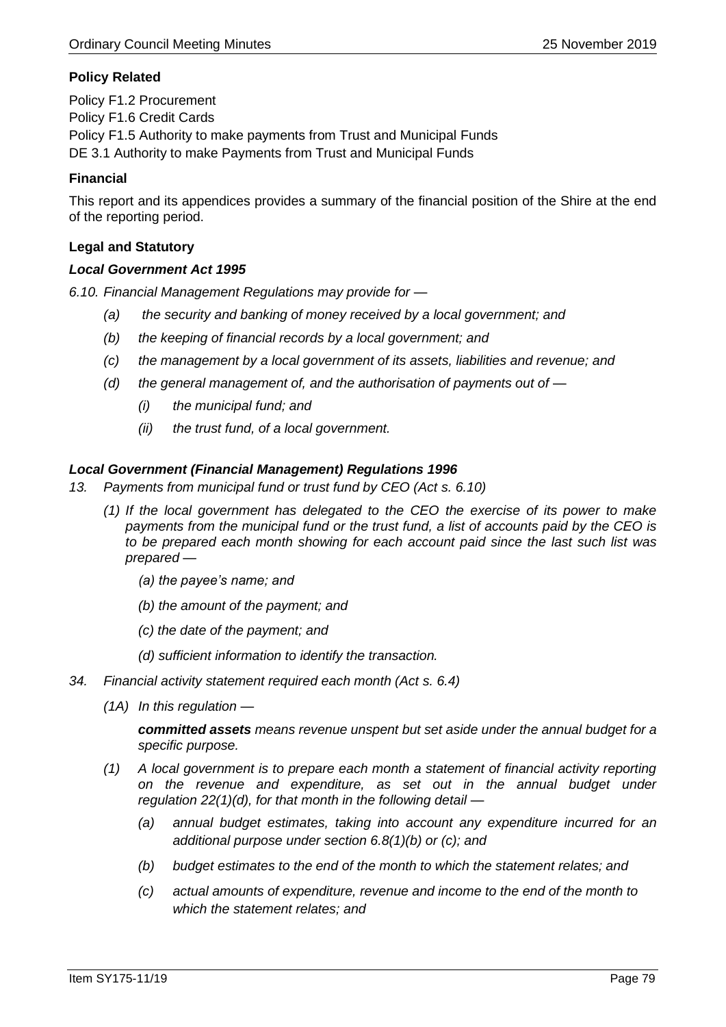**Policy Related**

Policy F1.2 Procurement
Policy F1.6 Credit Cards
Policy F1.5 Authority to make payments from Trust and Municipal Funds
DE 3.1 Authority to make Payments from Trust and Municipal Funds

**Financial**

This report and its appendices provides a summary of the financial position of the Shire at the end of the reporting period.

**Legal and Statutory**

***Local Government Act 1995***

*6.10. Financial Management Regulations may provide for —*

- *(a) the security and banking of money received by a local government; and*
- *(b) the keeping of financial records by a local government; and*
- *(c) the management by a local government of its assets, liabilities and revenue; and*
- *(d) the general management of, and the authorisation of payments out of —*
    - *(i) the municipal fund; and*
    - *(ii) the trust fund, of a local government.*

***Local Government (Financial Management) Regulations 1996***

*13. Payments from municipal fund or trust fund by CEO (Act s. 6.10)*

*(1) If the local government has delegated to the CEO the exercise of its power to make payments from the municipal fund or the trust fund, a list of accounts paid by the CEO is to be prepared each month showing for each account paid since the last such list was prepared —*

- *(a) the payee's name; and*
- *(b) the amount of the payment; and*
- *(c) the date of the payment; and*
- *(d) sufficient information to identify the transaction.*

*34. Financial activity statement required each month (Act s. 6.4)*

*(1A) In this regulation —*

***committed assets*** *means revenue unspent but set aside under the annual budget for a specific purpose.*

*(1) A local government is to prepare each month a statement of financial activity reporting on the revenue and expenditure, as set out in the annual budget under regulation 22(1)(d), for that month in the following detail —*

- *(a) annual budget estimates, taking into account any expenditure incurred for an additional purpose under section 6.8(1)(b) or (c); and*
- *(b) budget estimates to the end of the month to which the statement relates; and*
- *(c) actual amounts of expenditure, revenue and income to the end of the month to which the statement relates; and*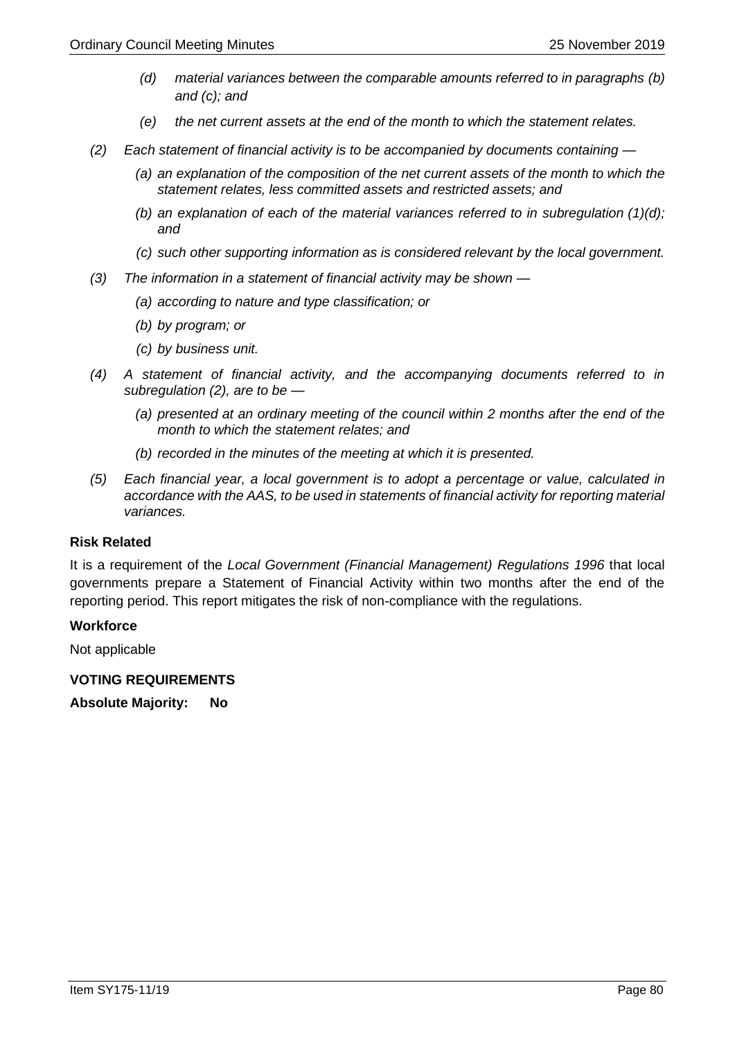*(d) material variances between the comparable amounts referred to in paragraphs (b) and (c); and*

*(e) the net current assets at the end of the month to which the statement relates.*

*(2) Each statement of financial activity is to be accompanied by documents containing —*

*(a) an explanation of the composition of the net current assets of the month to which the statement relates, less committed assets and restricted assets; and*

*(b) an explanation of each of the material variances referred to in subregulation (1)(d); and*

*(c) such other supporting information as is considered relevant by the local government.*

*(3) The information in a statement of financial activity may be shown —*

*(a) according to nature and type classification; or*

*(b) by program; or*

*(c) by business unit.*

*(4) A statement of financial activity, and the accompanying documents referred to in subregulation (2), are to be —*

*(a) presented at an ordinary meeting of the council within 2 months after the end of the month to which the statement relates; and*

*(b) recorded in the minutes of the meeting at which it is presented.*

*(5) Each financial year, a local government is to adopt a percentage or value, calculated in accordance with the AAS, to be used in statements of financial activity for reporting material variances.*

**Risk Related**

It is a requirement of the *Local Government (Financial Management) Regulations 1996* that local governments prepare a Statement of Financial Activity within two months after the end of the reporting period. This report mitigates the risk of non-compliance with the regulations.

**Workforce**

Not applicable

**VOTING REQUIREMENTS**

**Absolute Majority: No**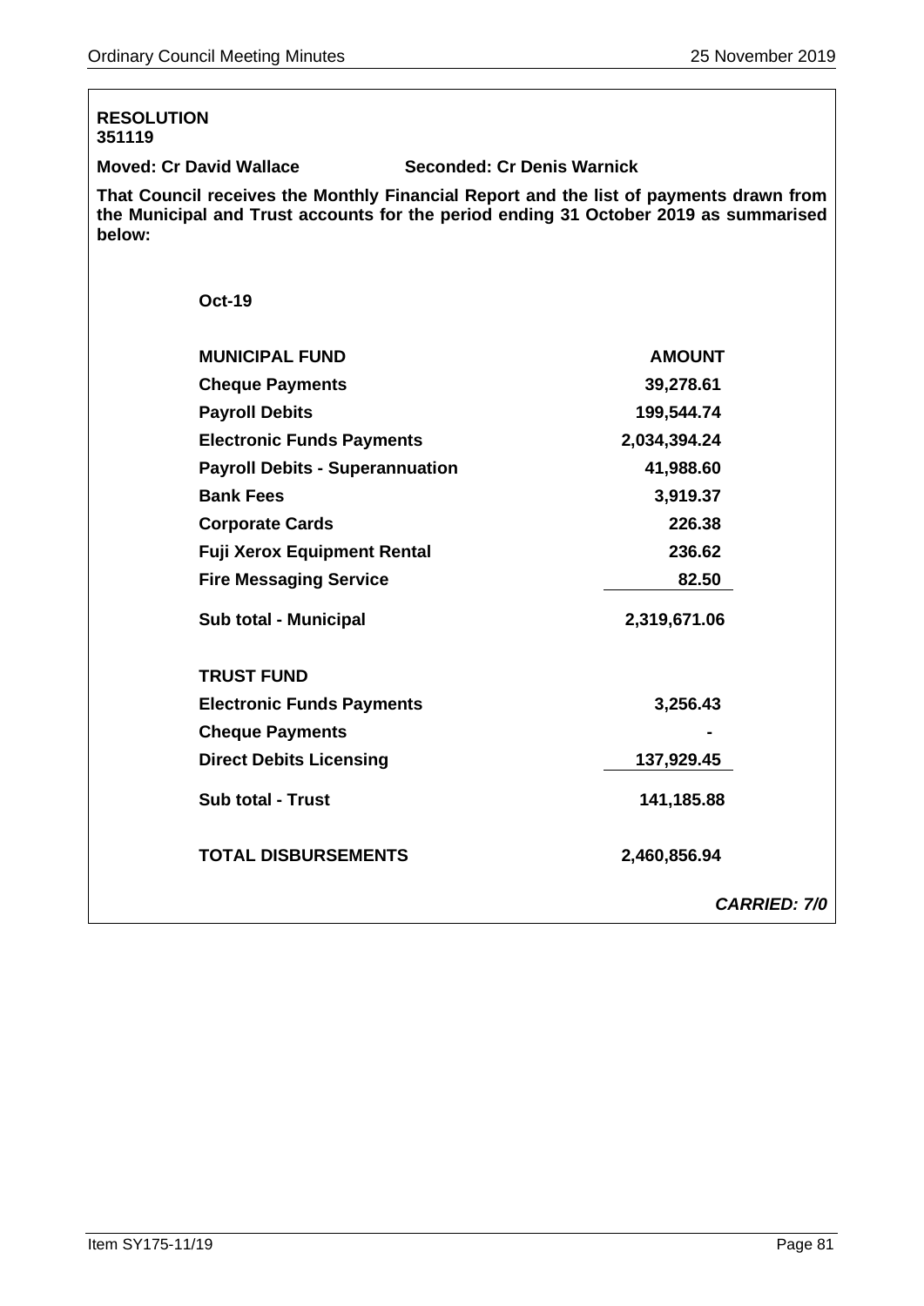**RESOLUTION**
**351119**

**Moved: Cr David Wallace** **Seconded: Cr Denis Warnick**

**That Council receives the Monthly Financial Report and the list of payments drawn from the Municipal and Trust accounts for the period ending 31 October 2019 as summarised below:**

**Oct-19**

| **MUNICIPAL FUND** | **AMOUNT** |
|---|---|
| **Cheque Payments** | **39,278.61** |
| **Payroll Debits** | **199,544.74** |
| **Electronic Funds Payments** | **2,034,394.24** |
| **Payroll Debits - Superannuation** | **41,988.60** |
| **Bank Fees** | **3,919.37** |
| **Corporate Cards** | **226.38** |
| **Fuji Xerox Equipment Rental** | **236.62** |
| **Fire Messaging Service** | **82.50** |
| **Sub total - Municipal** | **2,319,671.06** |
| | |
| **TRUST FUND** | |
| **Electronic Funds Payments** | **3,256.43** |
| **Cheque Payments** | **-** |
| **Direct Debits Licensing** | **137,929.45** |
| **Sub total - Trust** | **141,185.88** |
| | |
| **TOTAL DISBURSEMENTS** | **2,460,856.94** |

***CARRIED: 7/0***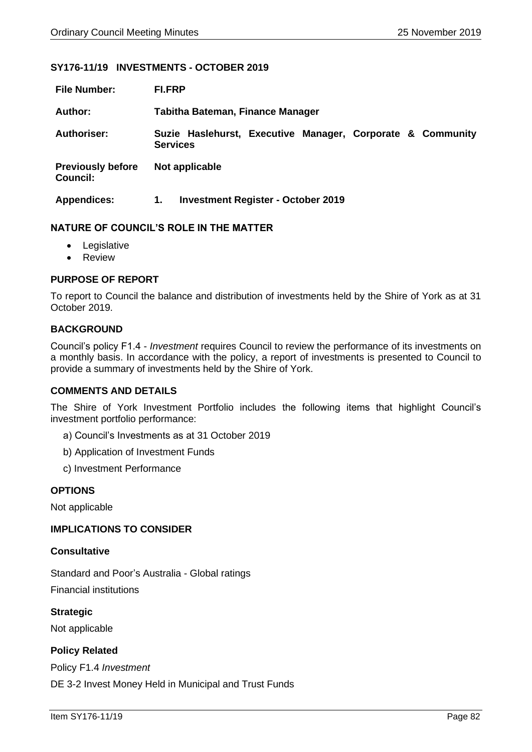## SY176-11/19 INVESTMENTS - OCTOBER 2019

| | |
|---|---|
| **File Number:** | **FI.FRP** |
| **Author:** | **Tabitha Bateman, Finance Manager** |
| **Authoriser:** | **Suzie Haslehurst, Executive Manager, Corporate & Community Services** |
| **Previously before Council:** | **Not applicable** |
| **Appendices:** | **1. Investment Register - October 2019** |

### NATURE OF COUNCIL'S ROLE IN THE MATTER

- Legislative
- Review

### PURPOSE OF REPORT

To report to Council the balance and distribution of investments held by the Shire of York as at 31 October 2019.

### BACKGROUND

Council's policy F1.4 - *Investment* requires Council to review the performance of its investments on a monthly basis. In accordance with the policy, a report of investments is presented to Council to provide a summary of investments held by the Shire of York.

### COMMENTS AND DETAILS

The Shire of York Investment Portfolio includes the following items that highlight Council's investment portfolio performance:

a) Council's Investments as at 31 October 2019

b) Application of Investment Funds

c) Investment Performance

### OPTIONS

Not applicable

### IMPLICATIONS TO CONSIDER

#### Consultative

Standard and Poor's Australia - Global ratings

Financial institutions

#### Strategic

Not applicable

#### Policy Related

Policy F1.4 *Investment*

DE 3-2 Invest Money Held in Municipal and Trust Funds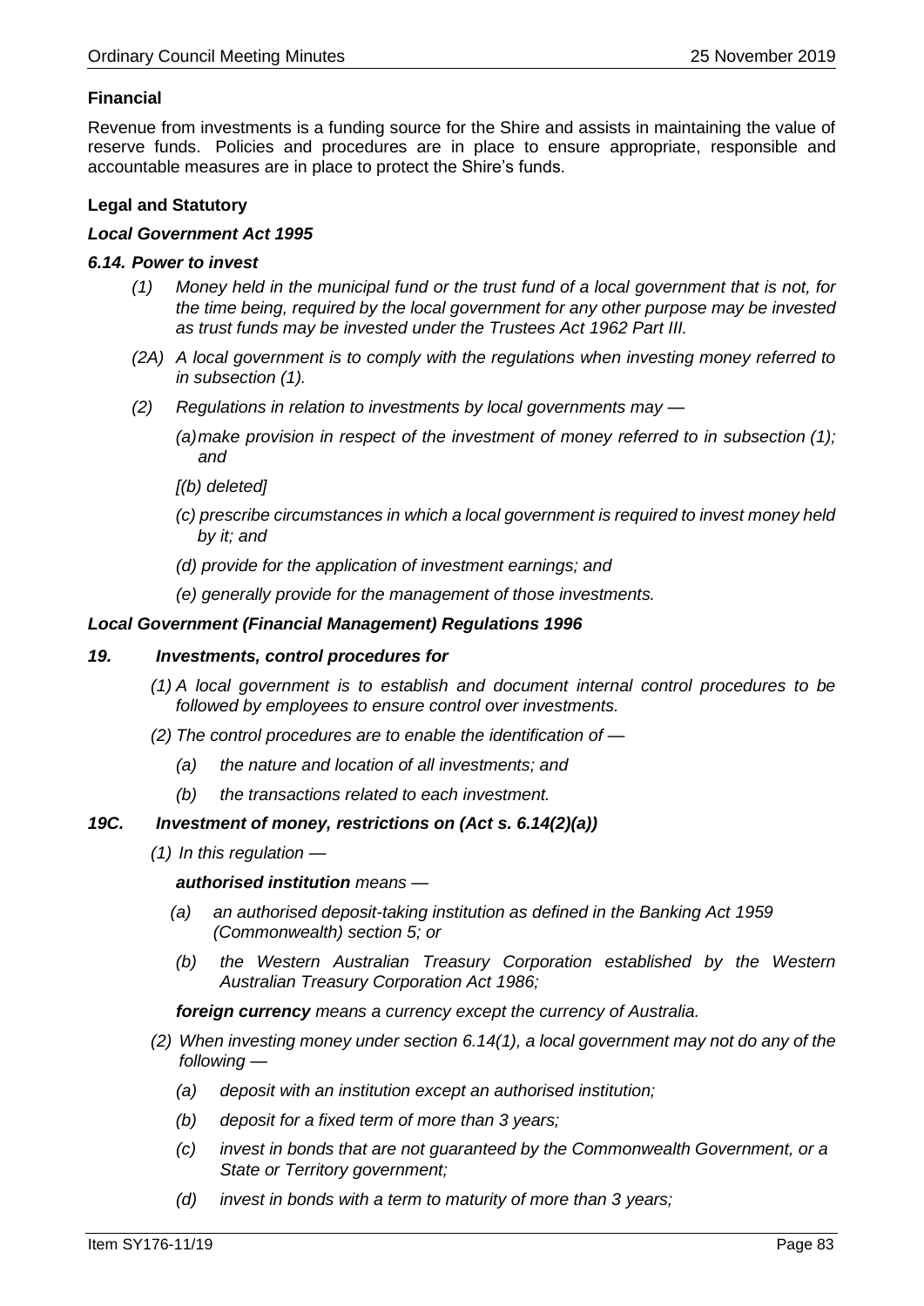### Financial

Revenue from investments is a funding source for the Shire and assists in maintaining the value of reserve funds. Policies and procedures are in place to ensure appropriate, responsible and accountable measures are in place to protect the Shire's funds.

### Legal and Statutory

***Local Government Act 1995***

***6.14. Power to invest***

*(1) Money held in the municipal fund or the trust fund of a local government that is not, for the time being, required by the local government for any other purpose may be invested as trust funds may be invested under the Trustees Act 1962 Part III.*

*(2A) A local government is to comply with the regulations when investing money referred to in subsection (1).*

*(2) Regulations in relation to investments by local governments may —*

*(a) make provision in respect of the investment of money referred to in subsection (1); and*

*[(b) deleted]*

*(c) prescribe circumstances in which a local government is required to invest money held by it; and*

*(d) provide for the application of investment earnings; and*

*(e) generally provide for the management of those investments.*

***Local Government (Financial Management) Regulations 1996***

***19. Investments, control procedures for***

*(1) A local government is to establish and document internal control procedures to be followed by employees to ensure control over investments.*

*(2) The control procedures are to enable the identification of —*

*(a) the nature and location of all investments; and*

*(b) the transactions related to each investment.*

***19C. Investment of money, restrictions on (Act s. 6.14(2)(a))***

*(1) In this regulation —*

***authorised institution*** *means —*

*(a) an authorised deposit-taking institution as defined in the Banking Act 1959 (Commonwealth) section 5; or*

*(b) the Western Australian Treasury Corporation established by the Western Australian Treasury Corporation Act 1986;*

***foreign currency*** *means a currency except the currency of Australia.*

*(2) When investing money under section 6.14(1), a local government may not do any of the following —*

*(a) deposit with an institution except an authorised institution;*

*(b) deposit for a fixed term of more than 3 years;*

*(c) invest in bonds that are not guaranteed by the Commonwealth Government, or a State or Territory government;*

*(d) invest in bonds with a term to maturity of more than 3 years;*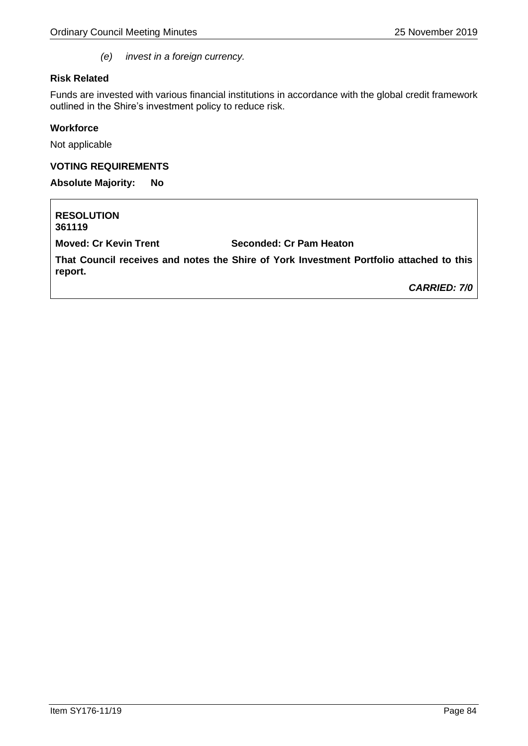(e) *invest in a foreign currency.*

**Risk Related**

Funds are invested with various financial institutions in accordance with the global credit framework outlined in the Shire's investment policy to reduce risk.

**Workforce**

Not applicable

**VOTING REQUIREMENTS**

**Absolute Majority: No**

**RESOLUTION**
**361119**

**Moved: Cr Kevin Trent** **Seconded: Cr Pam Heaton**

**That Council receives and notes the Shire of York Investment Portfolio attached to this report.**

***CARRIED: 7/0***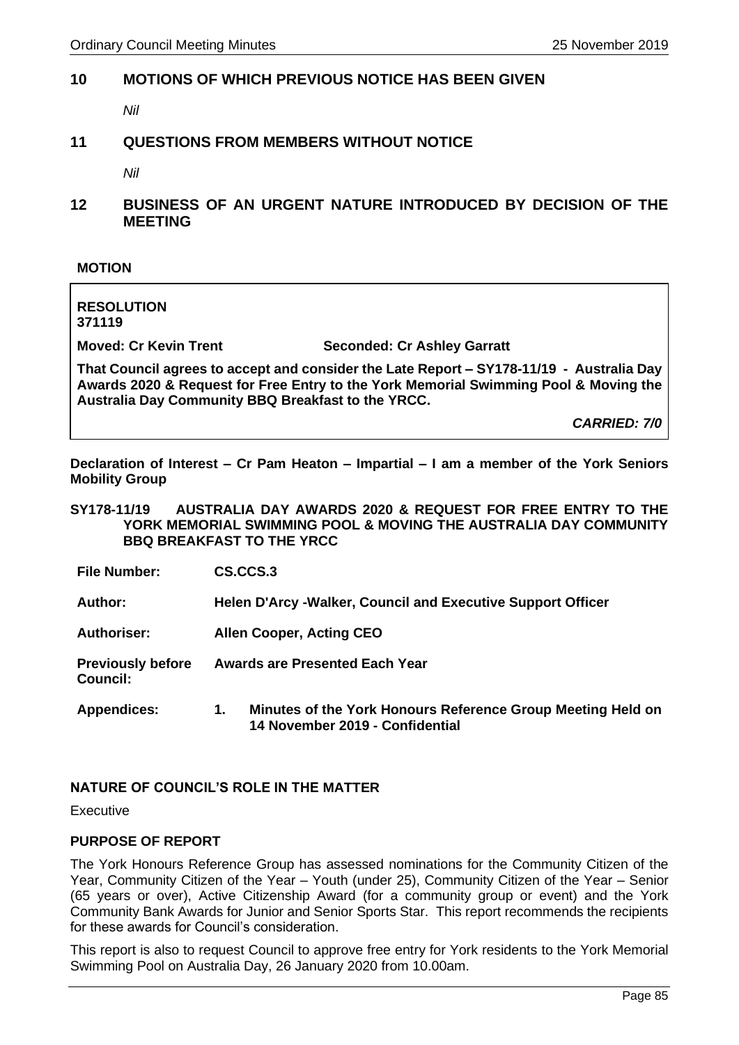## 10 MOTIONS OF WHICH PREVIOUS NOTICE HAS BEEN GIVEN

*Nil*

## 11 QUESTIONS FROM MEMBERS WITHOUT NOTICE

*Nil*

## 12 BUSINESS OF AN URGENT NATURE INTRODUCED BY DECISION OF THE MEETING

**MOTION**

**RESOLUTION**
**371119**

**Moved: Cr Kevin Trent** **Seconded: Cr Ashley Garratt**

**That Council agrees to accept and consider the Late Report – SY178-11/19 - Australia Day Awards 2020 & Request for Free Entry to the York Memorial Swimming Pool & Moving the Australia Day Community BBQ Breakfast to the YRCC.**

***CARRIED: 7/0***

**Declaration of Interest – Cr Pam Heaton – Impartial – I am a member of the York Seniors Mobility Group**

### SY178-11/19 AUSTRALIA DAY AWARDS 2020 & REQUEST FOR FREE ENTRY TO THE YORK MEMORIAL SWIMMING POOL & MOVING THE AUSTRALIA DAY COMMUNITY BBQ BREAKFAST TO THE YRCC

| | |
|---|---|
| **File Number:** | **CS.CCS.3** |
| **Author:** | **Helen D'Arcy -Walker, Council and Executive Support Officer** |
| **Authoriser:** | **Allen Cooper, Acting CEO** |
| **Previously before Council:** | **Awards are Presented Each Year** |
| **Appendices:** | **1. Minutes of the York Honours Reference Group Meeting Held on 14 November 2019 - Confidential** |

**NATURE OF COUNCIL'S ROLE IN THE MATTER**

Executive

**PURPOSE OF REPORT**

The York Honours Reference Group has assessed nominations for the Community Citizen of the Year, Community Citizen of the Year – Youth (under 25), Community Citizen of the Year – Senior (65 years or over), Active Citizenship Award (for a community group or event) and the York Community Bank Awards for Junior and Senior Sports Star. This report recommends the recipients for these awards for Council's consideration.

This report is also to request Council to approve free entry for York residents to the York Memorial Swimming Pool on Australia Day, 26 January 2020 from 10.00am.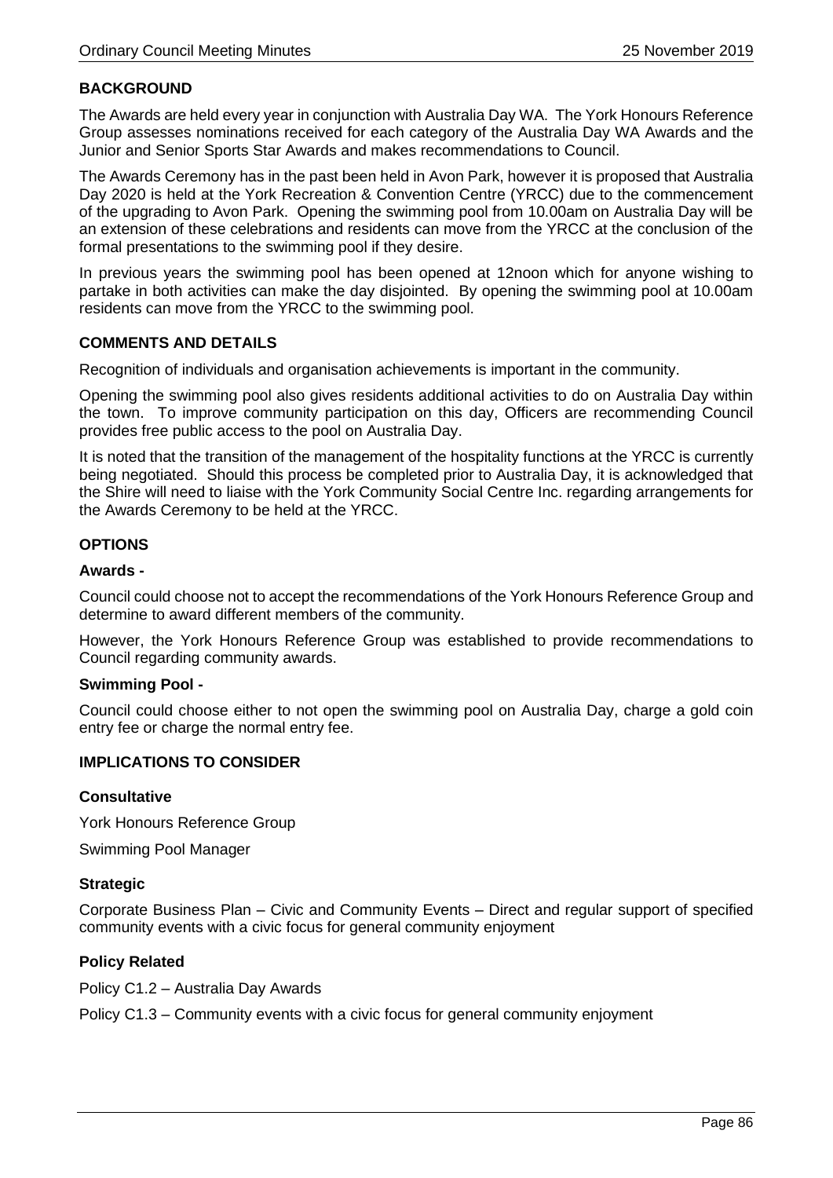## BACKGROUND

The Awards are held every year in conjunction with Australia Day WA. The York Honours Reference Group assesses nominations received for each category of the Australia Day WA Awards and the Junior and Senior Sports Star Awards and makes recommendations to Council.

The Awards Ceremony has in the past been held in Avon Park, however it is proposed that Australia Day 2020 is held at the York Recreation & Convention Centre (YRCC) due to the commencement of the upgrading to Avon Park. Opening the swimming pool from 10.00am on Australia Day will be an extension of these celebrations and residents can move from the YRCC at the conclusion of the formal presentations to the swimming pool if they desire.

In previous years the swimming pool has been opened at 12noon which for anyone wishing to partake in both activities can make the day disjointed. By opening the swimming pool at 10.00am residents can move from the YRCC to the swimming pool.

## COMMENTS AND DETAILS

Recognition of individuals and organisation achievements is important in the community.

Opening the swimming pool also gives residents additional activities to do on Australia Day within the town. To improve community participation on this day, Officers are recommending Council provides free public access to the pool on Australia Day.

It is noted that the transition of the management of the hospitality functions at the YRCC is currently being negotiated. Should this process be completed prior to Australia Day, it is acknowledged that the Shire will need to liaise with the York Community Social Centre Inc. regarding arrangements for the Awards Ceremony to be held at the YRCC.

## OPTIONS

### Awards -

Council could choose not to accept the recommendations of the York Honours Reference Group and determine to award different members of the community.

However, the York Honours Reference Group was established to provide recommendations to Council regarding community awards.

### Swimming Pool -

Council could choose either to not open the swimming pool on Australia Day, charge a gold coin entry fee or charge the normal entry fee.

## IMPLICATIONS TO CONSIDER

### Consultative

York Honours Reference Group

Swimming Pool Manager

### Strategic

Corporate Business Plan – Civic and Community Events – Direct and regular support of specified community events with a civic focus for general community enjoyment

### Policy Related

Policy C1.2 – Australia Day Awards

Policy C1.3 – Community events with a civic focus for general community enjoyment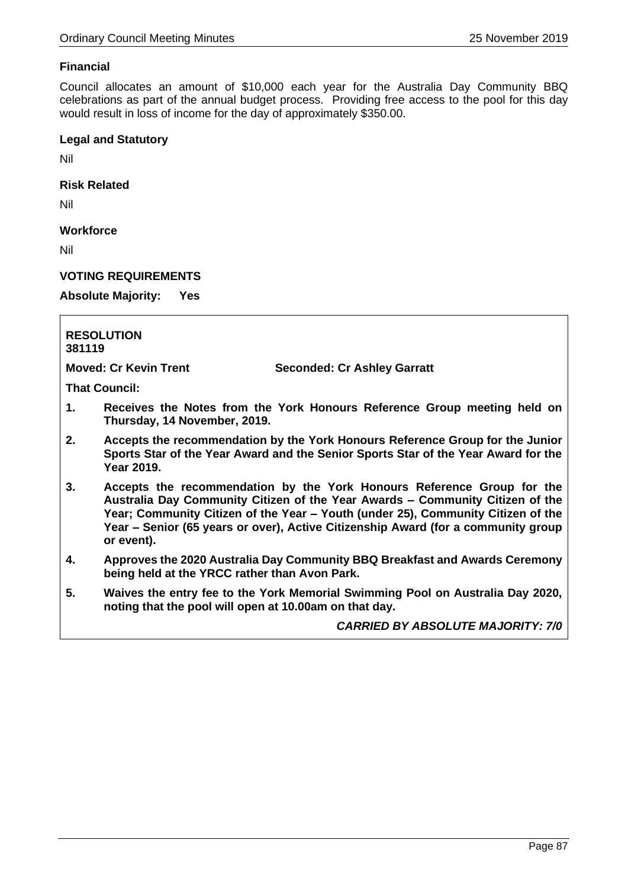**Financial**

Council allocates an amount of $10,000 each year for the Australia Day Community BBQ celebrations as part of the annual budget process. Providing free access to the pool for this day would result in loss of income for the day of approximately $350.00.

**Legal and Statutory**

Nil

**Risk Related**

Nil

**Workforce**

Nil

**VOTING REQUIREMENTS**

**Absolute Majority: Yes**

**RESOLUTION**
**381119**

**Moved: Cr Kevin Trent** **Seconded: Cr Ashley Garratt**

**That Council:**

1. **Receives the Notes from the York Honours Reference Group meeting held on Thursday, 14 November, 2019.**
2. **Accepts the recommendation by the York Honours Reference Group for the Junior Sports Star of the Year Award and the Senior Sports Star of the Year Award for the Year 2019.**
3. **Accepts the recommendation by the York Honours Reference Group for the Australia Day Community Citizen of the Year Awards – Community Citizen of the Year; Community Citizen of the Year – Youth (under 25), Community Citizen of the Year – Senior (65 years or over), Active Citizenship Award (for a community group or event).**
4. **Approves the 2020 Australia Day Community BBQ Breakfast and Awards Ceremony being held at the YRCC rather than Avon Park.**
5. **Waives the entry fee to the York Memorial Swimming Pool on Australia Day 2020, noting that the pool will open at 10.00am on that day.**

***CARRIED BY ABSOLUTE MAJORITY: 7/0***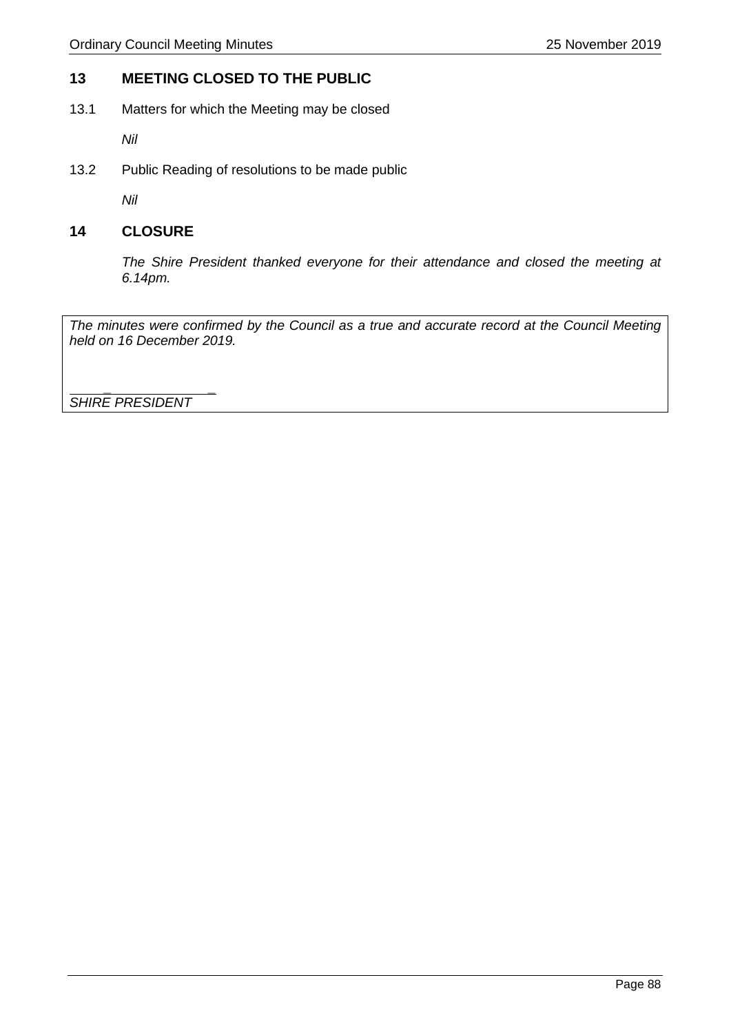## 13 MEETING CLOSED TO THE PUBLIC

13.1 Matters for which the Meeting may be closed

*Nil*

13.2 Public Reading of resolutions to be made public

*Nil*

## 14 CLOSURE

*The Shire President thanked everyone for their attendance and closed the meeting at 6.14pm.*

*The minutes were confirmed by the Council as a true and accurate record at the Council Meeting held on 16 December 2019.*

_____________________

*SHIRE PRESIDENT*